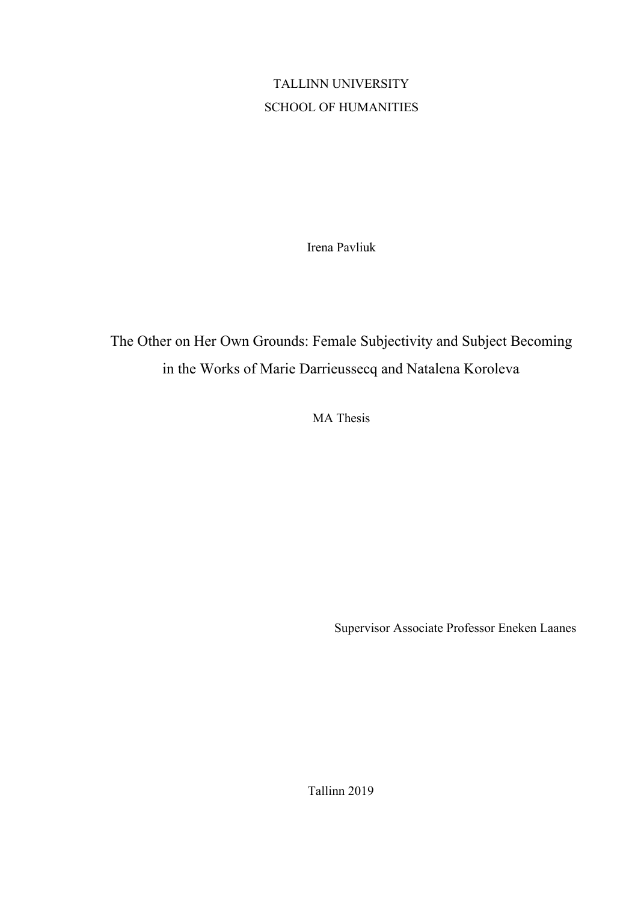TALLINN UNIVERSITY

SCHOOL OF HUMANITIES

Irena Pavliuk

# The Other on Her Own Grounds: Female Subjectivity and Subject Becoming in the Works of Marie Darrieussecq and Natalena Koroleva

MA Thesis

Supervisor Associate Professor Eneken Laanes

Tallinn 2019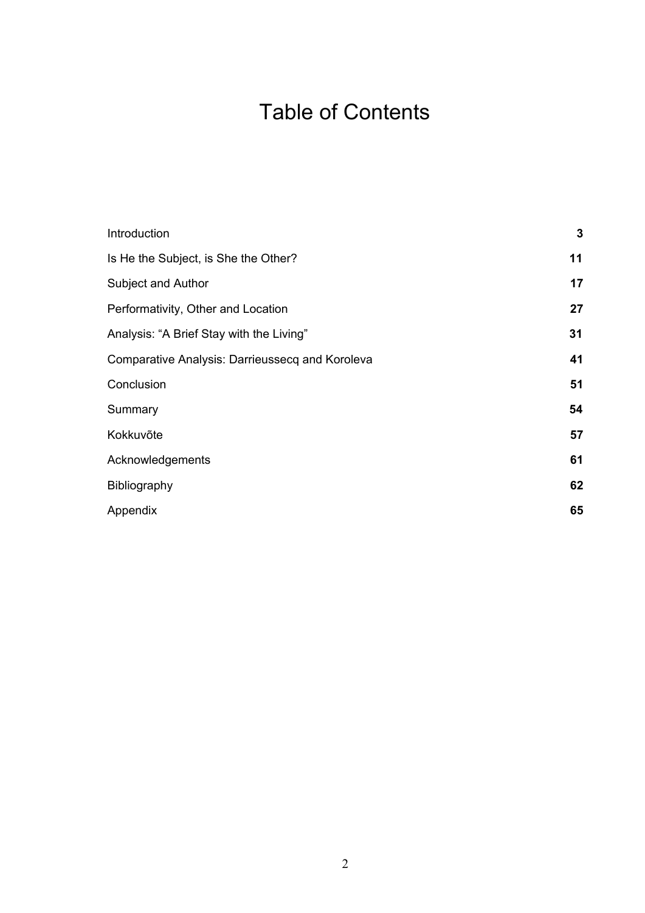# Table of Contents

| | |
|---|---|
| Introduction | **3** |
| Is He the Subject, is She the Other? | **11** |
| Subject and Author | **17** |
| Performativity, Other and Location | **27** |
| Analysis: “A Brief Stay with the Living” | **31** |
| Comparative Analysis: Darrieussecq and Koroleva | **41** |
| Conclusion | **51** |
| Summary | **54** |
| Kokkuvõte | **57** |
| Acknowledgements | **61** |
| Bibliography | **62** |
| Appendix | **65** |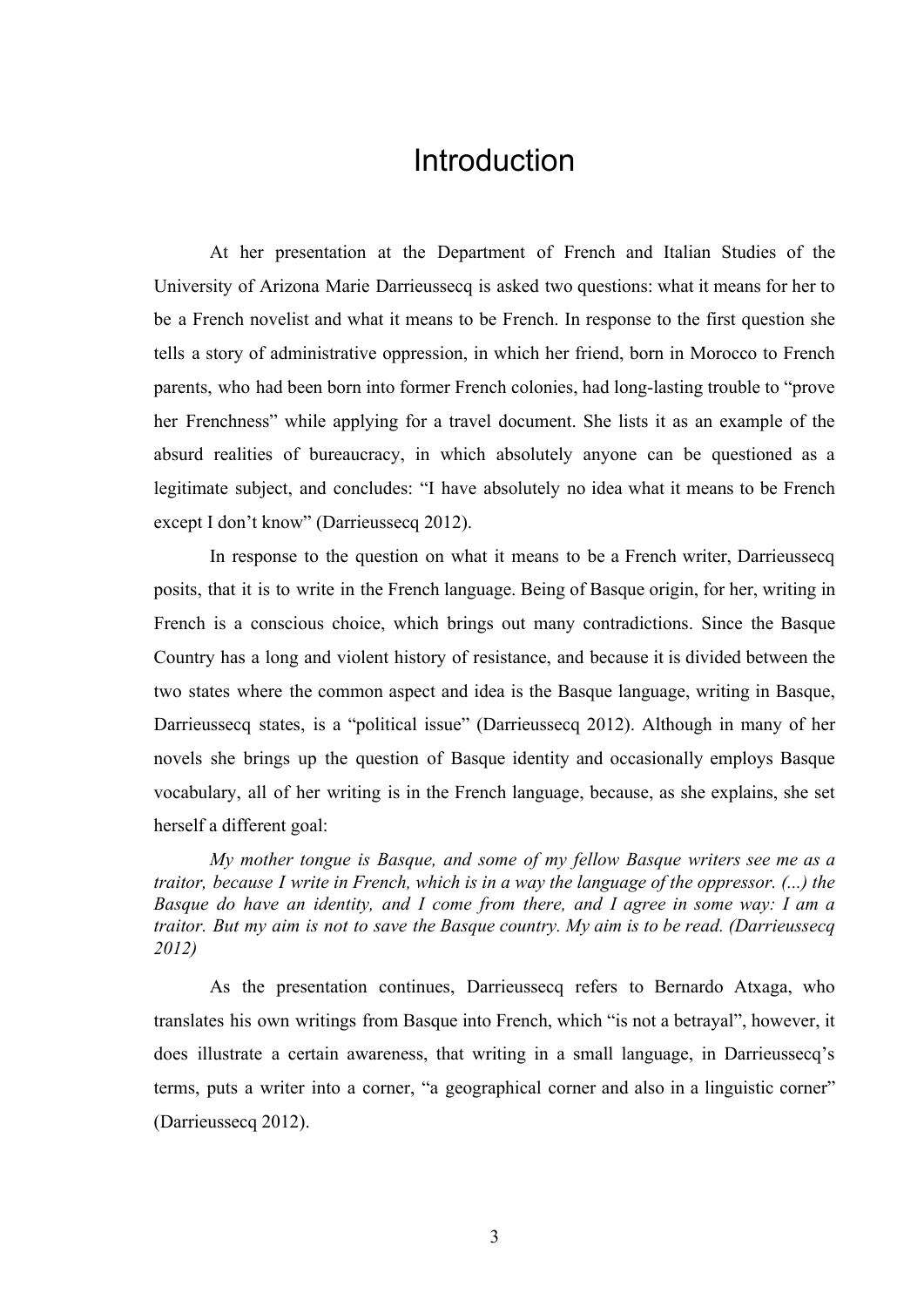# Introduction

At her presentation at the Department of French and Italian Studies of the University of Arizona Marie Darrieussecq is asked two questions: what it means for her to be a French novelist and what it means to be French. In response to the first question she tells a story of administrative oppression, in which her friend, born in Morocco to French parents, who had been born into former French colonies, had long-lasting trouble to "prove her Frenchness" while applying for a travel document. She lists it as an example of the absurd realities of bureaucracy, in which absolutely anyone can be questioned as a legitimate subject, and concludes: "I have absolutely no idea what it means to be French except I don't know" (Darrieussecq 2012).

In response to the question on what it means to be a French writer, Darrieussecq posits, that it is to write in the French language. Being of Basque origin, for her, writing in French is a conscious choice, which brings out many contradictions. Since the Basque Country has a long and violent history of resistance, and because it is divided between the two states where the common aspect and idea is the Basque language, writing in Basque, Darrieussecq states, is a "political issue" (Darrieussecq 2012). Although in many of her novels she brings up the question of Basque identity and occasionally employs Basque vocabulary, all of her writing is in the French language, because, as she explains, she set herself a different goal:

> *My mother tongue is Basque, and some of my fellow Basque writers see me as a traitor, because I write in French, which is in a way the language of the oppressor. (...) the Basque do have an identity, and I come from there, and I agree in some way: I am a traitor. But my aim is not to save the Basque country. My aim is to be read. (Darrieussecq 2012)*

As the presentation continues, Darrieussecq refers to Bernardo Atxaga, who translates his own writings from Basque into French, which "is not a betrayal", however, it does illustrate a certain awareness, that writing in a small language, in Darrieussecq's terms, puts a writer into a corner, "a geographical corner and also in a linguistic corner" (Darrieussecq 2012).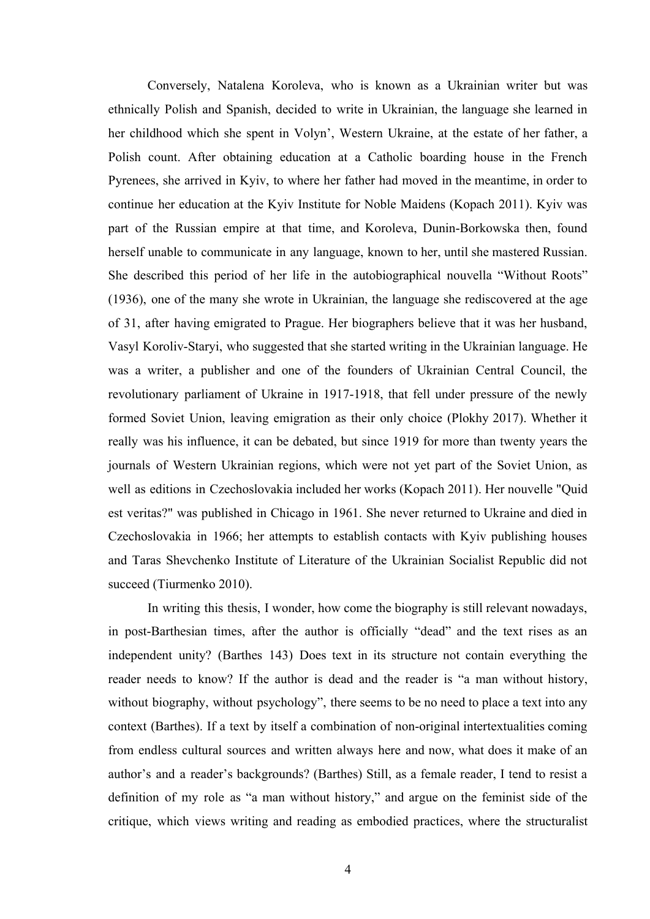Conversely, Natalena Koroleva, who is known as a Ukrainian writer but was ethnically Polish and Spanish, decided to write in Ukrainian, the language she learned in her childhood which she spent in Volyn', Western Ukraine, at the estate of her father, a Polish count. After obtaining education at a Catholic boarding house in the French Pyrenees, she arrived in Kyiv, to where her father had moved in the meantime, in order to continue her education at the Kyiv Institute for Noble Maidens (Kopach 2011). Kyiv was part of the Russian empire at that time, and Koroleva, Dunin-Borkowska then, found herself unable to communicate in any language, known to her, until she mastered Russian. She described this period of her life in the autobiographical nouvella "Without Roots" (1936), one of the many she wrote in Ukrainian, the language she rediscovered at the age of 31, after having emigrated to Prague. Her biographers believe that it was her husband, Vasyl Koroliv-Staryi, who suggested that she started writing in the Ukrainian language. He was a writer, a publisher and one of the founders of Ukrainian Central Council, the revolutionary parliament of Ukraine in 1917-1918, that fell under pressure of the newly formed Soviet Union, leaving emigration as their only choice (Plokhy 2017). Whether it really was his influence, it can be debated, but since 1919 for more than twenty years the journals of Western Ukrainian regions, which were not yet part of the Soviet Union, as well as editions in Czechoslovakia included her works (Kopach 2011). Her nouvelle "Quid est veritas?" was published in Chicago in 1961. She never returned to Ukraine and died in Czechoslovakia in 1966; her attempts to establish contacts with Kyiv publishing houses and Taras Shevchenko Institute of Literature of the Ukrainian Socialist Republic did not succeed (Tiurmenko 2010).

In writing this thesis, I wonder, how come the biography is still relevant nowadays, in post-Barthesian times, after the author is officially "dead" and the text rises as an independent unity? (Barthes 143) Does text in its structure not contain everything the reader needs to know? If the author is dead and the reader is "a man without history, without biography, without psychology", there seems to be no need to place a text into any context (Barthes). If a text by itself a combination of non-original intertextualities coming from endless cultural sources and written always here and now, what does it make of an author's and a reader's backgrounds? (Barthes) Still, as a female reader, I tend to resist a definition of my role as "a man without history," and argue on the feminist side of the critique, which views writing and reading as embodied practices, where the structuralist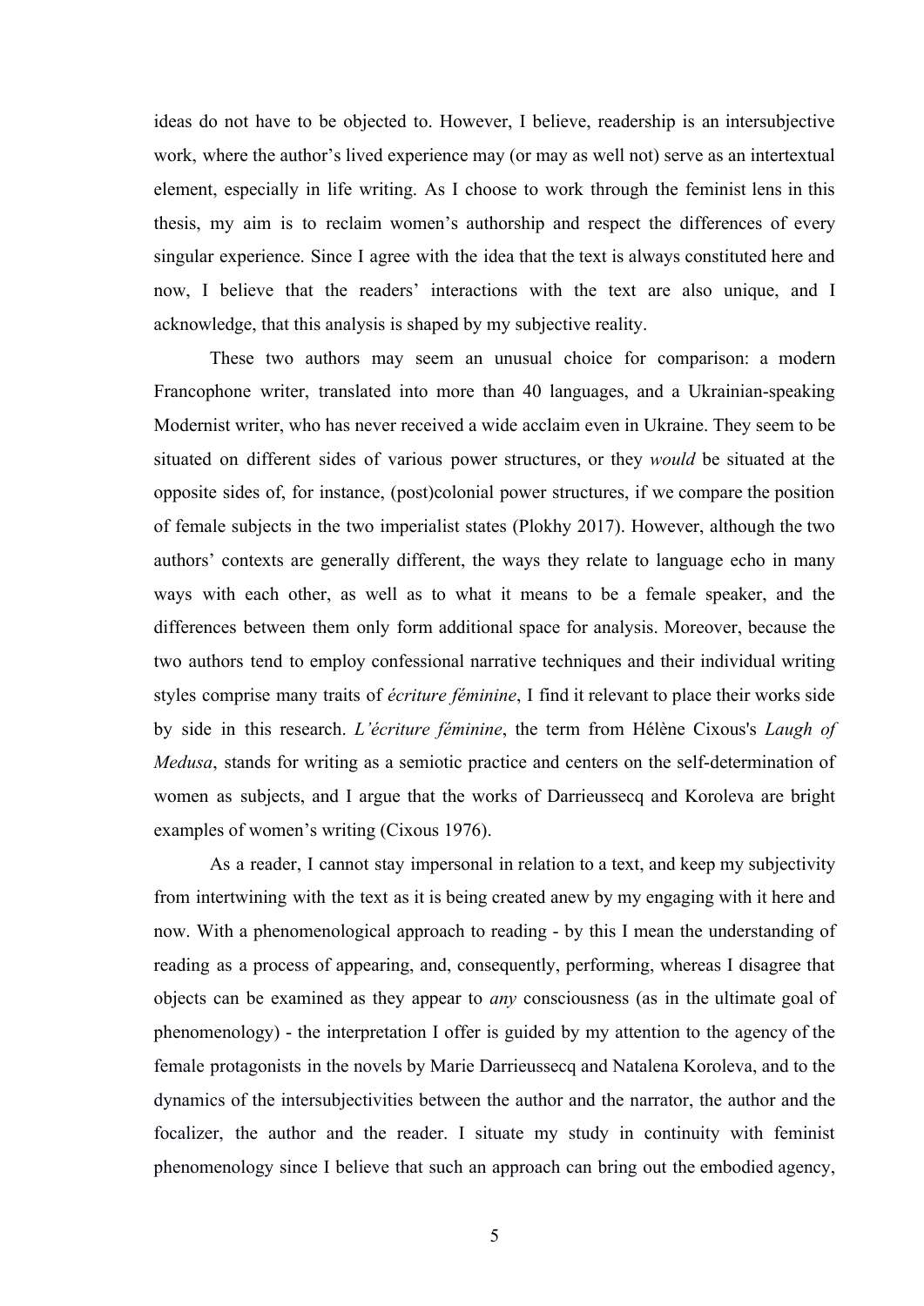ideas do not have to be objected to. However, I believe, readership is an intersubjective work, where the author's lived experience may (or may as well not) serve as an intertextual element, especially in life writing. As I choose to work through the feminist lens in this thesis, my aim is to reclaim women's authorship and respect the differences of every singular experience. Since I agree with the idea that the text is always constituted here and now, I believe that the readers' interactions with the text are also unique, and I acknowledge, that this analysis is shaped by my subjective reality.

These two authors may seem an unusual choice for comparison: a modern Francophone writer, translated into more than 40 languages, and a Ukrainian-speaking Modernist writer, who has never received a wide acclaim even in Ukraine. They seem to be situated on different sides of various power structures, or they *would* be situated at the opposite sides of, for instance, (post)colonial power structures, if we compare the position of female subjects in the two imperialist states (Plokhy 2017). However, although the two authors' contexts are generally different, the ways they relate to language echo in many ways with each other, as well as to what it means to be a female speaker, and the differences between them only form additional space for analysis. Moreover, because the two authors tend to employ confessional narrative techniques and their individual writing styles comprise many traits of *écriture féminine*, I find it relevant to place their works side by side in this research. *L'écriture féminine*, the term from Hélène Cixous's *Laugh of Medusa*, stands for writing as a semiotic practice and centers on the self-determination of women as subjects, and I argue that the works of Darrieussecq and Koroleva are bright examples of women's writing (Cixous 1976).

As a reader, I cannot stay impersonal in relation to a text, and keep my subjectivity from intertwining with the text as it is being created anew by my engaging with it here and now. With a phenomenological approach to reading - by this I mean the understanding of reading as a process of appearing, and, consequently, performing, whereas I disagree that objects can be examined as they appear to *any* consciousness (as in the ultimate goal of phenomenology) - the interpretation I offer is guided by my attention to the agency of the female protagonists in the novels by Marie Darrieussecq and Natalena Koroleva, and to the dynamics of the intersubjectivities between the author and the narrator, the author and the focalizer, the author and the reader. I situate my study in continuity with feminist phenomenology since I believe that such an approach can bring out the embodied agency,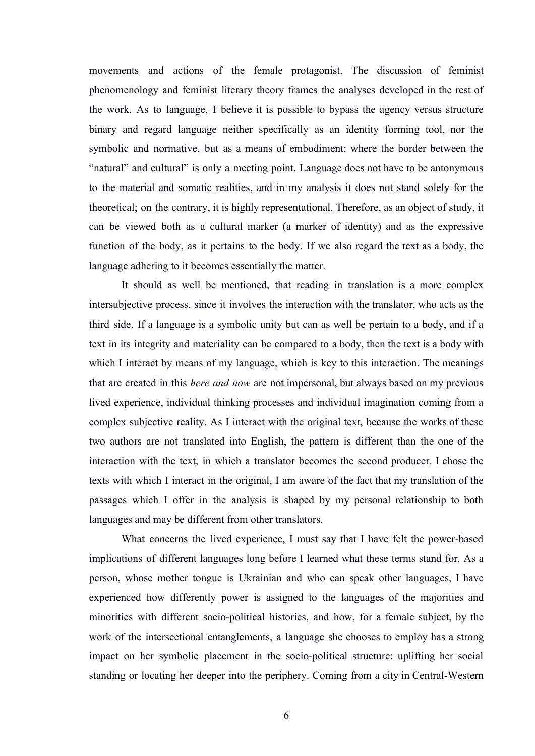movements and actions of the female protagonist. The discussion of feminist phenomenology and feminist literary theory frames the analyses developed in the rest of the work. As to language, I believe it is possible to bypass the agency versus structure binary and regard language neither specifically as an identity forming tool, nor the symbolic and normative, but as a means of embodiment: where the border between the "natural" and cultural" is only a meeting point. Language does not have to be antonymous to the material and somatic realities, and in my analysis it does not stand solely for the theoretical; on the contrary, it is highly representational. Therefore, as an object of study, it can be viewed both as a cultural marker (a marker of identity) and as the expressive function of the body, as it pertains to the body. If we also regard the text as a body, the language adhering to it becomes essentially the matter.

It should as well be mentioned, that reading in translation is a more complex intersubjective process, since it involves the interaction with the translator, who acts as the third side. If a language is a symbolic unity but can as well be pertain to a body, and if a text in its integrity and materiality can be compared to a body, then the text is a body with which I interact by means of my language, which is key to this interaction. The meanings that are created in this *here and now* are not impersonal, but always based on my previous lived experience, individual thinking processes and individual imagination coming from a complex subjective reality. As I interact with the original text, because the works of these two authors are not translated into English, the pattern is different than the one of the interaction with the text, in which a translator becomes the second producer. I chose the texts with which I interact in the original, I am aware of the fact that my translation of the passages which I offer in the analysis is shaped by my personal relationship to both languages and may be different from other translators.

What concerns the lived experience, I must say that I have felt the power-based implications of different languages long before I learned what these terms stand for. As a person, whose mother tongue is Ukrainian and who can speak other languages, I have experienced how differently power is assigned to the languages of the majorities and minorities with different socio-political histories, and how, for a female subject, by the work of the intersectional entanglements, a language she chooses to employ has a strong impact on her symbolic placement in the socio-political structure: uplifting her social standing or locating her deeper into the periphery. Coming from a city in Central-Western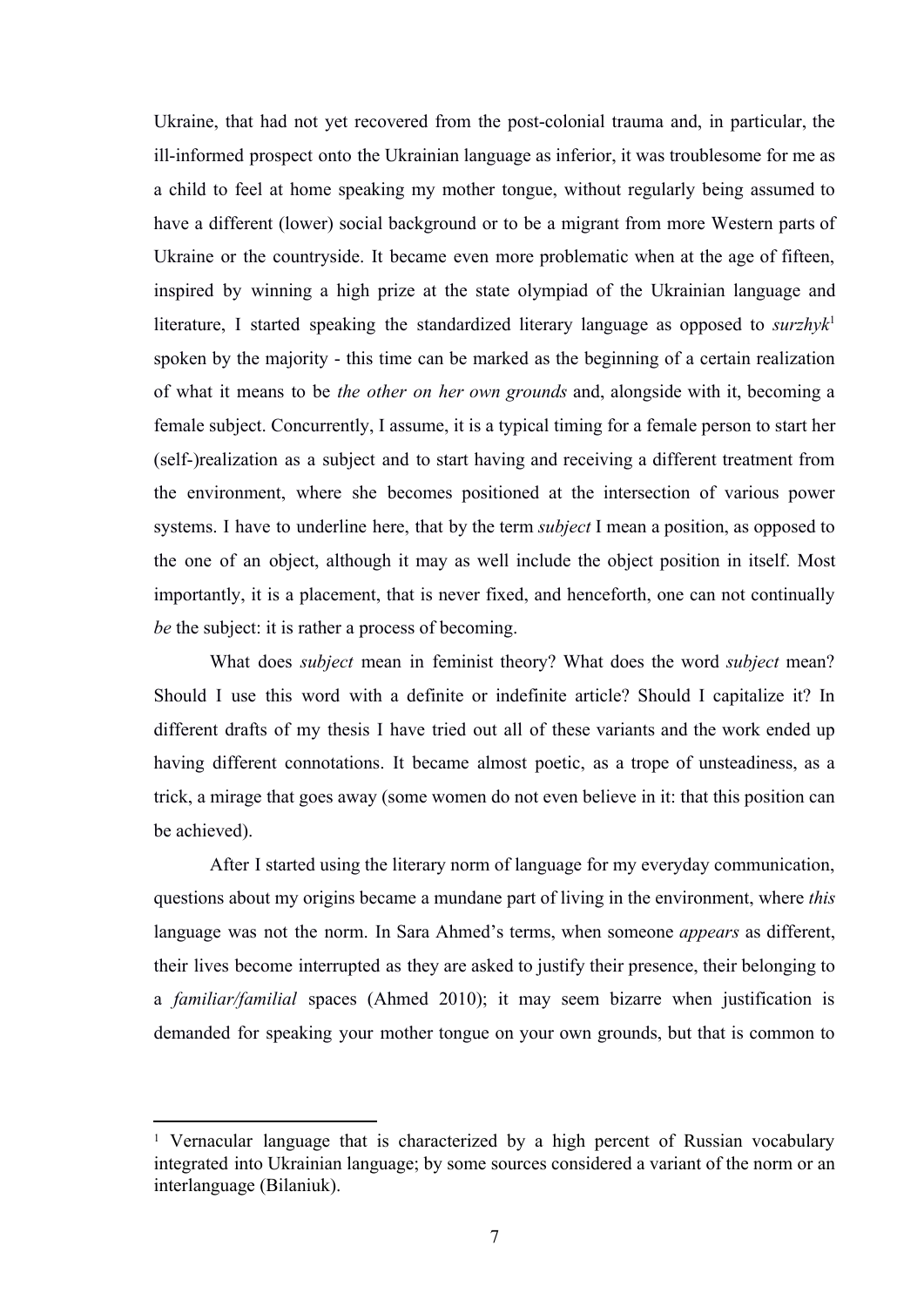Ukraine, that had not yet recovered from the post-colonial trauma and, in particular, the ill-informed prospect onto the Ukrainian language as inferior, it was troublesome for me as a child to feel at home speaking my mother tongue, without regularly being assumed to have a different (lower) social background or to be a migrant from more Western parts of Ukraine or the countryside. It became even more problematic when at the age of fifteen, inspired by winning a high prize at the state olympiad of the Ukrainian language and literature, I started speaking the standardized literary language as opposed to *surzhyk*[1] spoken by the majority - this time can be marked as the beginning of a certain realization of what it means to be *the other on her own grounds* and, alongside with it, becoming a female subject. Concurrently, I assume, it is a typical timing for a female person to start her (self-)realization as a subject and to start having and receiving a different treatment from the environment, where she becomes positioned at the intersection of various power systems. I have to underline here, that by the term *subject* I mean a position, as opposed to the one of an object, although it may as well include the object position in itself. Most importantly, it is a placement, that is never fixed, and henceforth, one can not continually *be* the subject: it is rather a process of becoming.

What does *subject* mean in feminist theory? What does the word *subject* mean? Should I use this word with a definite or indefinite article? Should I capitalize it? In different drafts of my thesis I have tried out all of these variants and the work ended up having different connotations. It became almost poetic, as a trope of unsteadiness, as a trick, a mirage that goes away (some women do not even believe in it: that this position can be achieved).

After I started using the literary norm of language for my everyday communication, questions about my origins became a mundane part of living in the environment, where *this* language was not the norm. In Sara Ahmed's terms, when someone *appears* as different, their lives become interrupted as they are asked to justify their presence, their belonging to a *familiar/familial* spaces (Ahmed 2010); it may seem bizarre when justification is demanded for speaking your mother tongue on your own grounds, but that is common to

[1] Vernacular language that is characterized by a high percent of Russian vocabulary integrated into Ukrainian language; by some sources considered a variant of the norm or an interlanguage (Bilaniuk).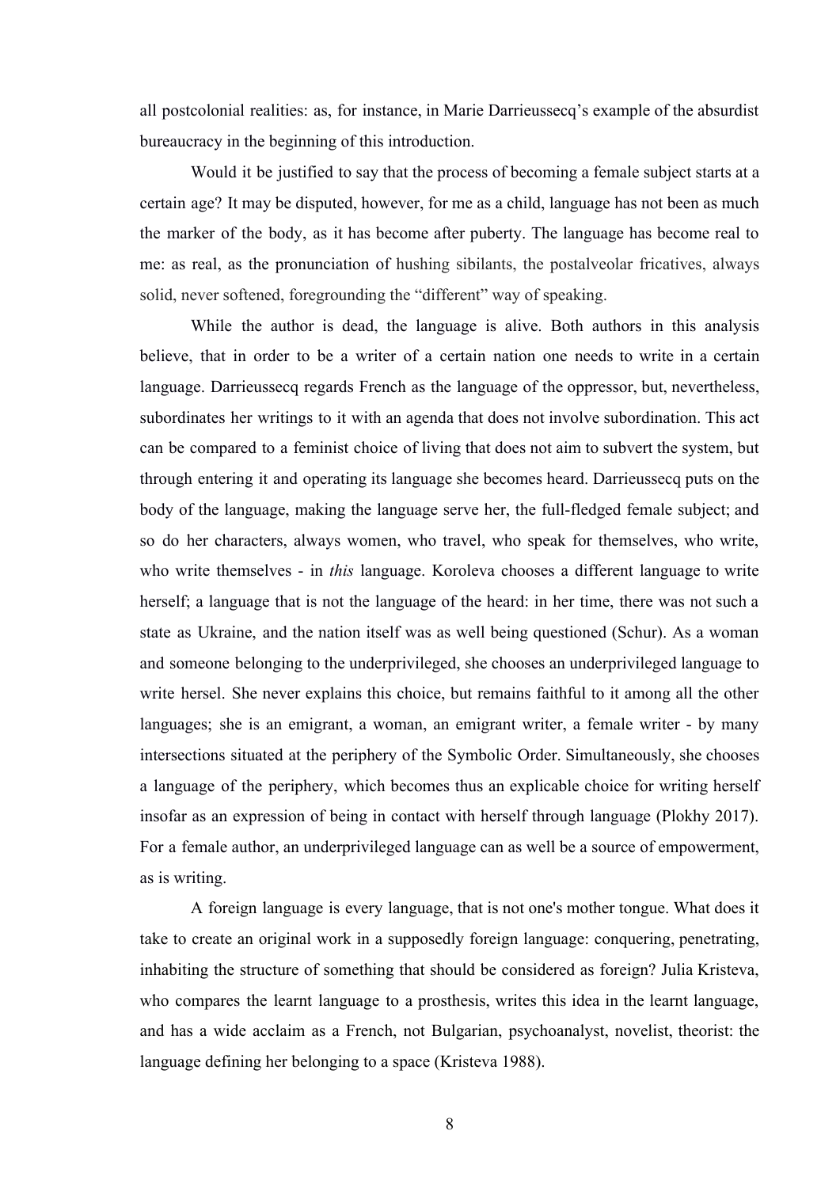all postcolonial realities: as, for instance, in Marie Darrieussecq's example of the absurdist bureaucracy in the beginning of this introduction.

Would it be justified to say that the process of becoming a female subject starts at a certain age? It may be disputed, however, for me as a child, language has not been as much the marker of the body, as it has become after puberty. The language has become real to me: as real, as the pronunciation of hushing sibilants, the postalveolar fricatives, always solid, never softened, foregrounding the "different" way of speaking.

While the author is dead, the language is alive. Both authors in this analysis believe, that in order to be a writer of a certain nation one needs to write in a certain language. Darrieussecq regards French as the language of the oppressor, but, nevertheless, subordinates her writings to it with an agenda that does not involve subordination. This act can be compared to a feminist choice of living that does not aim to subvert the system, but through entering it and operating its language she becomes heard. Darrieussecq puts on the body of the language, making the language serve her, the full-fledged female subject; and so do her characters, always women, who travel, who speak for themselves, who write, who write themselves - in *this* language. Koroleva chooses a different language to write herself; a language that is not the language of the heard: in her time, there was not such a state as Ukraine, and the nation itself was as well being questioned (Schur). As a woman and someone belonging to the underprivileged, she chooses an underprivileged language to write hersel. She never explains this choice, but remains faithful to it among all the other languages; she is an emigrant, a woman, an emigrant writer, a female writer - by many intersections situated at the periphery of the Symbolic Order. Simultaneously, she chooses a language of the periphery, which becomes thus an explicable choice for writing herself insofar as an expression of being in contact with herself through language (Plokhy 2017). For a female author, an underprivileged language can as well be a source of empowerment, as is writing.

A foreign language is every language, that is not one's mother tongue. What does it take to create an original work in a supposedly foreign language: conquering, penetrating, inhabiting the structure of something that should be considered as foreign? Julia Kristeva, who compares the learnt language to a prosthesis, writes this idea in the learnt language, and has a wide acclaim as a French, not Bulgarian, psychoanalyst, novelist, theorist: the language defining her belonging to a space (Kristeva 1988).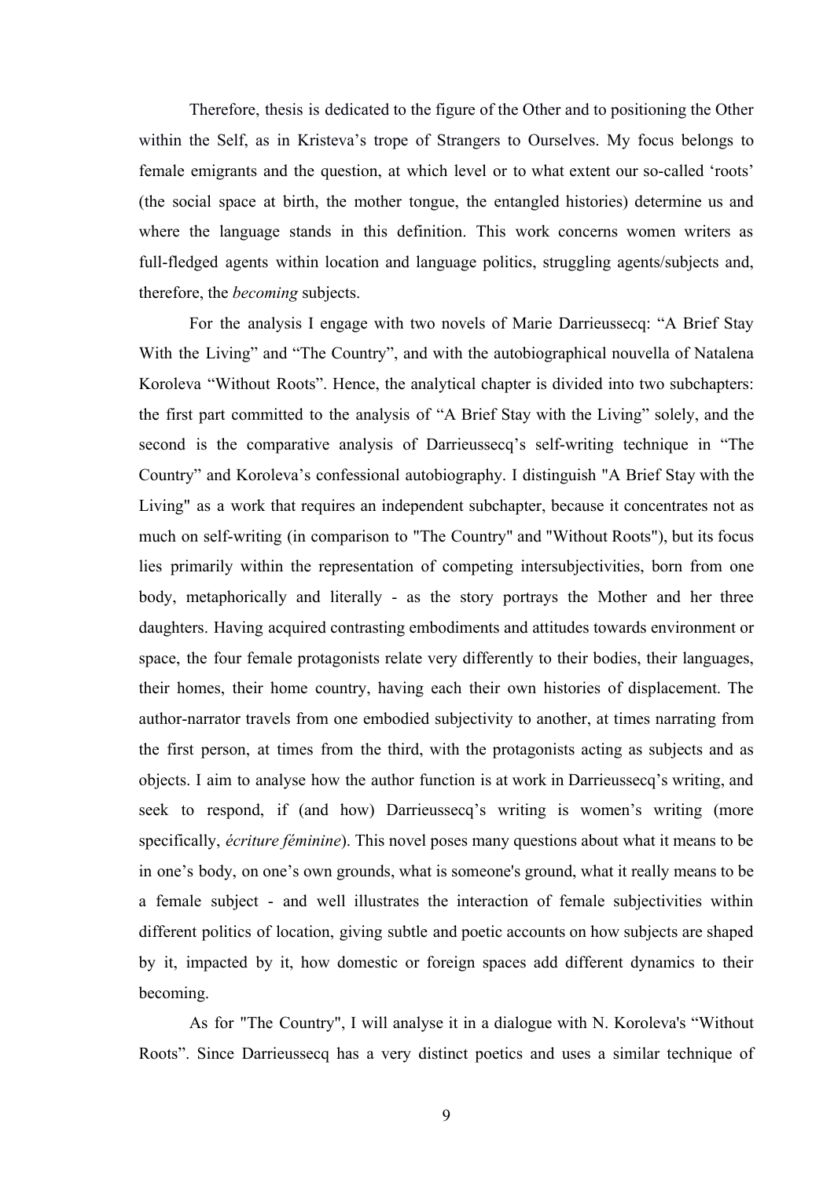Therefore, thesis is dedicated to the figure of the Other and to positioning the Other within the Self, as in Kristeva's trope of Strangers to Ourselves. My focus belongs to female emigrants and the question, at which level or to what extent our so-called 'roots' (the social space at birth, the mother tongue, the entangled histories) determine us and where the language stands in this definition. This work concerns women writers as full-fledged agents within location and language politics, struggling agents/subjects and, therefore, the *becoming* subjects.

For the analysis I engage with two novels of Marie Darrieussecq: "A Brief Stay With the Living" and "The Country", and with the autobiographical nouvella of Natalena Koroleva "Without Roots". Hence, the analytical chapter is divided into two subchapters: the first part committed to the analysis of "A Brief Stay with the Living" solely, and the second is the comparative analysis of Darrieussecq's self-writing technique in "The Country" and Koroleva's confessional autobiography. I distinguish "A Brief Stay with the Living" as a work that requires an independent subchapter, because it concentrates not as much on self-writing (in comparison to "The Country" and "Without Roots"), but its focus lies primarily within the representation of competing intersubjectivities, born from one body, metaphorically and literally - as the story portrays the Mother and her three daughters. Having acquired contrasting embodiments and attitudes towards environment or space, the four female protagonists relate very differently to their bodies, their languages, their homes, their home country, having each their own histories of displacement. The author-narrator travels from one embodied subjectivity to another, at times narrating from the first person, at times from the third, with the protagonists acting as subjects and as objects. I aim to analyse how the author function is at work in Darrieussecq's writing, and seek to respond, if (and how) Darrieussecq's writing is women's writing (more specifically, *écriture féminine*). This novel poses many questions about what it means to be in one's body, on one's own grounds, what is someone's ground, what it really means to be a female subject - and well illustrates the interaction of female subjectivities within different politics of location, giving subtle and poetic accounts on how subjects are shaped by it, impacted by it, how domestic or foreign spaces add different dynamics to their becoming.

As for "The Country", I will analyse it in a dialogue with N. Koroleva's "Without Roots". Since Darrieussecq has a very distinct poetics and uses a similar technique of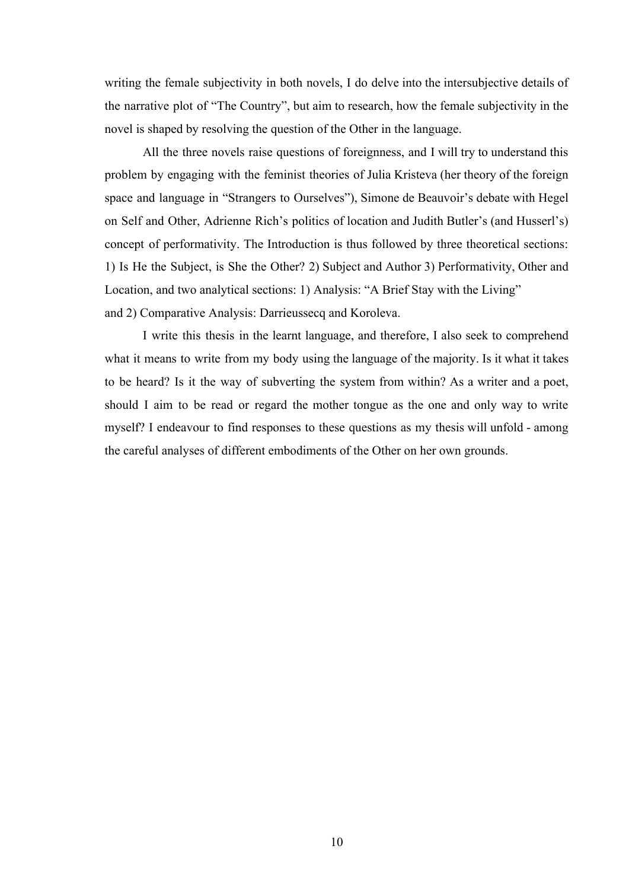writing the female subjectivity in both novels, I do delve into the intersubjective details of the narrative plot of “The Country”, but aim to research, how the female subjectivity in the novel is shaped by resolving the question of the Other in the language.

All the three novels raise questions of foreignness, and I will try to understand this problem by engaging with the feminist theories of Julia Kristeva (her theory of the foreign space and language in “Strangers to Ourselves”), Simone de Beauvoir’s debate with Hegel on Self and Other, Adrienne Rich’s politics of location and Judith Butler’s (and Husserl’s) concept of performativity. The Introduction is thus followed by three theoretical sections: 1) Is He the Subject, is She the Other? 2) Subject and Author 3) Performativity, Other and Location, and two analytical sections: 1) Analysis: “A Brief Stay with the Living” and 2) Comparative Analysis: Darrieussecq and Koroleva.

I write this thesis in the learnt language, and therefore, I also seek to comprehend what it means to write from my body using the language of the majority. Is it what it takes to be heard? Is it the way of subverting the system from within? As a writer and a poet, should I aim to be read or regard the mother tongue as the one and only way to write myself? I endeavour to find responses to these questions as my thesis will unfold - among the careful analyses of different embodiments of the Other on her own grounds.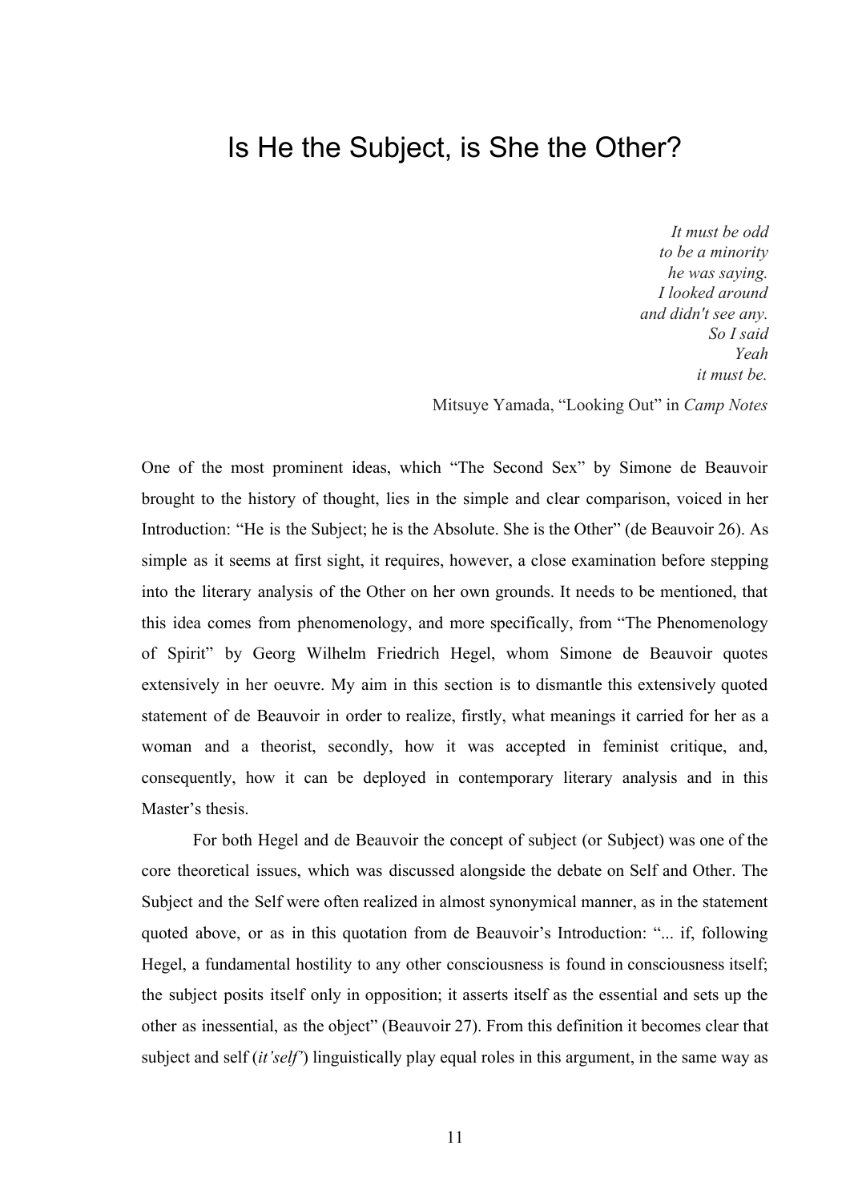# Is He the Subject, is She the Other?

*It must be odd*
*to be a minority*
*he was saying.*
*I looked around*
*and didn't see any.*
*So I said*
*Yeah*
*it must be.*

Mitsuye Yamada, "Looking Out" in *Camp Notes*

One of the most prominent ideas, which "The Second Sex" by Simone de Beauvoir brought to the history of thought, lies in the simple and clear comparison, voiced in her Introduction: "He is the Subject; he is the Absolute. She is the Other" (de Beauvoir 26). As simple as it seems at first sight, it requires, however, a close examination before stepping into the literary analysis of the Other on her own grounds. It needs to be mentioned, that this idea comes from phenomenology, and more specifically, from "The Phenomenology of Spirit" by Georg Wilhelm Friedrich Hegel, whom Simone de Beauvoir quotes extensively in her oeuvre. My aim in this section is to dismantle this extensively quoted statement of de Beauvoir in order to realize, firstly, what meanings it carried for her as a woman and a theorist, secondly, how it was accepted in feminist critique, and, consequently, how it can be deployed in contemporary literary analysis and in this Master's thesis.

For both Hegel and de Beauvoir the concept of subject (or Subject) was one of the core theoretical issues, which was discussed alongside the debate on Self and Other. The Subject and the Self were often realized in almost synonymical manner, as in the statement quoted above, or as in this quotation from de Beauvoir's Introduction: "... if, following Hegel, a fundamental hostility to any other consciousness is found in consciousness itself; the subject posits itself only in opposition; it asserts itself as the essential and sets up the other as inessential, as the object" (Beauvoir 27). From this definition it becomes clear that subject and self (*it'self'*) linguistically play equal roles in this argument, in the same way as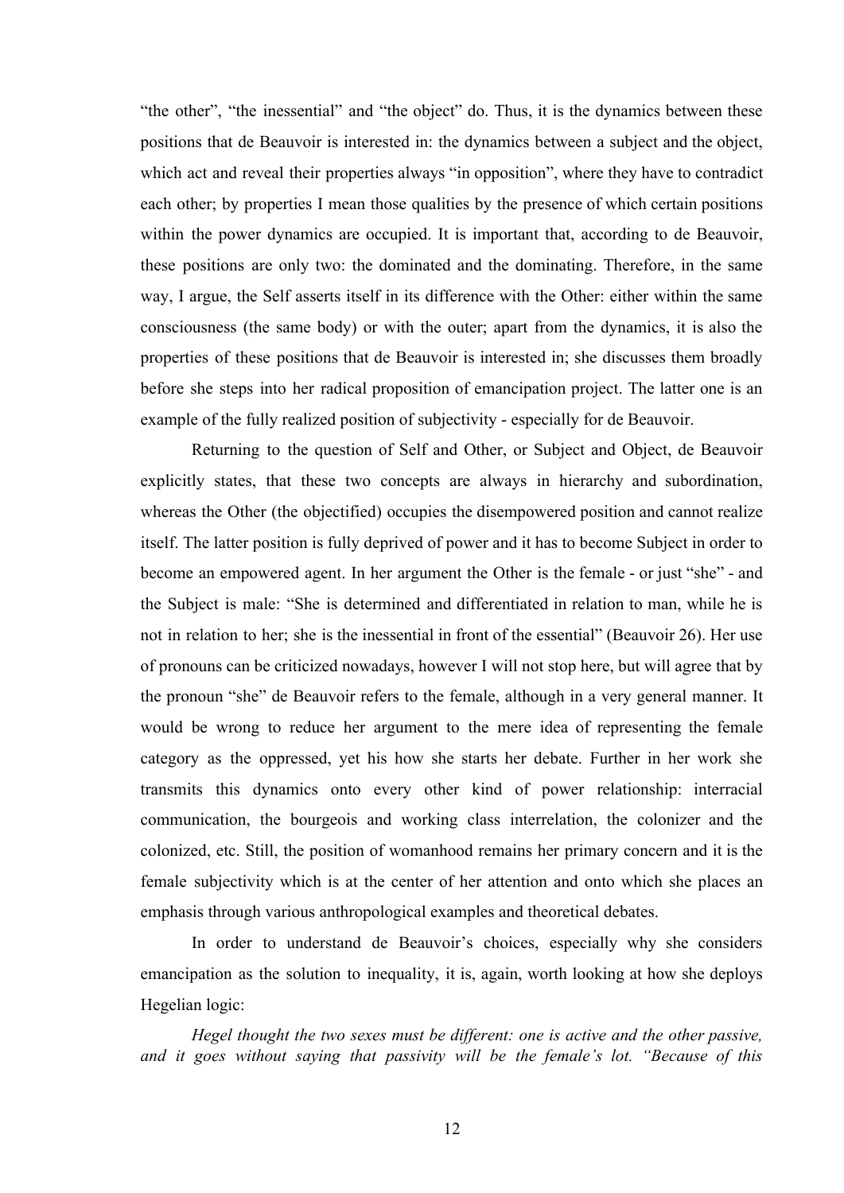"the other", "the inessential" and "the object" do. Thus, it is the dynamics between these positions that de Beauvoir is interested in: the dynamics between a subject and the object, which act and reveal their properties always "in opposition", where they have to contradict each other; by properties I mean those qualities by the presence of which certain positions within the power dynamics are occupied. It is important that, according to de Beauvoir, these positions are only two: the dominated and the dominating. Therefore, in the same way, I argue, the Self asserts itself in its difference with the Other: either within the same consciousness (the same body) or with the outer; apart from the dynamics, it is also the properties of these positions that de Beauvoir is interested in; she discusses them broadly before she steps into her radical proposition of emancipation project. The latter one is an example of the fully realized position of subjectivity - especially for de Beauvoir.

Returning to the question of Self and Other, or Subject and Object, de Beauvoir explicitly states, that these two concepts are always in hierarchy and subordination, whereas the Other (the objectified) occupies the disempowered position and cannot realize itself. The latter position is fully deprived of power and it has to become Subject in order to become an empowered agent. In her argument the Other is the female - or just "she" - and the Subject is male: "She is determined and differentiated in relation to man, while he is not in relation to her; she is the inessential in front of the essential" (Beauvoir 26). Her use of pronouns can be criticized nowadays, however I will not stop here, but will agree that by the pronoun "she" de Beauvoir refers to the female, although in a very general manner. It would be wrong to reduce her argument to the mere idea of representing the female category as the oppressed, yet his how she starts her debate. Further in her work she transmits this dynamics onto every other kind of power relationship: interracial communication, the bourgeois and working class interrelation, the colonizer and the colonized, etc. Still, the position of womanhood remains her primary concern and it is the female subjectivity which is at the center of her attention and onto which she places an emphasis through various anthropological examples and theoretical debates.

In order to understand de Beauvoir's choices, especially why she considers emancipation as the solution to inequality, it is, again, worth looking at how she deploys Hegelian logic:

*Hegel thought the two sexes must be different: one is active and the other passive, and it goes without saying that passivity will be the female's lot. "Because of this*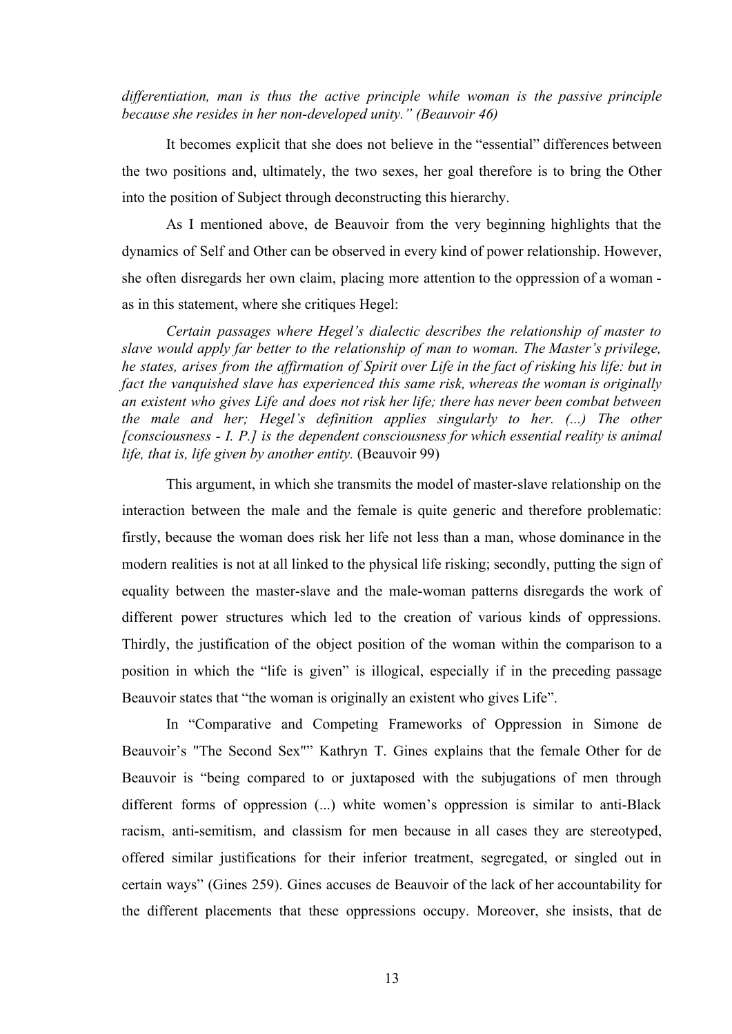*differentiation, man is thus the active principle while woman is the passive principle because she resides in her non-developed unity." (Beauvoir 46)*

It becomes explicit that she does not believe in the "essential" differences between the two positions and, ultimately, the two sexes, her goal therefore is to bring the Other into the position of Subject through deconstructing this hierarchy.

As I mentioned above, de Beauvoir from the very beginning highlights that the dynamics of Self and Other can be observed in every kind of power relationship. However, she often disregards her own claim, placing more attention to the oppression of a woman - as in this statement, where she critiques Hegel:

*Certain passages where Hegel's dialectic describes the relationship of master to slave would apply far better to the relationship of man to woman. The Master's privilege, he states, arises from the affirmation of Spirit over Life in the fact of risking his life: but in fact the vanquished slave has experienced this same risk, whereas the woman is originally an existent who gives Life and does not risk her life; there has never been combat between the male and her; Hegel's definition applies singularly to her. (...) The other [consciousness - I. P.] is the dependent consciousness for which essential reality is animal life, that is, life given by another entity.* (Beauvoir 99)

This argument, in which she transmits the model of master-slave relationship on the interaction between the male and the female is quite generic and therefore problematic: firstly, because the woman does risk her life not less than a man, whose dominance in the modern realities is not at all linked to the physical life risking; secondly, putting the sign of equality between the master-slave and the male-woman patterns disregards the work of different power structures which led to the creation of various kinds of oppressions. Thirdly, the justification of the object position of the woman within the comparison to a position in which the "life is given" is illogical, especially if in the preceding passage Beauvoir states that "the woman is originally an existent who gives Life".

In "Comparative and Competing Frameworks of Oppression in Simone de Beauvoir's "The Second Sex"" Kathryn T. Gines explains that the female Other for de Beauvoir is "being compared to or juxtaposed with the subjugations of men through different forms of oppression (...) white women's oppression is similar to anti-Black racism, anti-semitism, and classism for men because in all cases they are stereotyped, offered similar justifications for their inferior treatment, segregated, or singled out in certain ways" (Gines 259). Gines accuses de Beauvoir of the lack of her accountability for the different placements that these oppressions occupy. Moreover, she insists, that de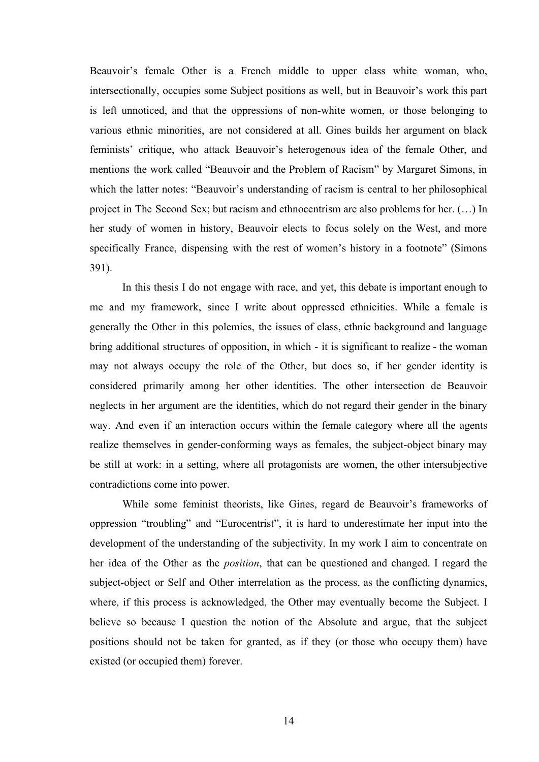Beauvoir's female Other is a French middle to upper class white woman, who, intersectionally, occupies some Subject positions as well, but in Beauvoir's work this part is left unnoticed, and that the oppressions of non-white women, or those belonging to various ethnic minorities, are not considered at all. Gines builds her argument on black feminists' critique, who attack Beauvoir's heterogenous idea of the female Other, and mentions the work called "Beauvoir and the Problem of Racism" by Margaret Simons, in which the latter notes: "Beauvoir's understanding of racism is central to her philosophical project in The Second Sex; but racism and ethnocentrism are also problems for her. (…) In her study of women in history, Beauvoir elects to focus solely on the West, and more specifically France, dispensing with the rest of women's history in a footnote" (Simons 391).

In this thesis I do not engage with race, and yet, this debate is important enough to me and my framework, since I write about oppressed ethnicities. While a female is generally the Other in this polemics, the issues of class, ethnic background and language bring additional structures of opposition, in which - it is significant to realize - the woman may not always occupy the role of the Other, but does so, if her gender identity is considered primarily among her other identities. The other intersection de Beauvoir neglects in her argument are the identities, which do not regard their gender in the binary way. And even if an interaction occurs within the female category where all the agents realize themselves in gender-conforming ways as females, the subject-object binary may be still at work: in a setting, where all protagonists are women, the other intersubjective contradictions come into power.

While some feminist theorists, like Gines, regard de Beauvoir's frameworks of oppression "troubling" and "Eurocentrist", it is hard to underestimate her input into the development of the understanding of the subjectivity. In my work I aim to concentrate on her idea of the Other as the *position*, that can be questioned and changed. I regard the subject-object or Self and Other interrelation as the process, as the conflicting dynamics, where, if this process is acknowledged, the Other may eventually become the Subject. I believe so because I question the notion of the Absolute and argue, that the subject positions should not be taken for granted, as if they (or those who occupy them) have existed (or occupied them) forever.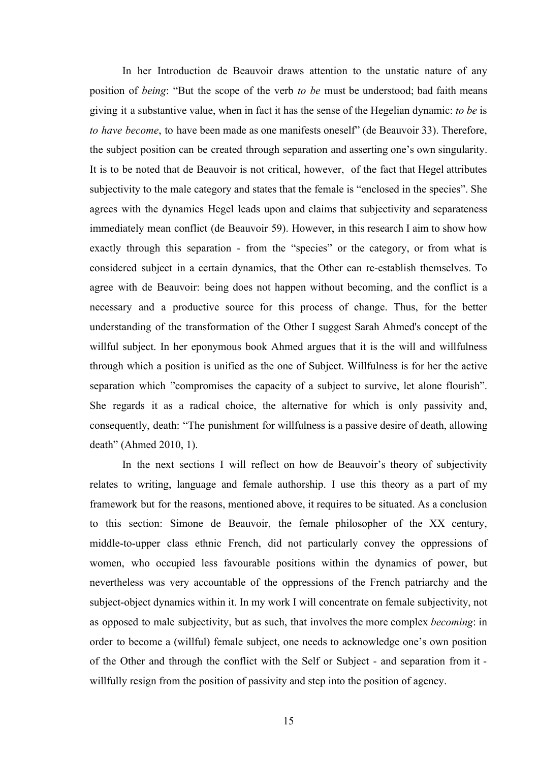In her Introduction de Beauvoir draws attention to the unstatic nature of any position of *being*: "But the scope of the verb *to be* must be understood; bad faith means giving it a substantive value, when in fact it has the sense of the Hegelian dynamic: *to be* is *to have become*, to have been made as one manifests oneself" (de Beauvoir 33). Therefore, the subject position can be created through separation and asserting one's own singularity. It is to be noted that de Beauvoir is not critical, however, of the fact that Hegel attributes subjectivity to the male category and states that the female is "enclosed in the species". She agrees with the dynamics Hegel leads upon and claims that subjectivity and separateness immediately mean conflict (de Beauvoir 59). However, in this research I aim to show how exactly through this separation - from the "species" or the category, or from what is considered subject in a certain dynamics, that the Other can re-establish themselves. To agree with de Beauvoir: being does not happen without becoming, and the conflict is a necessary and a productive source for this process of change. Thus, for the better understanding of the transformation of the Other I suggest Sarah Ahmed's concept of the willful subject. In her eponymous book Ahmed argues that it is the will and willfulness through which a position is unified as the one of Subject. Willfulness is for her the active separation which "compromises the capacity of a subject to survive, let alone flourish". She regards it as a radical choice, the alternative for which is only passivity and, consequently, death: "The punishment for willfulness is a passive desire of death, allowing death" (Ahmed 2010, 1).

In the next sections I will reflect on how de Beauvoir's theory of subjectivity relates to writing, language and female authorship. I use this theory as a part of my framework but for the reasons, mentioned above, it requires to be situated. As a conclusion to this section: Simone de Beauvoir, the female philosopher of the XX century, middle-to-upper class ethnic French, did not particularly convey the oppressions of women, who occupied less favourable positions within the dynamics of power, but nevertheless was very accountable of the oppressions of the French patriarchy and the subject-object dynamics within it. In my work I will concentrate on female subjectivity, not as opposed to male subjectivity, but as such, that involves the more complex *becoming*: in order to become a (willful) female subject, one needs to acknowledge one's own position of the Other and through the conflict with the Self or Subject - and separation from it - willfully resign from the position of passivity and step into the position of agency.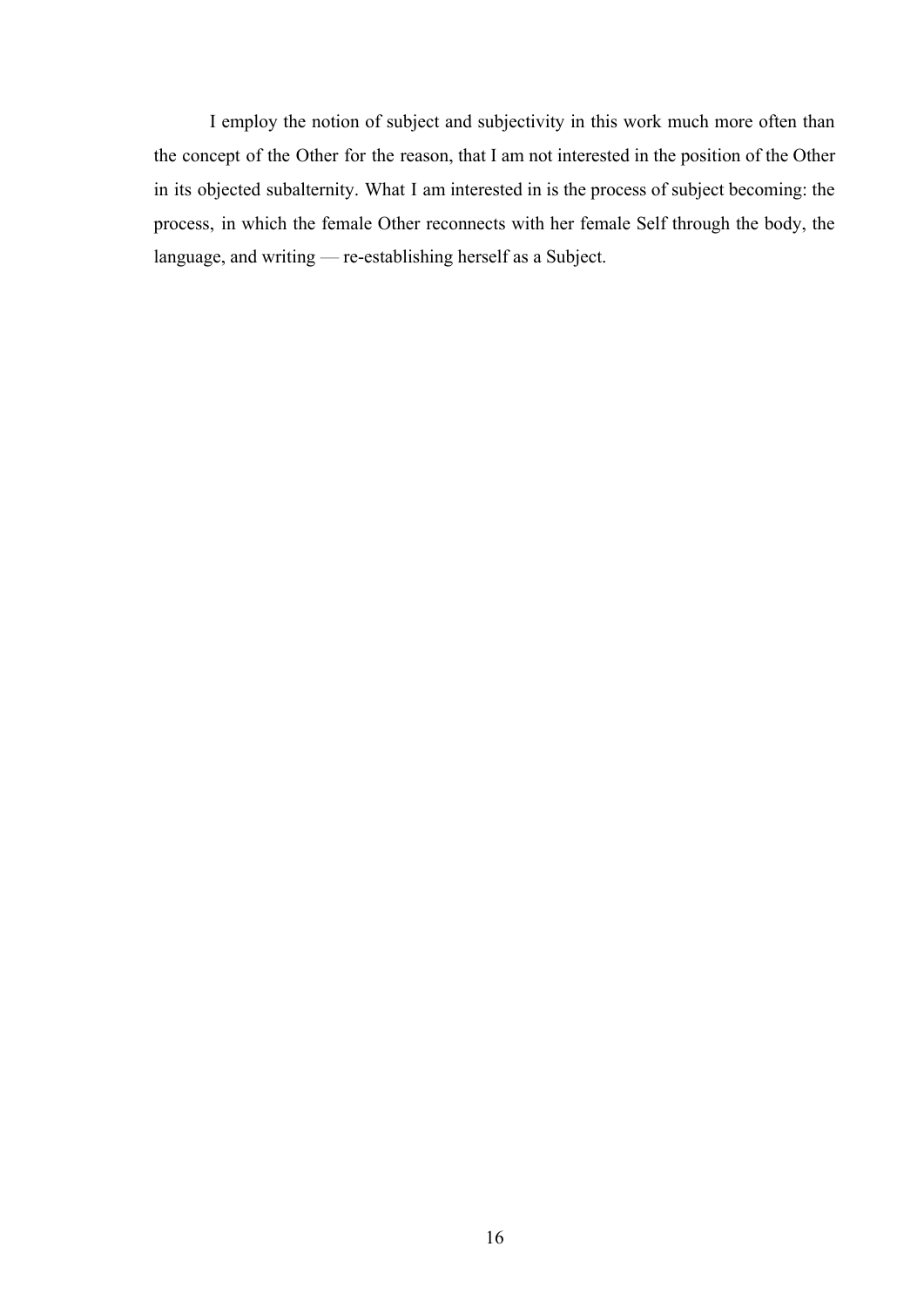I employ the notion of subject and subjectivity in this work much more often than the concept of the Other for the reason, that I am not interested in the position of the Other in its objected subalternity. What I am interested in is the process of subject becoming: the process, in which the female Other reconnects with her female Self through the body, the language, and writing — re-establishing herself as a Subject.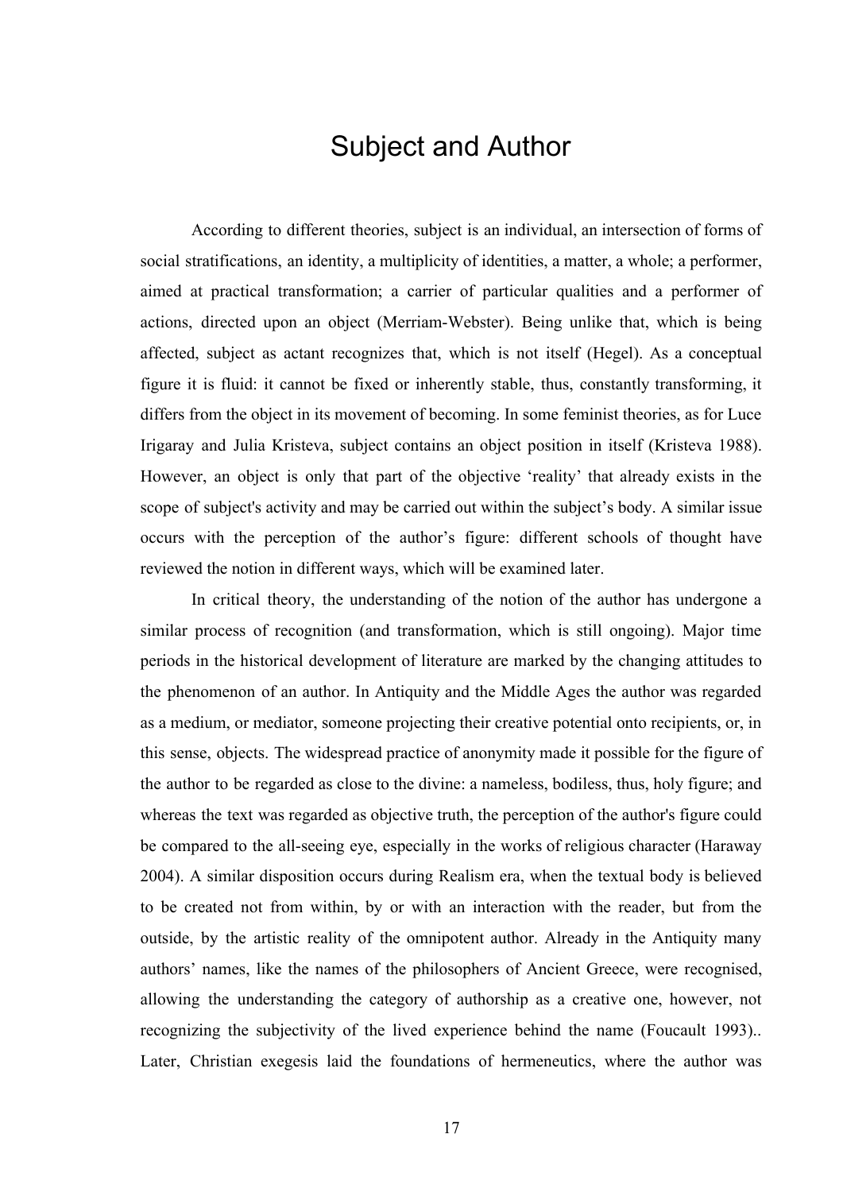# Subject and Author

According to different theories, subject is an individual, an intersection of forms of social stratifications, an identity, a multiplicity of identities, a matter, a whole; a performer, aimed at practical transformation; a carrier of particular qualities and a performer of actions, directed upon an object (Merriam-Webster). Being unlike that, which is being affected, subject as actant recognizes that, which is not itself (Hegel). As a conceptual figure it is fluid: it cannot be fixed or inherently stable, thus, constantly transforming, it differs from the object in its movement of becoming. In some feminist theories, as for Luce Irigaray and Julia Kristeva, subject contains an object position in itself (Kristeva 1988). However, an object is only that part of the objective 'reality' that already exists in the scope of subject's activity and may be carried out within the subject's body. A similar issue occurs with the perception of the author's figure: different schools of thought have reviewed the notion in different ways, which will be examined later.

In critical theory, the understanding of the notion of the author has undergone a similar process of recognition (and transformation, which is still ongoing). Major time periods in the historical development of literature are marked by the changing attitudes to the phenomenon of an author. In Antiquity and the Middle Ages the author was regarded as a medium, or mediator, someone projecting their creative potential onto recipients, or, in this sense, objects. The widespread practice of anonymity made it possible for the figure of the author to be regarded as close to the divine: a nameless, bodiless, thus, holy figure; and whereas the text was regarded as objective truth, the perception of the author's figure could be compared to the all-seeing eye, especially in the works of religious character (Haraway 2004). A similar disposition occurs during Realism era, when the textual body is believed to be created not from within, by or with an interaction with the reader, but from the outside, by the artistic reality of the omnipotent author. Already in the Antiquity many authors' names, like the names of the philosophers of Ancient Greece, were recognised, allowing the understanding the category of authorship as a creative one, however, not recognizing the subjectivity of the lived experience behind the name (Foucault 1993).. Later, Christian exegesis laid the foundations of hermeneutics, where the author was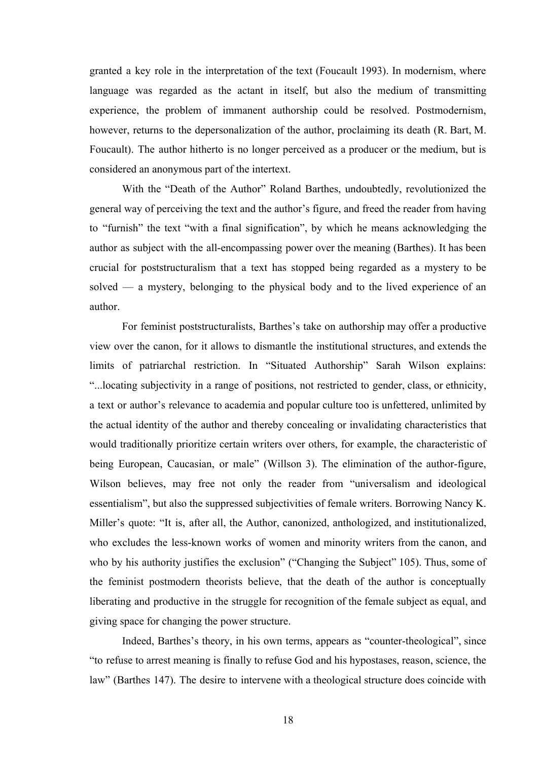granted a key role in the interpretation of the text (Foucault 1993). In modernism, where language was regarded as the actant in itself, but also the medium of transmitting experience, the problem of immanent authorship could be resolved. Postmodernism, however, returns to the depersonalization of the author, proclaiming its death (R. Bart, M. Foucault). The author hitherto is no longer perceived as a producer or the medium, but is considered an anonymous part of the intertext.

With the "Death of the Author" Roland Barthes, undoubtedly, revolutionized the general way of perceiving the text and the author's figure, and freed the reader from having to "furnish" the text "with a final signification", by which he means acknowledging the author as subject with the all-encompassing power over the meaning (Barthes). It has been crucial for poststructuralism that a text has stopped being regarded as a mystery to be solved — a mystery, belonging to the physical body and to the lived experience of an author.

For feminist poststructuralists, Barthes's take on authorship may offer a productive view over the canon, for it allows to dismantle the institutional structures, and extends the limits of patriarchal restriction. In "Situated Authorship" Sarah Wilson explains: "...locating subjectivity in a range of positions, not restricted to gender, class, or ethnicity, a text or author's relevance to academia and popular culture too is unfettered, unlimited by the actual identity of the author and thereby concealing or invalidating characteristics that would traditionally prioritize certain writers over others, for example, the characteristic of being European, Caucasian, or male" (Willson 3). The elimination of the author-figure, Wilson believes, may free not only the reader from "universalism and ideological essentialism", but also the suppressed subjectivities of female writers. Borrowing Nancy K. Miller's quote: "It is, after all, the Author, canonized, anthologized, and institutionalized, who excludes the less-known works of women and minority writers from the canon, and who by his authority justifies the exclusion" ("Changing the Subject" 105). Thus, some of the feminist postmodern theorists believe, that the death of the author is conceptually liberating and productive in the struggle for recognition of the female subject as equal, and giving space for changing the power structure.

Indeed, Barthes's theory, in his own terms, appears as "counter-theological", since "to refuse to arrest meaning is finally to refuse God and his hypostases, reason, science, the law" (Barthes 147). The desire to intervene with a theological structure does coincide with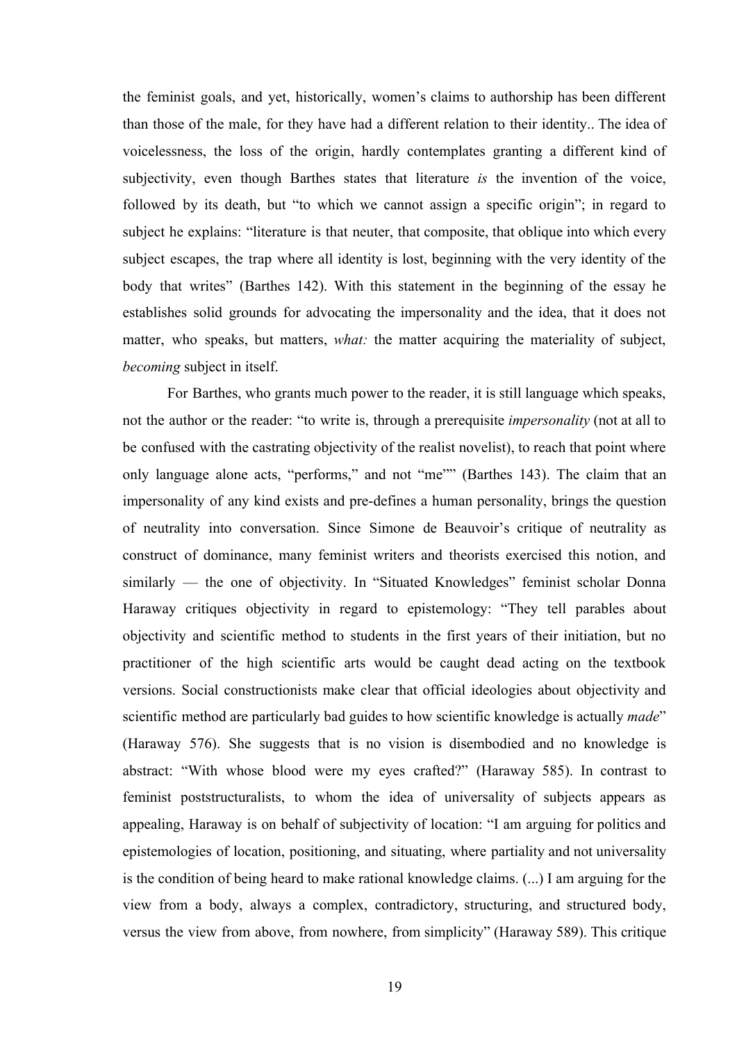the feminist goals, and yet, historically, women's claims to authorship has been different than those of the male, for they have had a different relation to their identity.. The idea of voicelessness, the loss of the origin, hardly contemplates granting a different kind of subjectivity, even though Barthes states that literature *is* the invention of the voice, followed by its death, but "to which we cannot assign a specific origin"; in regard to subject he explains: "literature is that neuter, that composite, that oblique into which every subject escapes, the trap where all identity is lost, beginning with the very identity of the body that writes" (Barthes 142). With this statement in the beginning of the essay he establishes solid grounds for advocating the impersonality and the idea, that it does not matter, who speaks, but matters, *what:* the matter acquiring the materiality of subject, *becoming* subject in itself.

For Barthes, who grants much power to the reader, it is still language which speaks, not the author or the reader: "to write is, through a prerequisite *impersonality* (not at all to be confused with the castrating objectivity of the realist novelist), to reach that point where only language alone acts, "performs," and not "me"" (Barthes 143). The claim that an impersonality of any kind exists and pre-defines a human personality, brings the question of neutrality into conversation. Since Simone de Beauvoir's critique of neutrality as construct of dominance, many feminist writers and theorists exercised this notion, and similarly — the one of objectivity. In "Situated Knowledges" feminist scholar Donna Haraway critiques objectivity in regard to epistemology: "They tell parables about objectivity and scientific method to students in the first years of their initiation, but no practitioner of the high scientific arts would be caught dead acting on the textbook versions. Social constructionists make clear that official ideologies about objectivity and scientific method are particularly bad guides to how scientific knowledge is actually *made*" (Haraway 576). She suggests that is no vision is disembodied and no knowledge is abstract: "With whose blood were my eyes crafted?" (Haraway 585). In contrast to feminist poststructuralists, to whom the idea of universality of subjects appears as appealing, Haraway is on behalf of subjectivity of location: "I am arguing for politics and epistemologies of location, positioning, and situating, where partiality and not universality is the condition of being heard to make rational knowledge claims. (...) I am arguing for the view from a body, always a complex, contradictory, structuring, and structured body, versus the view from above, from nowhere, from simplicity" (Haraway 589). This critique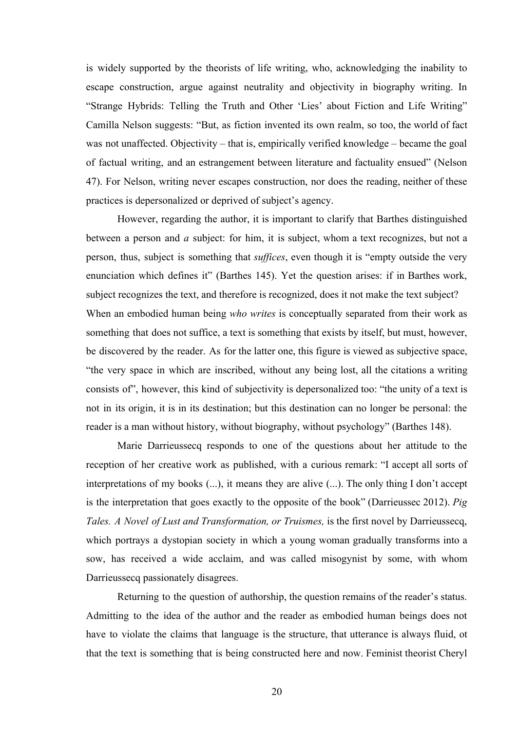is widely supported by the theorists of life writing, who, acknowledging the inability to escape construction, argue against neutrality and objectivity in biography writing. In "Strange Hybrids: Telling the Truth and Other 'Lies' about Fiction and Life Writing" Camilla Nelson suggests: "But, as fiction invented its own realm, so too, the world of fact was not unaffected. Objectivity – that is, empirically verified knowledge – became the goal of factual writing, and an estrangement between literature and factuality ensued" (Nelson 47). For Nelson, writing never escapes construction, nor does the reading, neither of these practices is depersonalized or deprived of subject's agency.

However, regarding the author, it is important to clarify that Barthes distinguished between a person and *a* subject: for him, it is subject, whom a text recognizes, but not a person, thus, subject is something that *suffices*, even though it is "empty outside the very enunciation which defines it" (Barthes 145). Yet the question arises: if in Barthes work, subject recognizes the text, and therefore is recognized, does it not make the text subject? When an embodied human being *who writes* is conceptually separated from their work as something that does not suffice, a text is something that exists by itself, but must, however, be discovered by the reader. As for the latter one, this figure is viewed as subjective space, "the very space in which are inscribed, without any being lost, all the citations a writing consists of", however, this kind of subjectivity is depersonalized too: "the unity of a text is not in its origin, it is in its destination; but this destination can no longer be personal: the reader is a man without history, without biography, without psychology" (Barthes 148).

Marie Darrieussecq responds to one of the questions about her attitude to the reception of her creative work as published, with a curious remark: "I accept all sorts of interpretations of my books (...), it means they are alive (...). The only thing I don't accept is the interpretation that goes exactly to the opposite of the book" (Darrieussec 2012). *Pig Tales. A Novel of Lust and Transformation, or Truismes,* is the first novel by Darrieussecq, which portrays a dystopian society in which a young woman gradually transforms into a sow, has received a wide acclaim, and was called misogynist by some, with whom Darrieussecq passionately disagrees.

Returning to the question of authorship, the question remains of the reader's status. Admitting to the idea of the author and the reader as embodied human beings does not have to violate the claims that language is the structure, that utterance is always fluid, ot that the text is something that is being constructed here and now. Feminist theorist Cheryl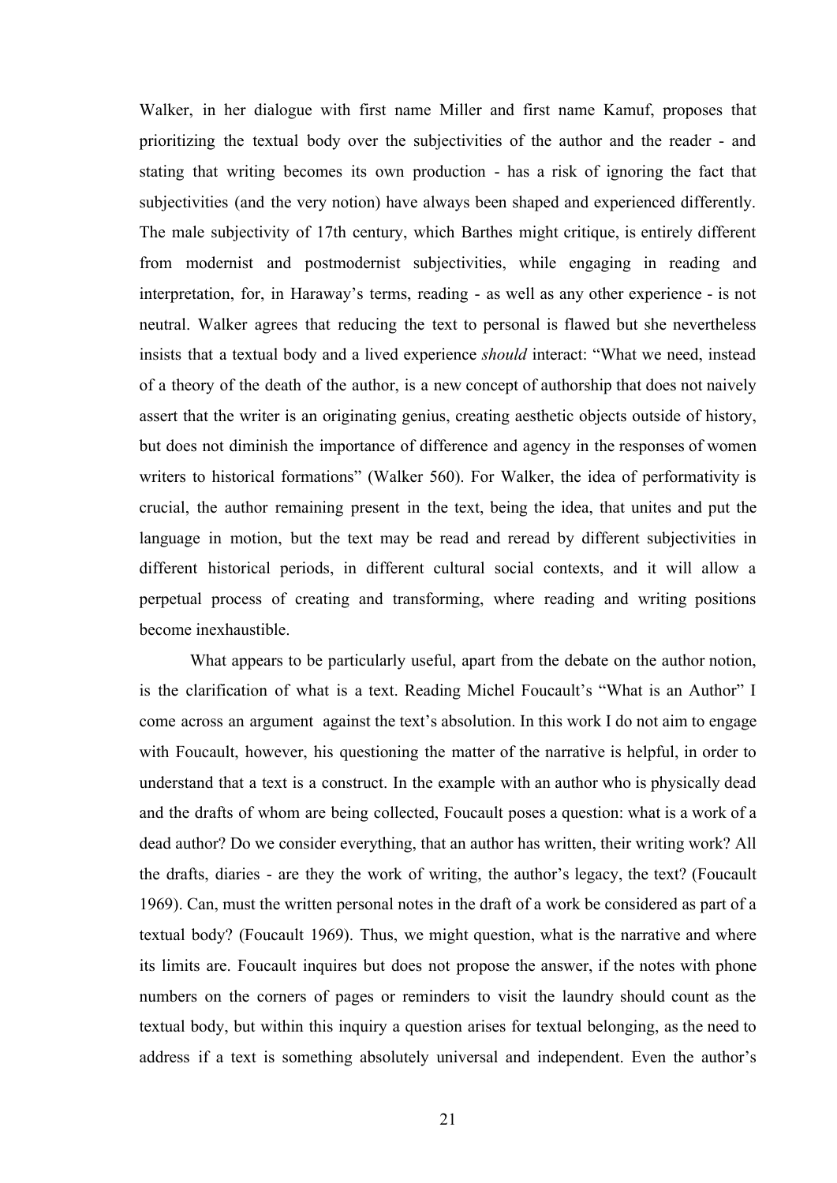Walker, in her dialogue with first name Miller and first name Kamuf, proposes that prioritizing the textual body over the subjectivities of the author and the reader - and stating that writing becomes its own production - has a risk of ignoring the fact that subjectivities (and the very notion) have always been shaped and experienced differently. The male subjectivity of 17th century, which Barthes might critique, is entirely different from modernist and postmodernist subjectivities, while engaging in reading and interpretation, for, in Haraway's terms, reading - as well as any other experience - is not neutral. Walker agrees that reducing the text to personal is flawed but she nevertheless insists that a textual body and a lived experience *should* interact: "What we need, instead of a theory of the death of the author, is a new concept of authorship that does not naively assert that the writer is an originating genius, creating aesthetic objects outside of history, but does not diminish the importance of difference and agency in the responses of women writers to historical formations" (Walker 560). For Walker, the idea of performativity is crucial, the author remaining present in the text, being the idea, that unites and put the language in motion, but the text may be read and reread by different subjectivities in different historical periods, in different cultural social contexts, and it will allow a perpetual process of creating and transforming, where reading and writing positions become inexhaustible.

What appears to be particularly useful, apart from the debate on the author notion, is the clarification of what is a text. Reading Michel Foucault's "What is an Author" I come across an argument against the text's absolution. In this work I do not aim to engage with Foucault, however, his questioning the matter of the narrative is helpful, in order to understand that a text is a construct. In the example with an author who is physically dead and the drafts of whom are being collected, Foucault poses a question: what is a work of a dead author? Do we consider everything, that an author has written, their writing work? All the drafts, diaries - are they the work of writing, the author's legacy, the text? (Foucault 1969). Can, must the written personal notes in the draft of a work be considered as part of a textual body? (Foucault 1969). Thus, we might question, what is the narrative and where its limits are. Foucault inquires but does not propose the answer, if the notes with phone numbers on the corners of pages or reminders to visit the laundry should count as the textual body, but within this inquiry a question arises for textual belonging, as the need to address if a text is something absolutely universal and independent. Even the author's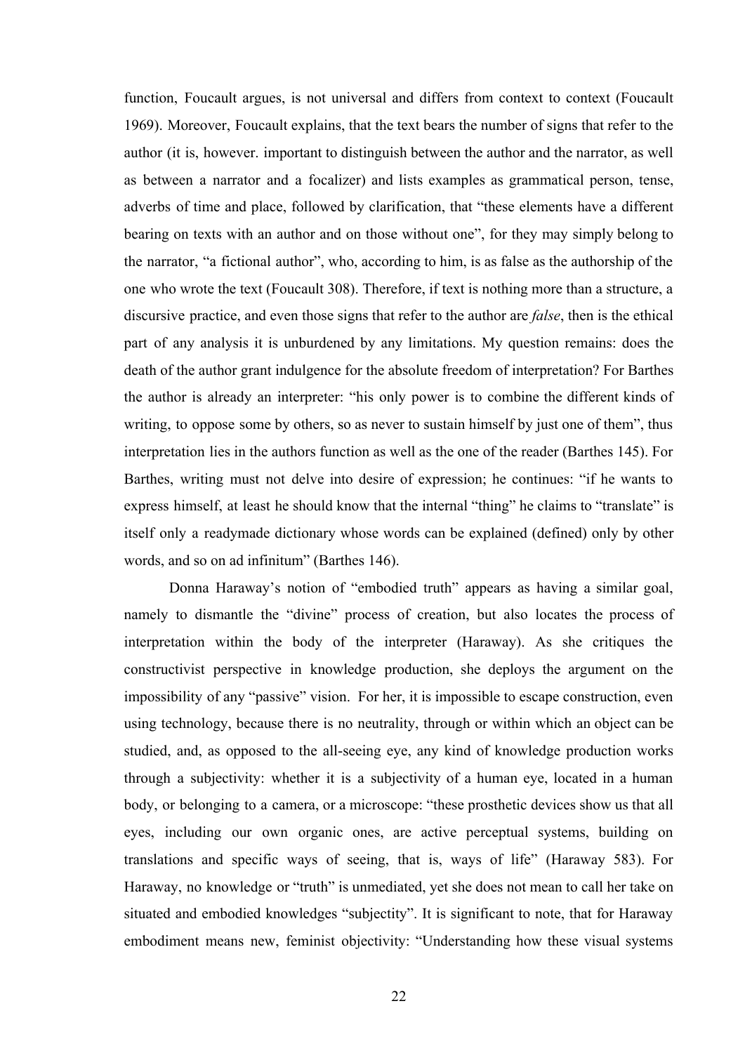function, Foucault argues, is not universal and differs from context to context (Foucault 1969). Moreover, Foucault explains, that the text bears the number of signs that refer to the author (it is, however. important to distinguish between the author and the narrator, as well as between a narrator and a focalizer) and lists examples as grammatical person, tense, adverbs of time and place, followed by clarification, that "these elements have a different bearing on texts with an author and on those without one", for they may simply belong to the narrator, "a fictional author", who, according to him, is as false as the authorship of the one who wrote the text (Foucault 308). Therefore, if text is nothing more than a structure, a discursive practice, and even those signs that refer to the author are *false*, then is the ethical part of any analysis it is unburdened by any limitations. My question remains: does the death of the author grant indulgence for the absolute freedom of interpretation? For Barthes the author is already an interpreter: "his only power is to combine the different kinds of writing, to oppose some by others, so as never to sustain himself by just one of them", thus interpretation lies in the authors function as well as the one of the reader (Barthes 145). For Barthes, writing must not delve into desire of expression; he continues: "if he wants to express himself, at least he should know that the internal "thing" he claims to "translate" is itself only a readymade dictionary whose words can be explained (defined) only by other words, and so on ad infinitum" (Barthes 146).

Donna Haraway's notion of "embodied truth" appears as having a similar goal, namely to dismantle the "divine" process of creation, but also locates the process of interpretation within the body of the interpreter (Haraway). As she critiques the constructivist perspective in knowledge production, she deploys the argument on the impossibility of any "passive" vision. For her, it is impossible to escape construction, even using technology, because there is no neutrality, through or within which an object can be studied, and, as opposed to the all-seeing eye, any kind of knowledge production works through a subjectivity: whether it is a subjectivity of a human eye, located in a human body, or belonging to a camera, or a microscope: "these prosthetic devices show us that all eyes, including our own organic ones, are active perceptual systems, building on translations and specific ways of seeing, that is, ways of life" (Haraway 583). For Haraway, no knowledge or "truth" is unmediated, yet she does not mean to call her take on situated and embodied knowledges "subjectity". It is significant to note, that for Haraway embodiment means new, feminist objectivity: "Understanding how these visual systems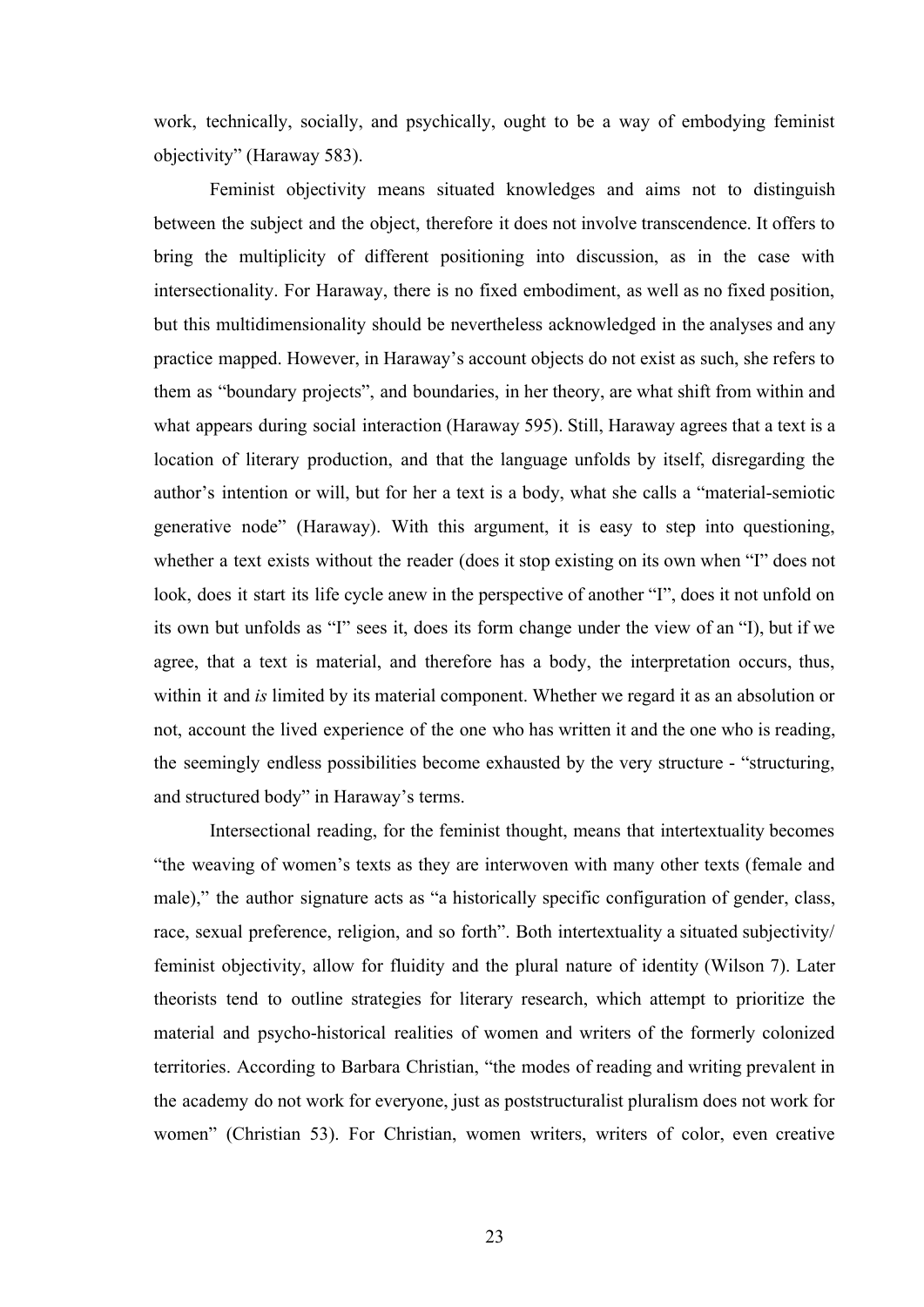work, technically, socially, and psychically, ought to be a way of embodying feminist objectivity" (Haraway 583).

Feminist objectivity means situated knowledges and aims not to distinguish between the subject and the object, therefore it does not involve transcendence. It offers to bring the multiplicity of different positioning into discussion, as in the case with intersectionality. For Haraway, there is no fixed embodiment, as well as no fixed position, but this multidimensionality should be nevertheless acknowledged in the analyses and any practice mapped. However, in Haraway's account objects do not exist as such, she refers to them as "boundary projects", and boundaries, in her theory, are what shift from within and what appears during social interaction (Haraway 595). Still, Haraway agrees that a text is a location of literary production, and that the language unfolds by itself, disregarding the author's intention or will, but for her a text is a body, what she calls a "material-semiotic generative node" (Haraway). With this argument, it is easy to step into questioning, whether a text exists without the reader (does it stop existing on its own when "I" does not look, does it start its life cycle anew in the perspective of another "I", does it not unfold on its own but unfolds as "I" sees it, does its form change under the view of an "I), but if we agree, that a text is material, and therefore has a body, the interpretation occurs, thus, within it and *is* limited by its material component. Whether we regard it as an absolution or not, account the lived experience of the one who has written it and the one who is reading, the seemingly endless possibilities become exhausted by the very structure - "structuring, and structured body" in Haraway's terms.

Intersectional reading, for the feminist thought, means that intertextuality becomes "the weaving of women's texts as they are interwoven with many other texts (female and male)," the author signature acts as "a historically specific configuration of gender, class, race, sexual preference, religion, and so forth". Both intertextuality a situated subjectivity/ feminist objectivity, allow for fluidity and the plural nature of identity (Wilson 7). Later theorists tend to outline strategies for literary research, which attempt to prioritize the material and psycho-historical realities of women and writers of the formerly colonized territories. According to Barbara Christian, "the modes of reading and writing prevalent in the academy do not work for everyone, just as poststructuralist pluralism does not work for women" (Christian 53). For Christian, women writers, writers of color, even creative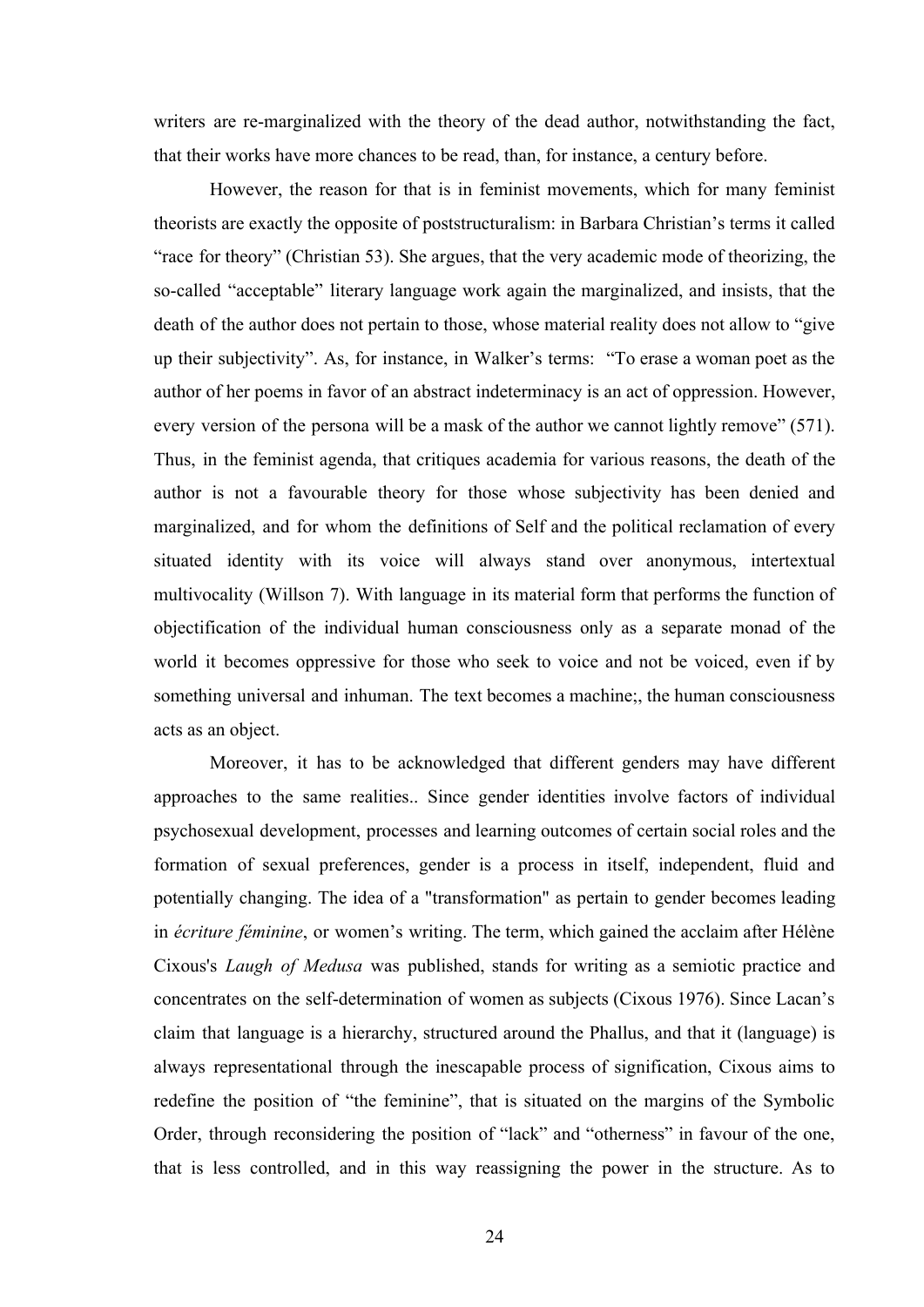writers are re-marginalized with the theory of the dead author, notwithstanding the fact, that their works have more chances to be read, than, for instance, a century before.

However, the reason for that is in feminist movements, which for many feminist theorists are exactly the opposite of poststructuralism: in Barbara Christian's terms it called "race for theory" (Christian 53). She argues, that the very academic mode of theorizing, the so-called "acceptable" literary language work again the marginalized, and insists, that the death of the author does not pertain to those, whose material reality does not allow to "give up their subjectivity". As, for instance, in Walker's terms: "To erase a woman poet as the author of her poems in favor of an abstract indeterminacy is an act of oppression. However, every version of the persona will be a mask of the author we cannot lightly remove" (571). Thus, in the feminist agenda, that critiques academia for various reasons, the death of the author is not a favourable theory for those whose subjectivity has been denied and marginalized, and for whom the definitions of Self and the political reclamation of every situated identity with its voice will always stand over anonymous, intertextual multivocality (Willson 7). With language in its material form that performs the function of objectification of the individual human consciousness only as a separate monad of the world it becomes oppressive for those who seek to voice and not be voiced, even if by something universal and inhuman. The text becomes a machine;, the human consciousness acts as an object.

Moreover, it has to be acknowledged that different genders may have different approaches to the same realities.. Since gender identities involve factors of individual psychosexual development, processes and learning outcomes of certain social roles and the formation of sexual preferences, gender is a process in itself, independent, fluid and potentially changing. The idea of a "transformation" as pertain to gender becomes leading in *écriture féminine*, or women's writing. The term, which gained the acclaim after Hélène Cixous's *Laugh of Medusa* was published, stands for writing as a semiotic practice and concentrates on the self-determination of women as subjects (Cixous 1976). Since Lacan's claim that language is a hierarchy, structured around the Phallus, and that it (language) is always representational through the inescapable process of signification, Cixous aims to redefine the position of "the feminine", that is situated on the margins of the Symbolic Order, through reconsidering the position of "lack" and "otherness" in favour of the one, that is less controlled, and in this way reassigning the power in the structure. As to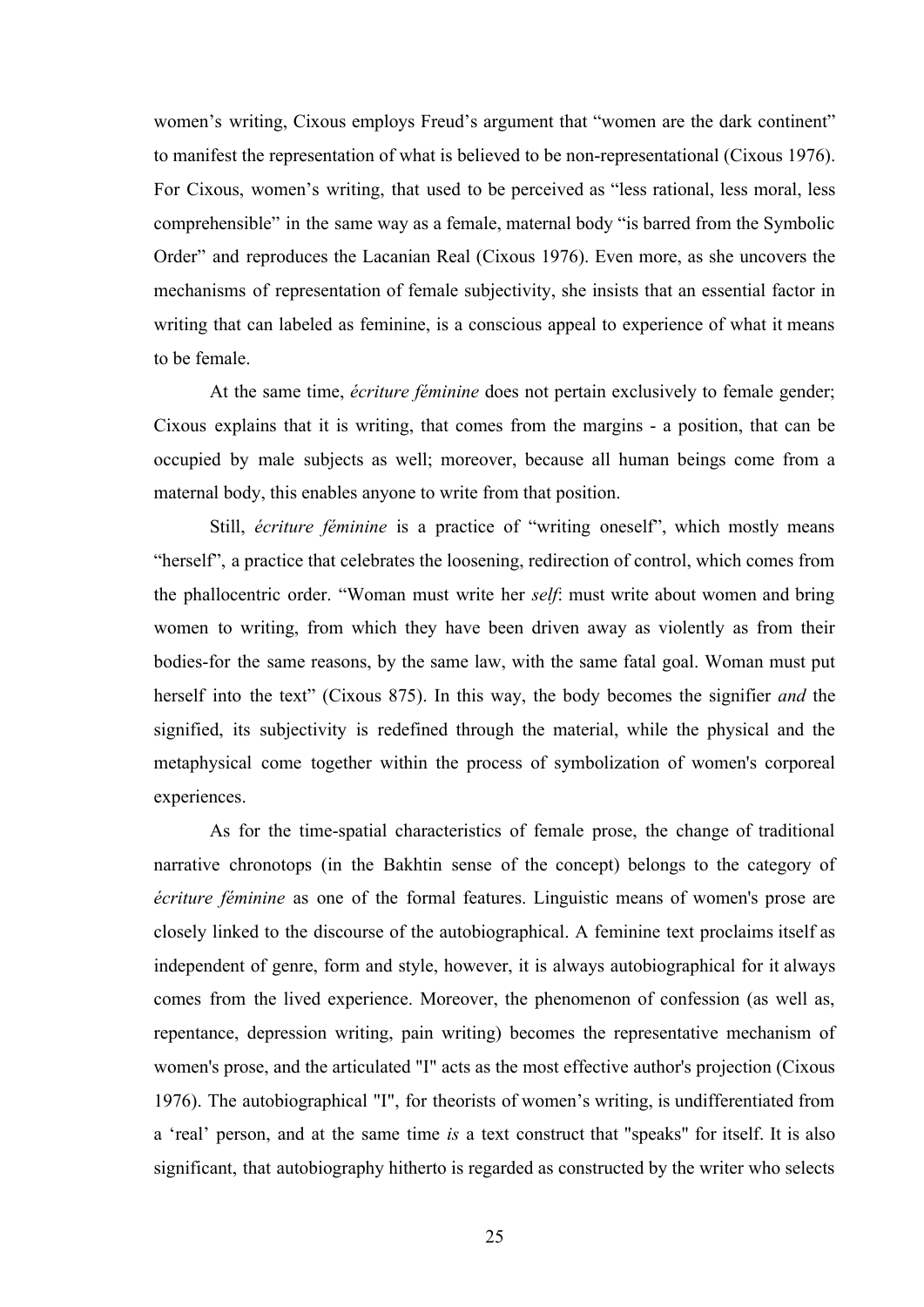women's writing, Cixous employs Freud's argument that "women are the dark continent" to manifest the representation of what is believed to be non-representational (Cixous 1976). For Cixous, women's writing, that used to be perceived as "less rational, less moral, less comprehensible" in the same way as a female, maternal body "is barred from the Symbolic Order" and reproduces the Lacanian Real (Cixous 1976). Even more, as she uncovers the mechanisms of representation of female subjectivity, she insists that an essential factor in writing that can labeled as feminine, is a conscious appeal to experience of what it means to be female.

At the same time, *écriture féminine* does not pertain exclusively to female gender; Cixous explains that it is writing, that comes from the margins - a position, that can be occupied by male subjects as well; moreover, because all human beings come from a maternal body, this enables anyone to write from that position.

Still, *écriture féminine* is a practice of "writing oneself", which mostly means "herself", a practice that celebrates the loosening, redirection of control, which comes from the phallocentric order. "Woman must write her *self*: must write about women and bring women to writing, from which they have been driven away as violently as from their bodies-for the same reasons, by the same law, with the same fatal goal. Woman must put herself into the text" (Cixous 875). In this way, the body becomes the signifier *and* the signified, its subjectivity is redefined through the material, while the physical and the metaphysical come together within the process of symbolization of women's corporeal experiences.

As for the time-spatial characteristics of female prose, the change of traditional narrative chronotops (in the Bakhtin sense of the concept) belongs to the category of *écriture féminine* as one of the formal features. Linguistic means of women's prose are closely linked to the discourse of the autobiographical. A feminine text proclaims itself as independent of genre, form and style, however, it is always autobiographical for it always comes from the lived experience. Moreover, the phenomenon of confession (as well as, repentance, depression writing, pain writing) becomes the representative mechanism of women's prose, and the articulated "I" acts as the most effective author's projection (Cixous 1976). The autobiographical "I", for theorists of women's writing, is undifferentiated from a 'real' person, and at the same time *is* a text construct that "speaks" for itself. It is also significant, that autobiography hitherto is regarded as constructed by the writer who selects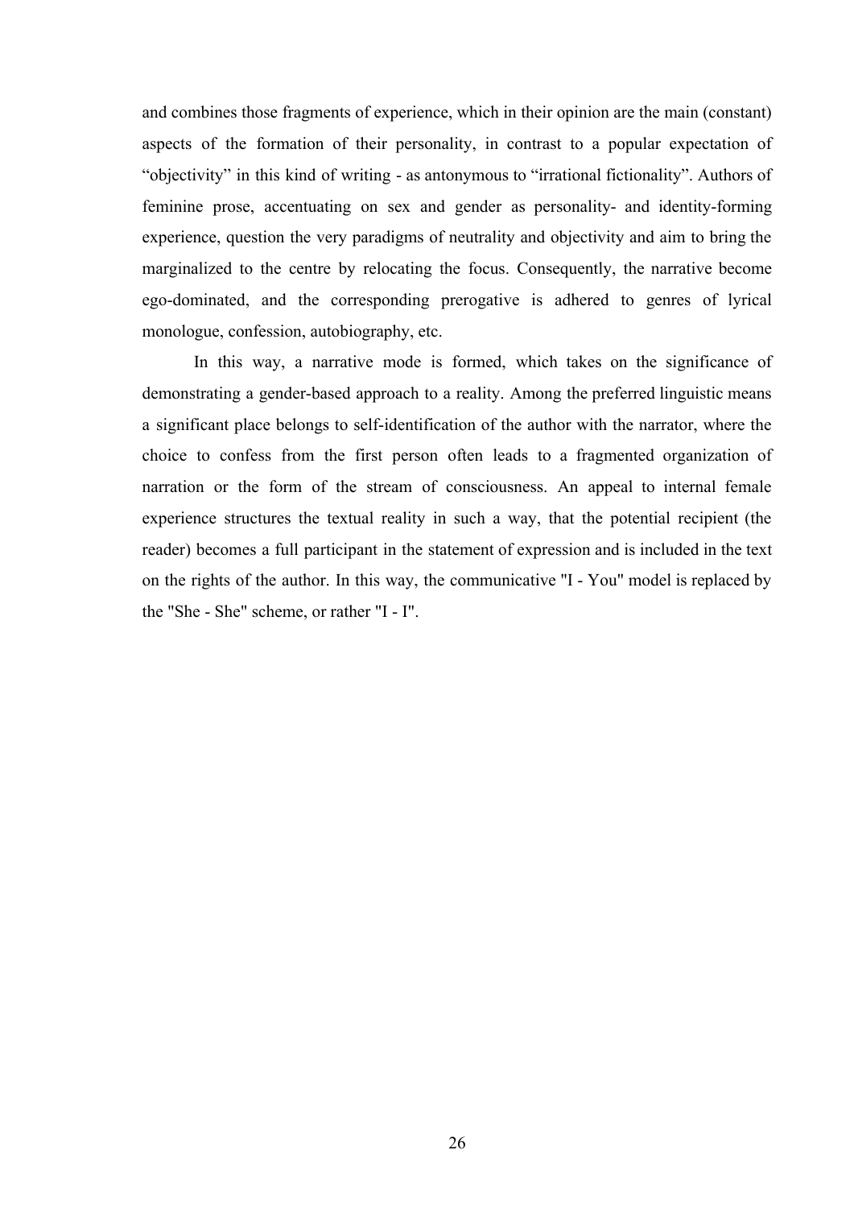and combines those fragments of experience, which in their opinion are the main (constant) aspects of the formation of their personality, in contrast to a popular expectation of "objectivity" in this kind of writing - as antonymous to "irrational fictionality". Authors of feminine prose, accentuating on sex and gender as personality- and identity-forming experience, question the very paradigms of neutrality and objectivity and aim to bring the marginalized to the centre by relocating the focus. Consequently, the narrative become ego-dominated, and the corresponding prerogative is adhered to genres of lyrical monologue, confession, autobiography, etc.

In this way, a narrative mode is formed, which takes on the significance of demonstrating a gender-based approach to a reality. Among the preferred linguistic means a significant place belongs to self-identification of the author with the narrator, where the choice to confess from the first person often leads to a fragmented organization of narration or the form of the stream of consciousness. An appeal to internal female experience structures the textual reality in such a way, that the potential recipient (the reader) becomes a full participant in the statement of expression and is included in the text on the rights of the author. In this way, the communicative "I - You" model is replaced by the "She - She" scheme, or rather "I - I".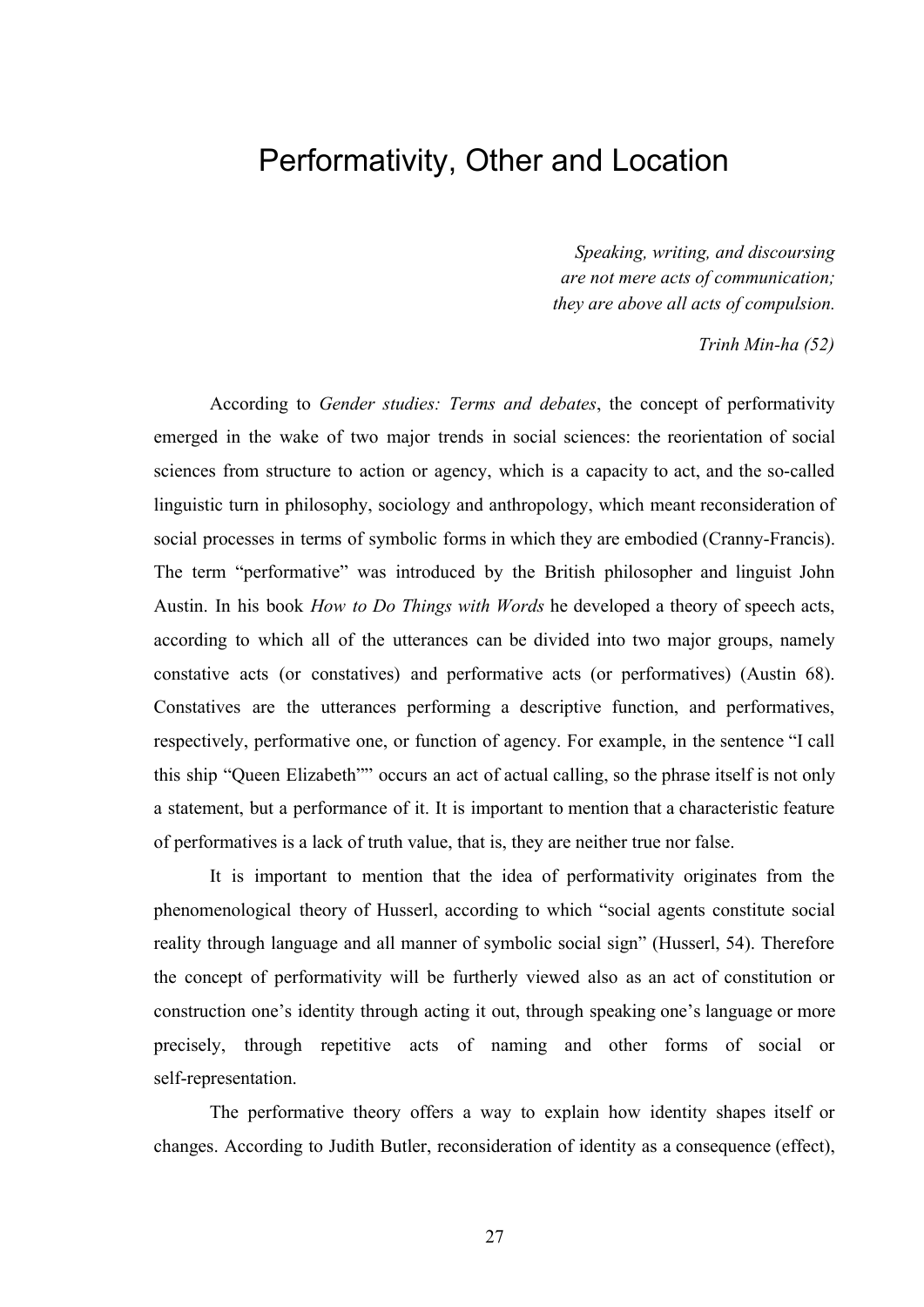# Performativity, Other and Location

*Speaking, writing, and discoursing*
*are not mere acts of communication;*
*they are above all acts of compulsion.*

*Trinh Min-ha (52)*

According to *Gender studies: Terms and debates*, the concept of performativity emerged in the wake of two major trends in social sciences: the reorientation of social sciences from structure to action or agency, which is a capacity to act, and the so-called linguistic turn in philosophy, sociology and anthropology, which meant reconsideration of social processes in terms of symbolic forms in which they are embodied (Cranny-Francis). The term "performative" was introduced by the British philosopher and linguist John Austin. In his book *How to Do Things with Words* he developed a theory of speech acts, according to which all of the utterances can be divided into two major groups, namely constative acts (or constatives) and performative acts (or performatives) (Austin 68). Constatives are the utterances performing a descriptive function, and performatives, respectively, performative one, or function of agency. For example, in the sentence "I call this ship "Queen Elizabeth"" occurs an act of actual calling, so the phrase itself is not only a statement, but a performance of it. It is important to mention that a characteristic feature of performatives is a lack of truth value, that is, they are neither true nor false.

It is important to mention that the idea of performativity originates from the phenomenological theory of Husserl, according to which "social agents constitute social reality through language and all manner of symbolic social sign" (Husserl, 54). Therefore the concept of performativity will be furtherly viewed also as an act of constitution or construction one's identity through acting it out, through speaking one's language or more precisely, through repetitive acts of naming and other forms of social or self-representation.

The performative theory offers a way to explain how identity shapes itself or changes. According to Judith Butler, reconsideration of identity as a consequence (effect),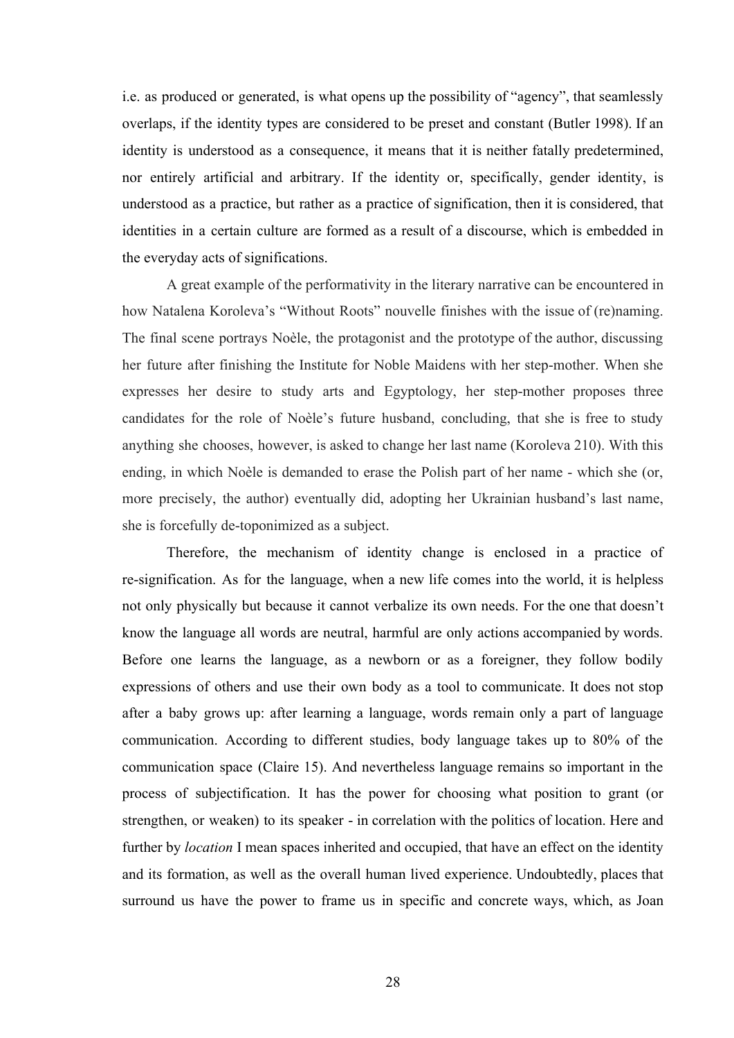i.e. as produced or generated, is what opens up the possibility of "agency", that seamlessly overlaps, if the identity types are considered to be preset and constant (Butler 1998). If an identity is understood as a consequence, it means that it is neither fatally predetermined, nor entirely artificial and arbitrary. If the identity or, specifically, gender identity, is understood as a practice, but rather as a practice of signification, then it is considered, that identities in a certain culture are formed as a result of a discourse, which is embedded in the everyday acts of significations.

A great example of the performativity in the literary narrative can be encountered in how Natalena Koroleva's "Without Roots" nouvelle finishes with the issue of (re)naming. The final scene portrays Noèle, the protagonist and the prototype of the author, discussing her future after finishing the Institute for Noble Maidens with her step-mother. When she expresses her desire to study arts and Egyptology, her step-mother proposes three candidates for the role of Noèle's future husband, concluding, that she is free to study anything she chooses, however, is asked to change her last name (Koroleva 210). With this ending, in which Noèle is demanded to erase the Polish part of her name - which she (or, more precisely, the author) eventually did, adopting her Ukrainian husband's last name, she is forcefully de-toponimized as a subject.

Therefore, the mechanism of identity change is enclosed in a practice of re-signification. As for the language, when a new life comes into the world, it is helpless not only physically but because it cannot verbalize its own needs. For the one that doesn't know the language all words are neutral, harmful are only actions accompanied by words. Before one learns the language, as a newborn or as a foreigner, they follow bodily expressions of others and use their own body as a tool to communicate. It does not stop after a baby grows up: after learning a language, words remain only a part of language communication. According to different studies, body language takes up to 80% of the communication space (Claire 15). And nevertheless language remains so important in the process of subjectification. It has the power for choosing what position to grant (or strengthen, or weaken) to its speaker - in correlation with the politics of location. Here and further by *location* I mean spaces inherited and occupied, that have an effect on the identity and its formation, as well as the overall human lived experience. Undoubtedly, places that surround us have the power to frame us in specific and concrete ways, which, as Joan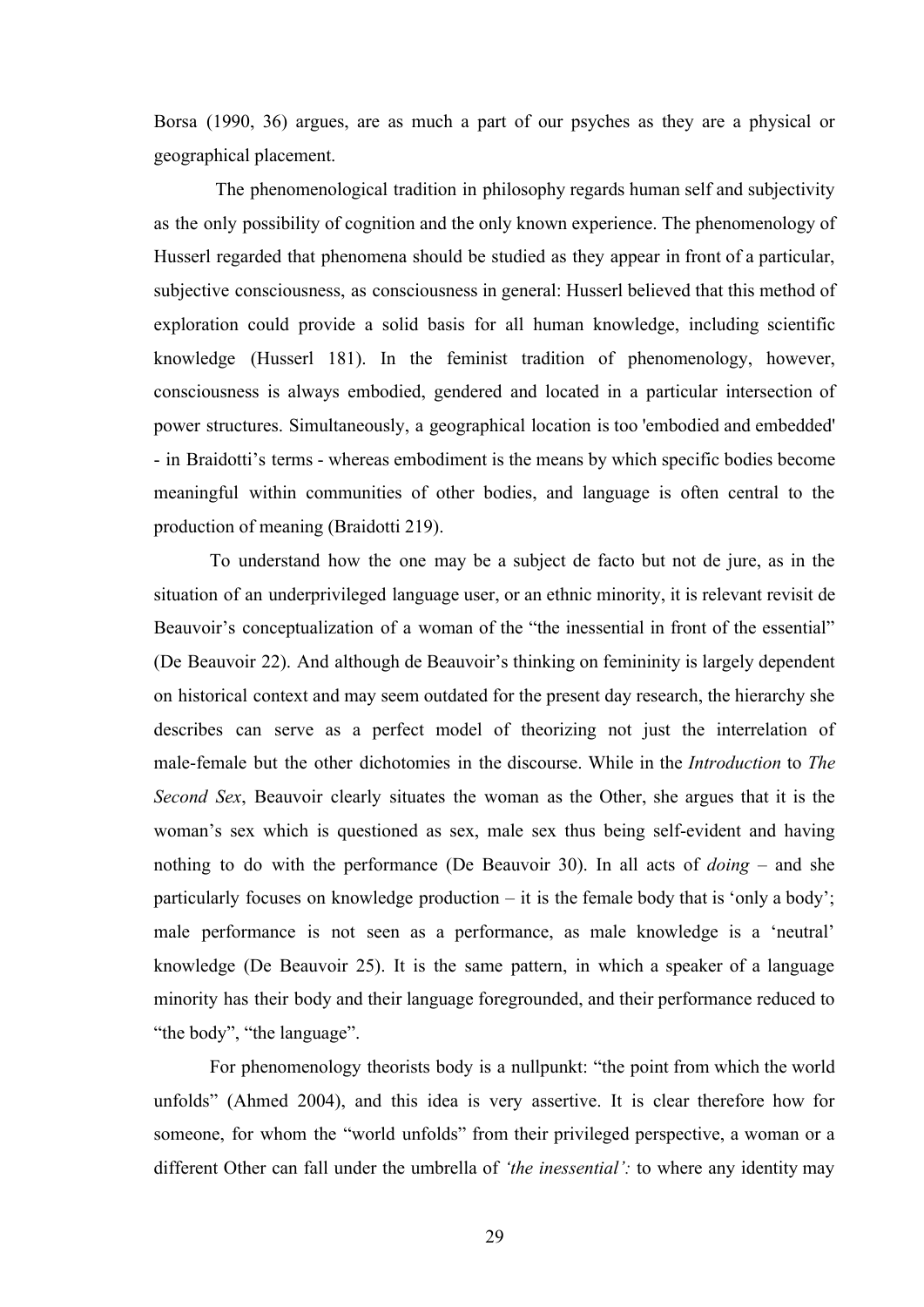Borsa (1990, 36) argues, are as much a part of our psyches as they are a physical or geographical placement.

The phenomenological tradition in philosophy regards human self and subjectivity as the only possibility of cognition and the only known experience. The phenomenology of Husserl regarded that phenomena should be studied as they appear in front of a particular, subjective consciousness, as consciousness in general: Husserl believed that this method of exploration could provide a solid basis for all human knowledge, including scientific knowledge (Husserl 181). In the feminist tradition of phenomenology, however, consciousness is always embodied, gendered and located in a particular intersection of power structures. Simultaneously, a geographical location is too 'embodied and embedded' - in Braidotti's terms - whereas embodiment is the means by which specific bodies become meaningful within communities of other bodies, and language is often central to the production of meaning (Braidotti 219).

To understand how the one may be a subject de facto but not de jure, as in the situation of an underprivileged language user, or an ethnic minority, it is relevant revisit de Beauvoir's conceptualization of a woman of the "the inessential in front of the essential" (De Beauvoir 22). And although de Beauvoir's thinking on femininity is largely dependent on historical context and may seem outdated for the present day research, the hierarchy she describes can serve as a perfect model of theorizing not just the interrelation of male-female but the other dichotomies in the discourse. While in the *Introduction* to *The Second Sex*, Beauvoir clearly situates the woman as the Other, she argues that it is the woman's sex which is questioned as sex, male sex thus being self-evident and having nothing to do with the performance (De Beauvoir 30). In all acts of *doing* – and she particularly focuses on knowledge production – it is the female body that is 'only a body'; male performance is not seen as a performance, as male knowledge is a 'neutral' knowledge (De Beauvoir 25). It is the same pattern, in which a speaker of a language minority has their body and their language foregrounded, and their performance reduced to "the body", "the language".

For phenomenology theorists body is a nullpunkt: "the point from which the world unfolds" (Ahmed 2004), and this idea is very assertive. It is clear therefore how for someone, for whom the "world unfolds" from their privileged perspective, a woman or a different Other can fall under the umbrella of *'the inessential':* to where any identity may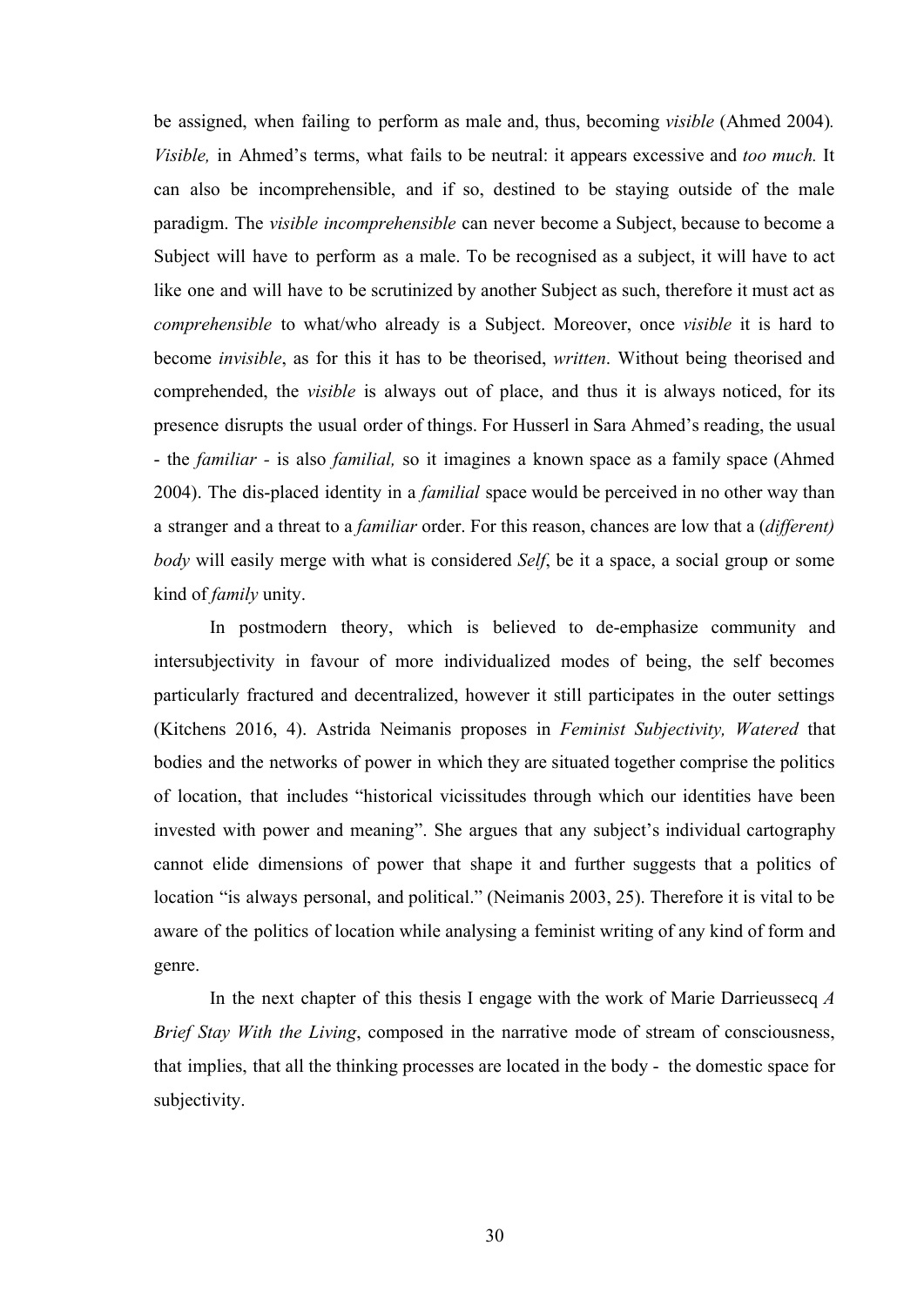be assigned, when failing to perform as male and, thus, becoming *visible* (Ahmed 2004). *Visible,* in Ahmed's terms, what fails to be neutral: it appears excessive and *too much.* It can also be incomprehensible, and if so, destined to be staying outside of the male paradigm. The *visible incomprehensible* can never become a Subject, because to become a Subject will have to perform as a male. To be recognised as a subject, it will have to act like one and will have to be scrutinized by another Subject as such, therefore it must act as *comprehensible* to what/who already is a Subject. Moreover, once *visible* it is hard to become *invisible*, as for this it has to be theorised, *written*. Without being theorised and comprehended, the *visible* is always out of place, and thus it is always noticed, for its presence disrupts the usual order of things. For Husserl in Sara Ahmed's reading, the usual - the *familiar* - is also *familial,* so it imagines a known space as a family space (Ahmed 2004). The dis-placed identity in a *familial* space would be perceived in no other way than a stranger and a threat to a *familiar* order. For this reason, chances are low that a (*different) body* will easily merge with what is considered *Self*, be it a space, a social group or some kind of *family* unity.

In postmodern theory, which is believed to de-emphasize community and intersubjectivity in favour of more individualized modes of being, the self becomes particularly fractured and decentralized, however it still participates in the outer settings (Kitchens 2016, 4). Astrida Neimanis proposes in *Feminist Subjectivity, Watered* that bodies and the networks of power in which they are situated together comprise the politics of location, that includes "historical vicissitudes through which our identities have been invested with power and meaning". She argues that any subject's individual cartography cannot elide dimensions of power that shape it and further suggests that a politics of location "is always personal, and political." (Neimanis 2003, 25). Therefore it is vital to be aware of the politics of location while analysing a feminist writing of any kind of form and genre.

In the next chapter of this thesis I engage with the work of Marie Darrieussecq *A Brief Stay With the Living*, composed in the narrative mode of stream of consciousness, that implies, that all the thinking processes are located in the body - the domestic space for subjectivity.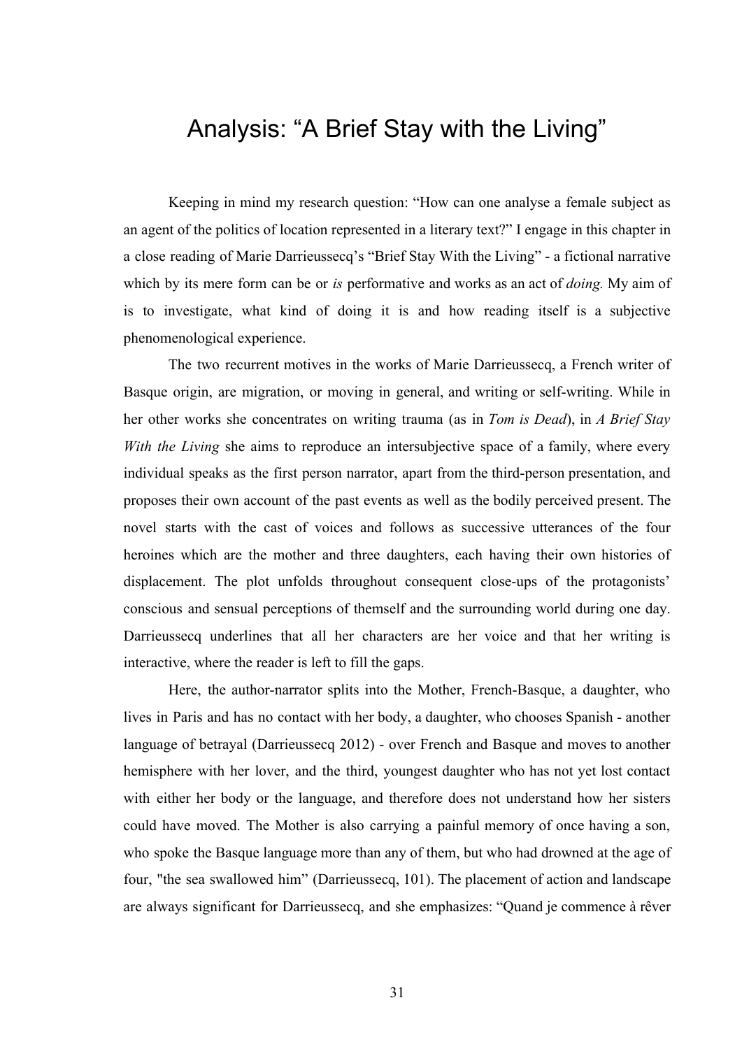# Analysis: "A Brief Stay with the Living"

Keeping in mind my research question: "How can one analyse a female subject as an agent of the politics of location represented in a literary text?" I engage in this chapter in a close reading of Marie Darrieussecq's "Brief Stay With the Living" - a fictional narrative which by its mere form can be or *is* performative and works as an act of *doing.* My aim of is to investigate, what kind of doing it is and how reading itself is a subjective phenomenological experience.

The two recurrent motives in the works of Marie Darrieussecq, a French writer of Basque origin, are migration, or moving in general, and writing or self-writing. While in her other works she concentrates on writing trauma (as in *Tom is Dead*), in *A Brief Stay With the Living* she aims to reproduce an intersubjective space of a family, where every individual speaks as the first person narrator, apart from the third-person presentation, and proposes their own account of the past events as well as the bodily perceived present. The novel starts with the cast of voices and follows as successive utterances of the four heroines which are the mother and three daughters, each having their own histories of displacement. The plot unfolds throughout consequent close-ups of the protagonists' conscious and sensual perceptions of themself and the surrounding world during one day. Darrieussecq underlines that all her characters are her voice and that her writing is interactive, where the reader is left to fill the gaps.

Here, the author-narrator splits into the Mother, French-Basque, a daughter, who lives in Paris and has no contact with her body, a daughter, who chooses Spanish - another language of betrayal (Darrieussecq 2012) - over French and Basque and moves to another hemisphere with her lover, and the third, youngest daughter who has not yet lost contact with either her body or the language, and therefore does not understand how her sisters could have moved. The Mother is also carrying a painful memory of once having a son, who spoke the Basque language more than any of them, but who had drowned at the age of four, "the sea swallowed him" (Darrieussecq, 101). The placement of action and landscape are always significant for Darrieussecq, and she emphasizes: "Quand je commence à rêver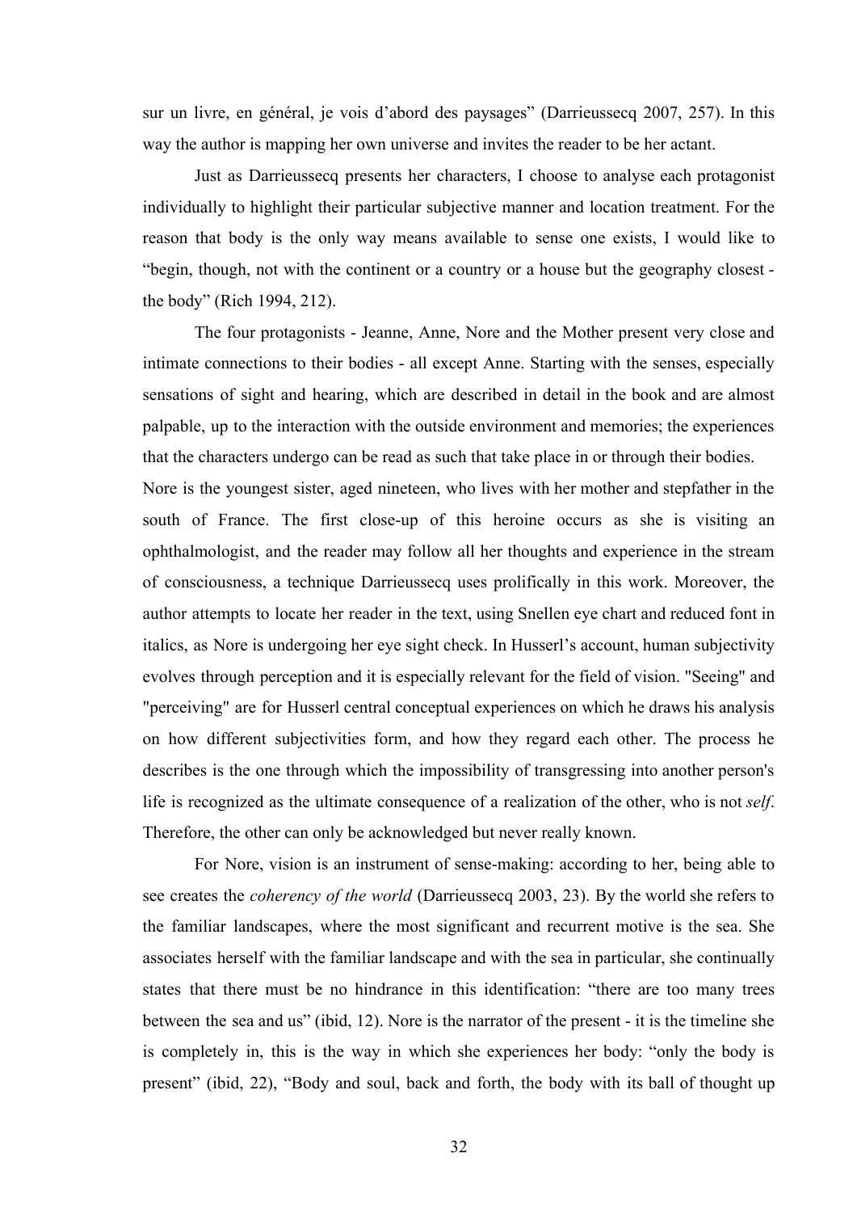sur un livre, en général, je vois d'abord des paysages" (Darrieussecq 2007, 257). In this way the author is mapping her own universe and invites the reader to be her actant.

Just as Darrieussecq presents her characters, I choose to analyse each protagonist individually to highlight their particular subjective manner and location treatment. For the reason that body is the only way means available to sense one exists, I would like to "begin, though, not with the continent or a country or a house but the geography closest - the body" (Rich 1994, 212).

The four protagonists - Jeanne, Anne, Nore and the Mother present very close and intimate connections to their bodies - all except Anne. Starting with the senses, especially sensations of sight and hearing, which are described in detail in the book and are almost palpable, up to the interaction with the outside environment and memories; the experiences that the characters undergo can be read as such that take place in or through their bodies.

Nore is the youngest sister, aged nineteen, who lives with her mother and stepfather in the south of France. The first close-up of this heroine occurs as she is visiting an ophthalmologist, and the reader may follow all her thoughts and experience in the stream of consciousness, a technique Darrieussecq uses prolifically in this work. Moreover, the author attempts to locate her reader in the text, using Snellen eye chart and reduced font in italics, as Nore is undergoing her eye sight check. In Husserl's account, human subjectivity evolves through perception and it is especially relevant for the field of vision. "Seeing" and "perceiving" are for Husserl central conceptual experiences on which he draws his analysis on how different subjectivities form, and how they regard each other. The process he describes is the one through which the impossibility of transgressing into another person's life is recognized as the ultimate consequence of a realization of the other, who is not *self*. Therefore, the other can only be acknowledged but never really known.

For Nore, vision is an instrument of sense-making: according to her, being able to see creates the *coherency of the world* (Darrieussecq 2003, 23). By the world she refers to the familiar landscapes, where the most significant and recurrent motive is the sea. She associates herself with the familiar landscape and with the sea in particular, she continually states that there must be no hindrance in this identification: "there are too many trees between the sea and us" (ibid, 12). Nore is the narrator of the present - it is the timeline she is completely in, this is the way in which she experiences her body: "only the body is present" (ibid, 22), "Body and soul, back and forth, the body with its ball of thought up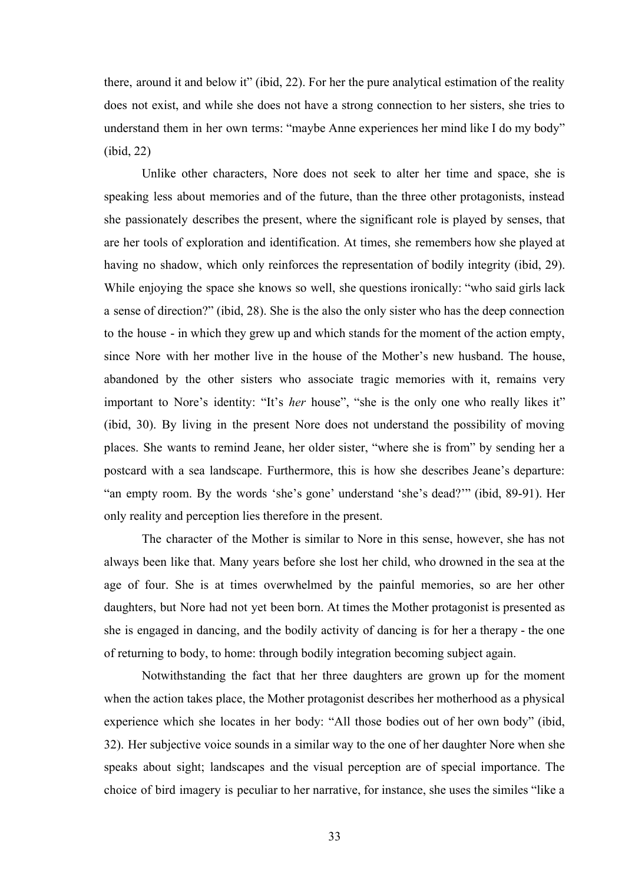there, around it and below it" (ibid, 22). For her the pure analytical estimation of the reality does not exist, and while she does not have a strong connection to her sisters, she tries to understand them in her own terms: "maybe Anne experiences her mind like I do my body" (ibid, 22)

Unlike other characters, Nore does not seek to alter her time and space, she is speaking less about memories and of the future, than the three other protagonists, instead she passionately describes the present, where the significant role is played by senses, that are her tools of exploration and identification. At times, she remembers how she played at having no shadow, which only reinforces the representation of bodily integrity (ibid, 29). While enjoying the space she knows so well, she questions ironically: "who said girls lack a sense of direction?" (ibid, 28). She is the also the only sister who has the deep connection to the house - in which they grew up and which stands for the moment of the action empty, since Nore with her mother live in the house of the Mother's new husband. The house, abandoned by the other sisters who associate tragic memories with it, remains very important to Nore's identity: "It's *her* house", "she is the only one who really likes it" (ibid, 30). By living in the present Nore does not understand the possibility of moving places. She wants to remind Jeane, her older sister, "where she is from" by sending her a postcard with a sea landscape. Furthermore, this is how she describes Jeane's departure: "an empty room. By the words 'she's gone' understand 'she's dead?'" (ibid, 89-91). Her only reality and perception lies therefore in the present.

The character of the Mother is similar to Nore in this sense, however, she has not always been like that. Many years before she lost her child, who drowned in the sea at the age of four. She is at times overwhelmed by the painful memories, so are her other daughters, but Nore had not yet been born. At times the Mother protagonist is presented as she is engaged in dancing, and the bodily activity of dancing is for her a therapy - the one of returning to body, to home: through bodily integration becoming subject again.

Notwithstanding the fact that her three daughters are grown up for the moment when the action takes place, the Mother protagonist describes her motherhood as a physical experience which she locates in her body: "All those bodies out of her own body" (ibid, 32). Her subjective voice sounds in a similar way to the one of her daughter Nore when she speaks about sight; landscapes and the visual perception are of special importance. The choice of bird imagery is peculiar to her narrative, for instance, she uses the similes "like a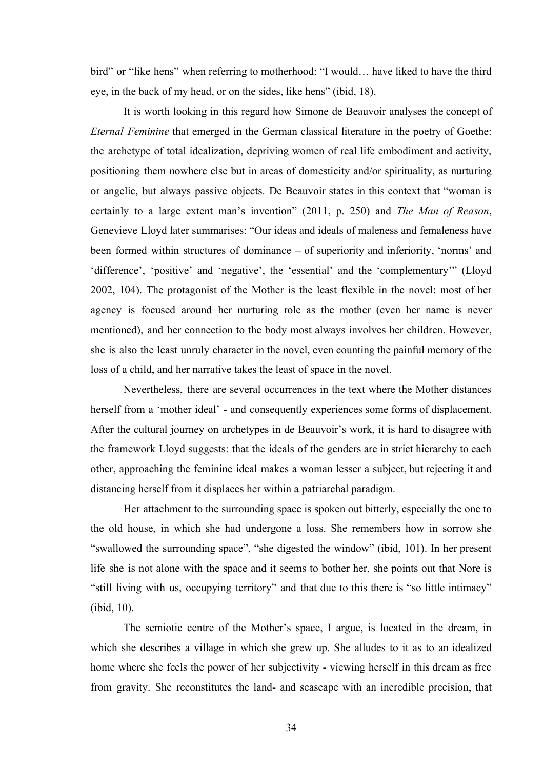bird" or "like hens" when referring to motherhood: "I would… have liked to have the third eye, in the back of my head, or on the sides, like hens" (ibid, 18).

It is worth looking in this regard how Simone de Beauvoir analyses the concept of *Eternal Feminine* that emerged in the German classical literature in the poetry of Goethe: the archetype of total idealization, depriving women of real life embodiment and activity, positioning them nowhere else but in areas of domesticity and/or spirituality, as nurturing or angelic, but always passive objects. De Beauvoir states in this context that "woman is certainly to a large extent man's invention" (2011, p. 250) and *The Man of Reason*, Genevieve Lloyd later summarises: "Our ideas and ideals of maleness and femaleness have been formed within structures of dominance – of superiority and inferiority, 'norms' and 'difference', 'positive' and 'negative', the 'essential' and the 'complementary'" (Lloyd 2002, 104). The protagonist of the Mother is the least flexible in the novel: most of her agency is focused around her nurturing role as the mother (even her name is never mentioned), and her connection to the body most always involves her children. However, she is also the least unruly character in the novel, even counting the painful memory of the loss of a child, and her narrative takes the least of space in the novel.

Nevertheless, there are several occurrences in the text where the Mother distances herself from a 'mother ideal' - and consequently experiences some forms of displacement. After the cultural journey on archetypes in de Beauvoir's work, it is hard to disagree with the framework Lloyd suggests: that the ideals of the genders are in strict hierarchy to each other, approaching the feminine ideal makes a woman lesser a subject, but rejecting it and distancing herself from it displaces her within a patriarchal paradigm.

Her attachment to the surrounding space is spoken out bitterly, especially the one to the old house, in which she had undergone a loss. She remembers how in sorrow she "swallowed the surrounding space", "she digested the window" (ibid, 101). In her present life she is not alone with the space and it seems to bother her, she points out that Nore is "still living with us, occupying territory" and that due to this there is "so little intimacy" (ibid, 10).

The semiotic centre of the Mother's space, I argue, is located in the dream, in which she describes a village in which she grew up. She alludes to it as to an idealized home where she feels the power of her subjectivity - viewing herself in this dream as free from gravity. She reconstitutes the land- and seascape with an incredible precision, that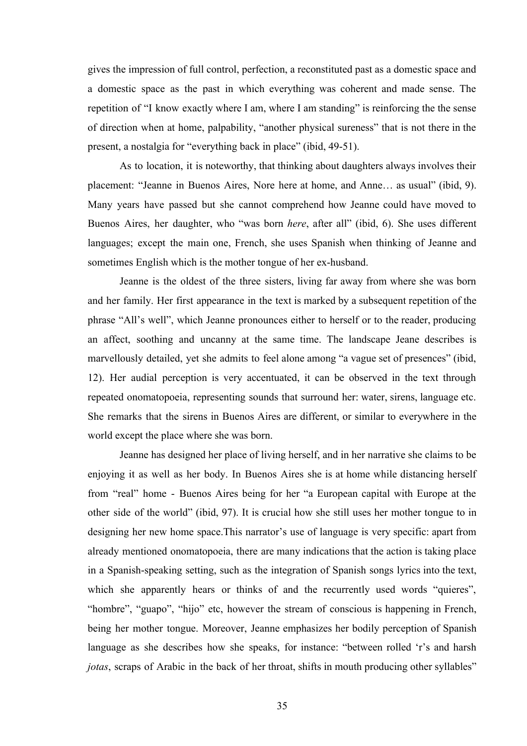gives the impression of full control, perfection, a reconstituted past as a domestic space and a domestic space as the past in which everything was coherent and made sense. The repetition of "I know exactly where I am, where I am standing" is reinforcing the the sense of direction when at home, palpability, "another physical sureness" that is not there in the present, a nostalgia for "everything back in place" (ibid, 49-51).

As to location, it is noteworthy, that thinking about daughters always involves their placement: "Jeanne in Buenos Aires, Nore here at home, and Anne… as usual" (ibid, 9). Many years have passed but she cannot comprehend how Jeanne could have moved to Buenos Aires, her daughter, who "was born *here*, after all" (ibid, 6). She uses different languages; except the main one, French, she uses Spanish when thinking of Jeanne and sometimes English which is the mother tongue of her ex-husband.

Jeanne is the oldest of the three sisters, living far away from where she was born and her family. Her first appearance in the text is marked by a subsequent repetition of the phrase "All's well", which Jeanne pronounces either to herself or to the reader, producing an affect, soothing and uncanny at the same time. The landscape Jeane describes is marvellously detailed, yet she admits to feel alone among "a vague set of presences" (ibid, 12). Her audial perception is very accentuated, it can be observed in the text through repeated onomatopoeia, representing sounds that surround her: water, sirens, language etc. She remarks that the sirens in Buenos Aires are different, or similar to everywhere in the world except the place where she was born.

Jeanne has designed her place of living herself, and in her narrative she claims to be enjoying it as well as her body. In Buenos Aires she is at home while distancing herself from "real" home - Buenos Aires being for her "a European capital with Europe at the other side of the world" (ibid, 97). It is crucial how she still uses her mother tongue to in designing her new home space.This narrator's use of language is very specific: apart from already mentioned onomatopoeia, there are many indications that the action is taking place in a Spanish-speaking setting, such as the integration of Spanish songs lyrics into the text, which she apparently hears or thinks of and the recurrently used words "quieres", "hombre", "guapo", "hijo" etc, however the stream of conscious is happening in French, being her mother tongue. Moreover, Jeanne emphasizes her bodily perception of Spanish language as she describes how she speaks, for instance: "between rolled 'r's and harsh *jotas*, scraps of Arabic in the back of her throat, shifts in mouth producing other syllables"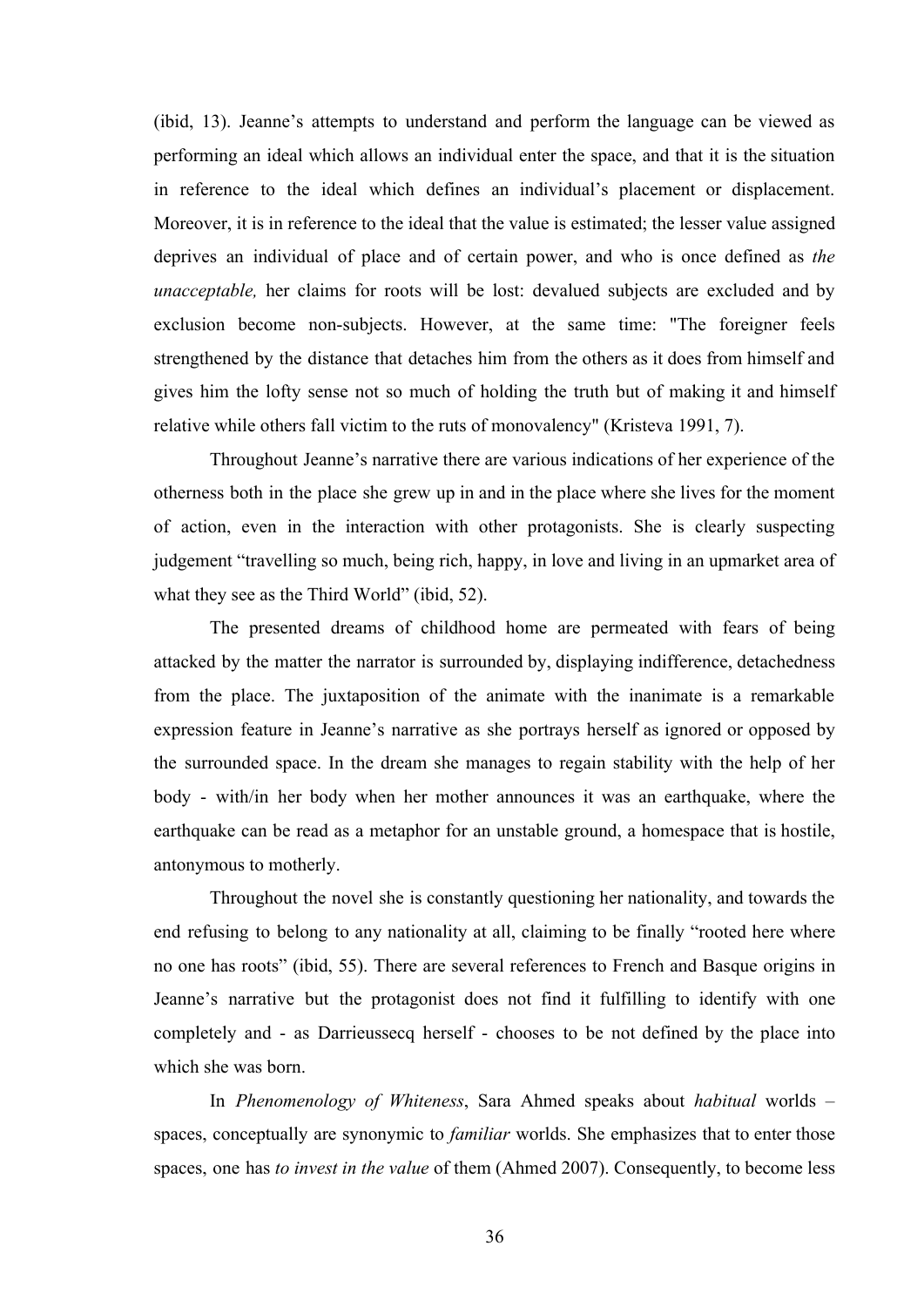(ibid, 13). Jeanne's attempts to understand and perform the language can be viewed as performing an ideal which allows an individual enter the space, and that it is the situation in reference to the ideal which defines an individual's placement or displacement. Moreover, it is in reference to the ideal that the value is estimated; the lesser value assigned deprives an individual of place and of certain power, and who is once defined as *the unacceptable,* her claims for roots will be lost: devalued subjects are excluded and by exclusion become non-subjects. However, at the same time: "The foreigner feels strengthened by the distance that detaches him from the others as it does from himself and gives him the lofty sense not so much of holding the truth but of making it and himself relative while others fall victim to the ruts of monovalency" (Kristeva 1991, 7).

Throughout Jeanne's narrative there are various indications of her experience of the otherness both in the place she grew up in and in the place where she lives for the moment of action, even in the interaction with other protagonists. She is clearly suspecting judgement "travelling so much, being rich, happy, in love and living in an upmarket area of what they see as the Third World" (ibid, 52).

The presented dreams of childhood home are permeated with fears of being attacked by the matter the narrator is surrounded by, displaying indifference, detachedness from the place. The juxtaposition of the animate with the inanimate is a remarkable expression feature in Jeanne's narrative as she portrays herself as ignored or opposed by the surrounded space. In the dream she manages to regain stability with the help of her body - with/in her body when her mother announces it was an earthquake, where the earthquake can be read as a metaphor for an unstable ground, a homespace that is hostile, antonymous to motherly.

Throughout the novel she is constantly questioning her nationality, and towards the end refusing to belong to any nationality at all, claiming to be finally "rooted here where no one has roots" (ibid, 55). There are several references to French and Basque origins in Jeanne's narrative but the protagonist does not find it fulfilling to identify with one completely and - as Darrieussecq herself - chooses to be not defined by the place into which she was born.

In *Phenomenology of Whiteness*, Sara Ahmed speaks about *habitual* worlds – spaces, conceptually are synonymic to *familiar* worlds. She emphasizes that to enter those spaces, one has *to invest in the value* of them (Ahmed 2007). Consequently, to become less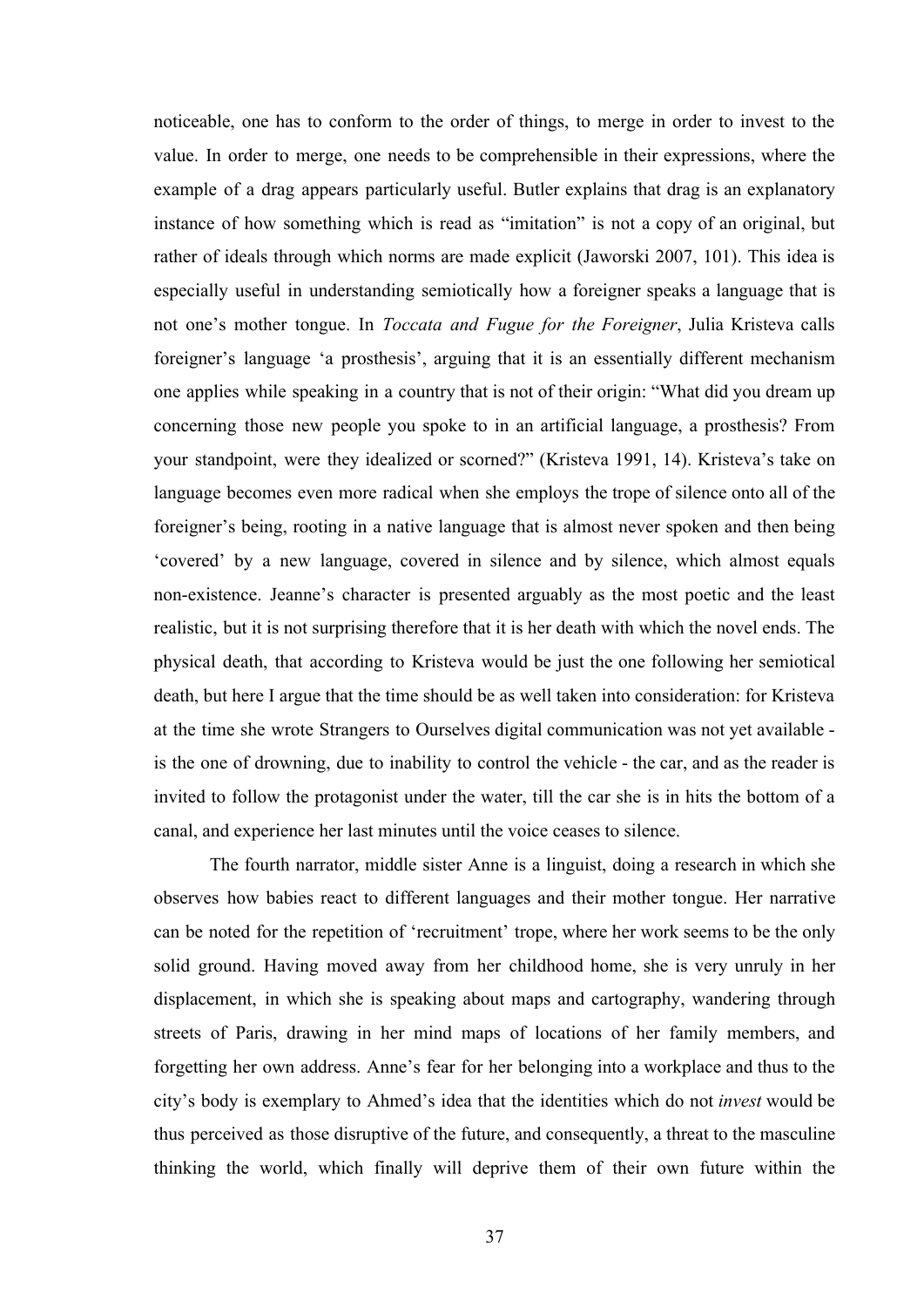noticeable, one has to conform to the order of things, to merge in order to invest to the value. In order to merge, one needs to be comprehensible in their expressions, where the example of a drag appears particularly useful. Butler explains that drag is an explanatory instance of how something which is read as “imitation” is not a copy of an original, but rather of ideals through which norms are made explicit (Jaworski 2007, 101). This idea is especially useful in understanding semiotically how a foreigner speaks a language that is not one’s mother tongue. In *Toccata and Fugue for the Foreigner*, Julia Kristeva calls foreigner’s language ‘a prosthesis’, arguing that it is an essentially different mechanism one applies while speaking in a country that is not of their origin: “What did you dream up concerning those new people you spoke to in an artificial language, a prosthesis? From your standpoint, were they idealized or scorned?” (Kristeva 1991, 14). Kristeva’s take on language becomes even more radical when she employs the trope of silence onto all of the foreigner’s being, rooting in a native language that is almost never spoken and then being ‘covered’ by a new language, covered in silence and by silence, which almost equals non-existence. Jeanne’s character is presented arguably as the most poetic and the least realistic, but it is not surprising therefore that it is her death with which the novel ends. The physical death, that according to Kristeva would be just the one following her semiotical death, but here I argue that the time should be as well taken into consideration: for Kristeva at the time she wrote Strangers to Ourselves digital communication was not yet available - is the one of drowning, due to inability to control the vehicle - the car, and as the reader is invited to follow the protagonist under the water, till the car she is in hits the bottom of a canal, and experience her last minutes until the voice ceases to silence.

The fourth narrator, middle sister Anne is a linguist, doing a research in which she observes how babies react to different languages and their mother tongue. Her narrative can be noted for the repetition of ‘recruitment’ trope, where her work seems to be the only solid ground. Having moved away from her childhood home, she is very unruly in her displacement, in which she is speaking about maps and cartography, wandering through streets of Paris, drawing in her mind maps of locations of her family members, and forgetting her own address. Anne’s fear for her belonging into a workplace and thus to the city’s body is exemplary to Ahmed’s idea that the identities which do not *invest* would be thus perceived as those disruptive of the future, and consequently, a threat to the masculine thinking the world, which finally will deprive them of their own future within the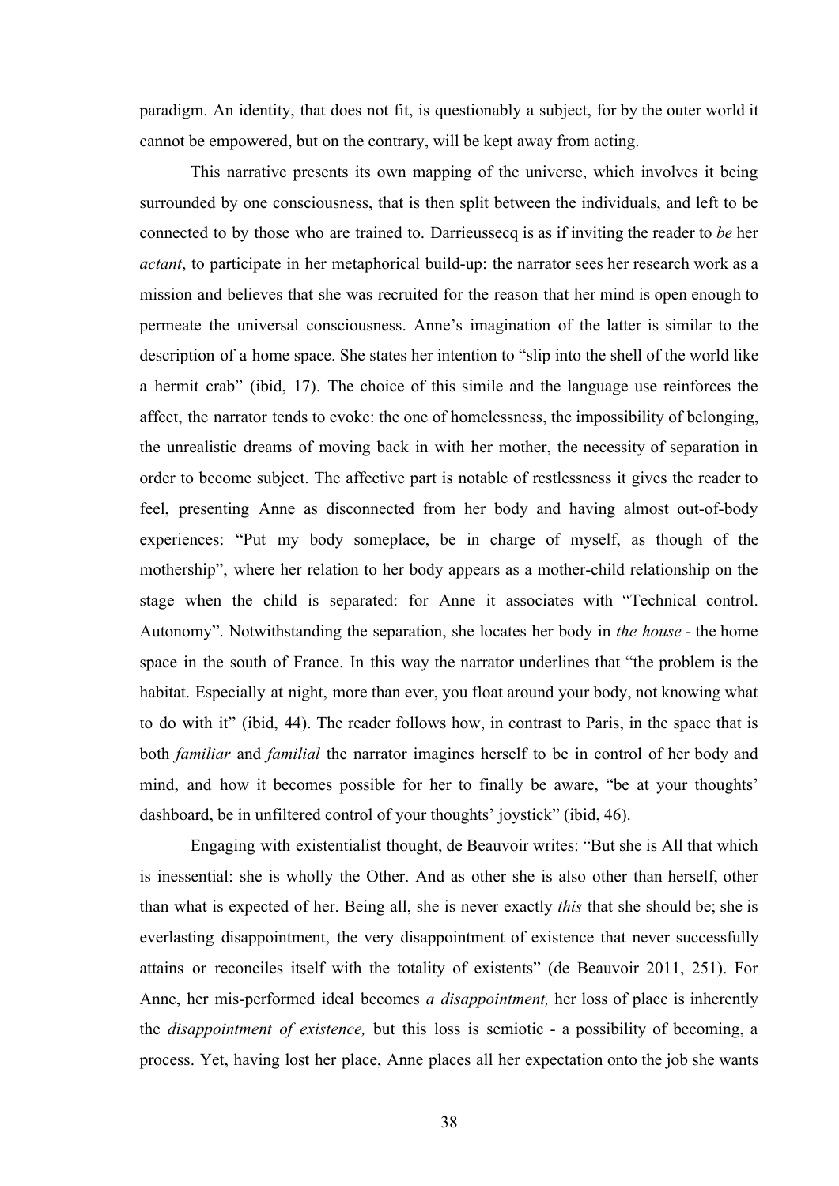paradigm. An identity, that does not fit, is questionably a subject, for by the outer world it cannot be empowered, but on the contrary, will be kept away from acting.

This narrative presents its own mapping of the universe, which involves it being surrounded by one consciousness, that is then split between the individuals, and left to be connected to by those who are trained to. Darrieussecq is as if inviting the reader to *be* her *actant*, to participate in her metaphorical build-up: the narrator sees her research work as a mission and believes that she was recruited for the reason that her mind is open enough to permeate the universal consciousness. Anne's imagination of the latter is similar to the description of a home space. She states her intention to "slip into the shell of the world like a hermit crab" (ibid, 17). The choice of this simile and the language use reinforces the affect, the narrator tends to evoke: the one of homelessness, the impossibility of belonging, the unrealistic dreams of moving back in with her mother, the necessity of separation in order to become subject. The affective part is notable of restlessness it gives the reader to feel, presenting Anne as disconnected from her body and having almost out-of-body experiences: "Put my body someplace, be in charge of myself, as though of the mothership", where her relation to her body appears as a mother-child relationship on the stage when the child is separated: for Anne it associates with "Technical control. Autonomy". Notwithstanding the separation, she locates her body in *the house* - the home space in the south of France. In this way the narrator underlines that "the problem is the habitat. Especially at night, more than ever, you float around your body, not knowing what to do with it" (ibid, 44). The reader follows how, in contrast to Paris, in the space that is both *familiar* and *familial* the narrator imagines herself to be in control of her body and mind, and how it becomes possible for her to finally be aware, "be at your thoughts' dashboard, be in unfiltered control of your thoughts' joystick" (ibid, 46).

Engaging with existentialist thought, de Beauvoir writes: "But she is All that which is inessential: she is wholly the Other. And as other she is also other than herself, other than what is expected of her. Being all, she is never exactly *this* that she should be; she is everlasting disappointment, the very disappointment of existence that never successfully attains or reconciles itself with the totality of existents" (de Beauvoir 2011, 251). For Anne, her mis-performed ideal becomes *a disappointment,* her loss of place is inherently the *disappointment of existence,* but this loss is semiotic - a possibility of becoming, a process. Yet, having lost her place, Anne places all her expectation onto the job she wants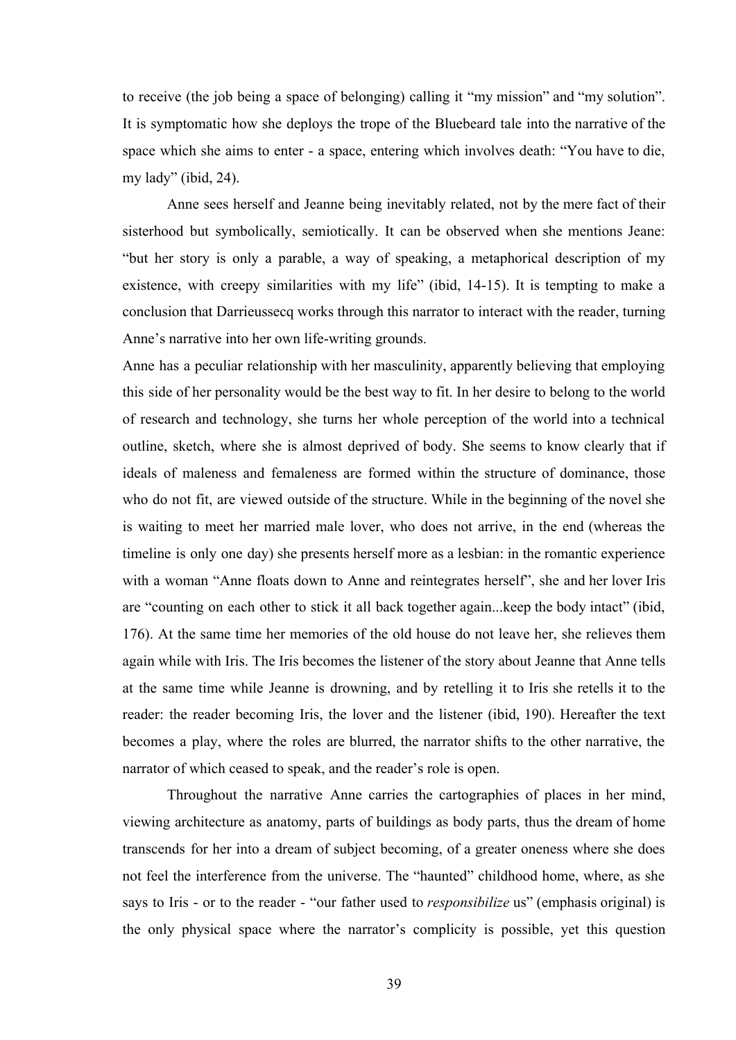to receive (the job being a space of belonging) calling it "my mission" and "my solution". It is symptomatic how she deploys the trope of the Bluebeard tale into the narrative of the space which she aims to enter - a space, entering which involves death: "You have to die, my lady" (ibid, 24).

Anne sees herself and Jeanne being inevitably related, not by the mere fact of their sisterhood but symbolically, semiotically. It can be observed when she mentions Jeane: "but her story is only a parable, a way of speaking, a metaphorical description of my existence, with creepy similarities with my life" (ibid, 14-15). It is tempting to make a conclusion that Darrieussecq works through this narrator to interact with the reader, turning Anne's narrative into her own life-writing grounds.

Anne has a peculiar relationship with her masculinity, apparently believing that employing this side of her personality would be the best way to fit. In her desire to belong to the world of research and technology, she turns her whole perception of the world into a technical outline, sketch, where she is almost deprived of body. She seems to know clearly that if ideals of maleness and femaleness are formed within the structure of dominance, those who do not fit, are viewed outside of the structure. While in the beginning of the novel she is waiting to meet her married male lover, who does not arrive, in the end (whereas the timeline is only one day) she presents herself more as a lesbian: in the romantic experience with a woman "Anne floats down to Anne and reintegrates herself", she and her lover Iris are "counting on each other to stick it all back together again...keep the body intact" (ibid, 176). At the same time her memories of the old house do not leave her, she relieves them again while with Iris. The Iris becomes the listener of the story about Jeanne that Anne tells at the same time while Jeanne is drowning, and by retelling it to Iris she retells it to the reader: the reader becoming Iris, the lover and the listener (ibid, 190). Hereafter the text becomes a play, where the roles are blurred, the narrator shifts to the other narrative, the narrator of which ceased to speak, and the reader's role is open.

Throughout the narrative Anne carries the cartographies of places in her mind, viewing architecture as anatomy, parts of buildings as body parts, thus the dream of home transcends for her into a dream of subject becoming, of a greater oneness where she does not feel the interference from the universe. The "haunted" childhood home, where, as she says to Iris - or to the reader - "our father used to *responsibilize* us" (emphasis original) is the only physical space where the narrator's complicity is possible, yet this question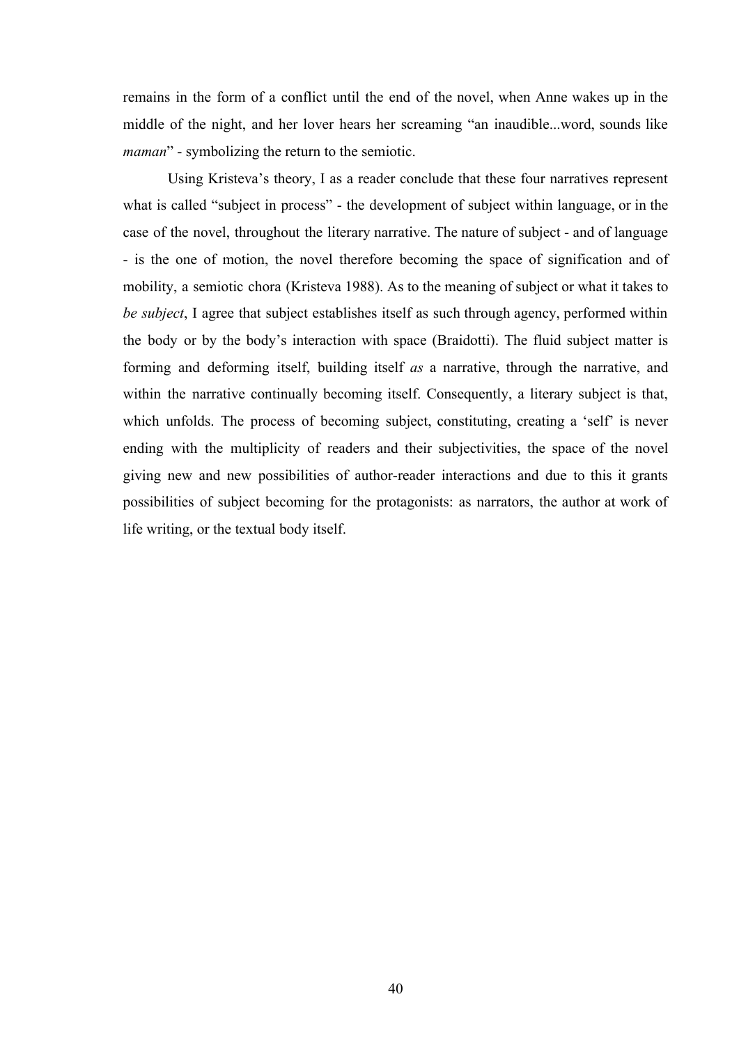remains in the form of a conflict until the end of the novel, when Anne wakes up in the middle of the night, and her lover hears her screaming "an inaudible...word, sounds like *maman*" - symbolizing the return to the semiotic.

Using Kristeva's theory, I as a reader conclude that these four narratives represent what is called "subject in process" - the development of subject within language, or in the case of the novel, throughout the literary narrative. The nature of subject - and of language - is the one of motion, the novel therefore becoming the space of signification and of mobility, a semiotic chora (Kristeva 1988). As to the meaning of subject or what it takes to *be subject*, I agree that subject establishes itself as such through agency, performed within the body or by the body's interaction with space (Braidotti). The fluid subject matter is forming and deforming itself, building itself *as* a narrative, through the narrative, and within the narrative continually becoming itself. Consequently, a literary subject is that, which unfolds. The process of becoming subject, constituting, creating a 'self' is never ending with the multiplicity of readers and their subjectivities, the space of the novel giving new and new possibilities of author-reader interactions and due to this it grants possibilities of subject becoming for the protagonists: as narrators, the author at work of life writing, or the textual body itself.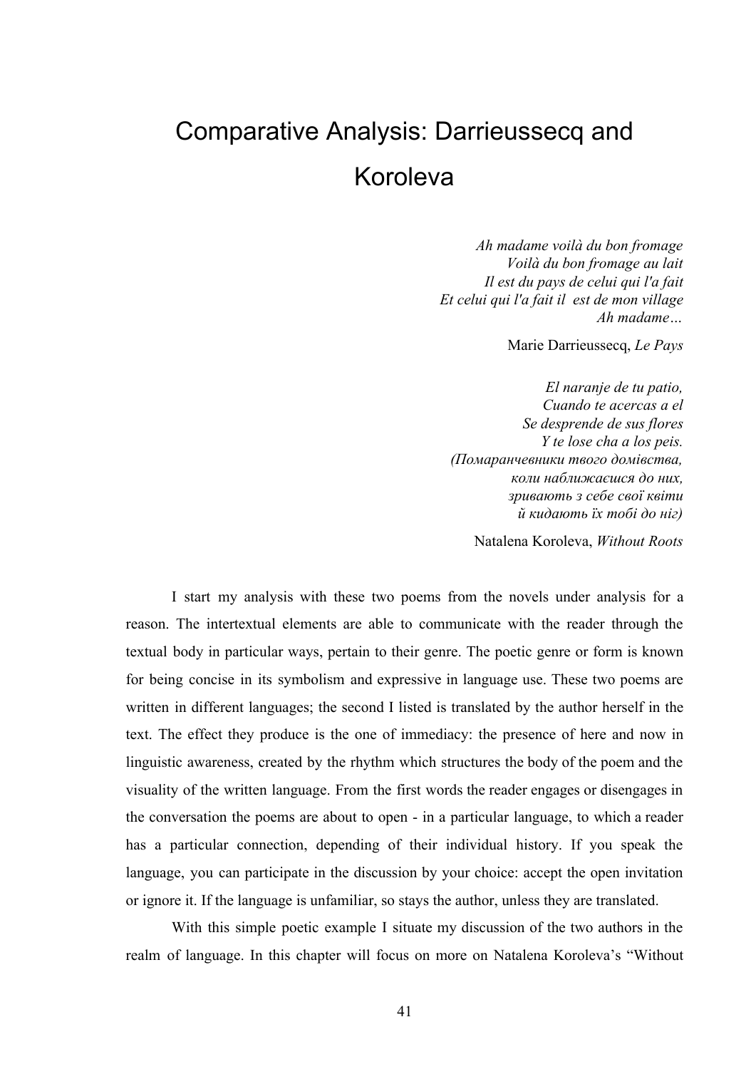# Comparative Analysis: Darrieussecq and Koroleva

*Ah madame voilà du bon fromage*
*Voilà du bon fromage au lait*
*Il est du pays de celui qui l'a fait*
*Et celui qui l'a fait il est de mon village*
*Ah madame…*

Marie Darrieussecq, *Le Pays*

*El naranje de tu patio,*
*Cuando te acercas a el*
*Se desprende de sus flores*
*Y te lose cha a los peis.*
*(Помаранчевники твого домівства,*
*коли наближаєшся до них,*
*зривають з себе свої квіти*
*й кидають їх тобі до ніг)*

Natalena Koroleva, *Without Roots*

I start my analysis with these two poems from the novels under analysis for a reason. The intertextual elements are able to communicate with the reader through the textual body in particular ways, pertain to their genre. The poetic genre or form is known for being concise in its symbolism and expressive in language use. These two poems are written in different languages; the second I listed is translated by the author herself in the text. The effect they produce is the one of immediacy: the presence of here and now in linguistic awareness, created by the rhythm which structures the body of the poem and the visuality of the written language. From the first words the reader engages or disengages in the conversation the poems are about to open - in a particular language, to which a reader has a particular connection, depending of their individual history. If you speak the language, you can participate in the discussion by your choice: accept the open invitation or ignore it. If the language is unfamiliar, so stays the author, unless they are translated.

With this simple poetic example I situate my discussion of the two authors in the realm of language. In this chapter will focus on more on Natalena Koroleva's "Without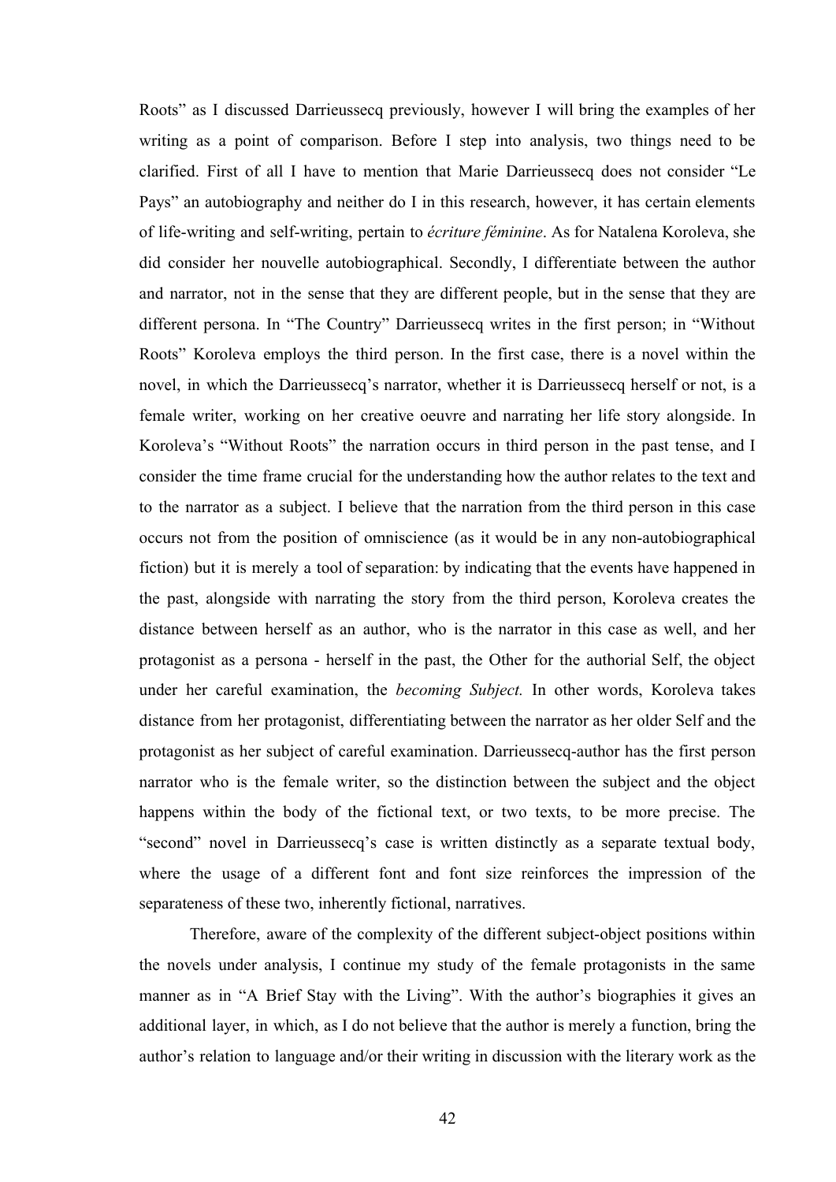Roots" as I discussed Darrieussecq previously, however I will bring the examples of her writing as a point of comparison. Before I step into analysis, two things need to be clarified. First of all I have to mention that Marie Darrieussecq does not consider "Le Pays" an autobiography and neither do I in this research, however, it has certain elements of life-writing and self-writing, pertain to *écriture féminine*. As for Natalena Koroleva, she did consider her nouvelle autobiographical. Secondly, I differentiate between the author and narrator, not in the sense that they are different people, but in the sense that they are different persona. In "The Country" Darrieussecq writes in the first person; in "Without Roots" Koroleva employs the third person. In the first case, there is a novel within the novel, in which the Darrieussecq's narrator, whether it is Darrieussecq herself or not, is a female writer, working on her creative oeuvre and narrating her life story alongside. In Koroleva's "Without Roots" the narration occurs in third person in the past tense, and I consider the time frame crucial for the understanding how the author relates to the text and to the narrator as a subject. I believe that the narration from the third person in this case occurs not from the position of omniscience (as it would be in any non-autobiographical fiction) but it is merely a tool of separation: by indicating that the events have happened in the past, alongside with narrating the story from the third person, Koroleva creates the distance between herself as an author, who is the narrator in this case as well, and her protagonist as a persona - herself in the past, the Other for the authorial Self, the object under her careful examination, the *becoming Subject.* In other words, Koroleva takes distance from her protagonist, differentiating between the narrator as her older Self and the protagonist as her subject of careful examination. Darrieussecq-author has the first person narrator who is the female writer, so the distinction between the subject and the object happens within the body of the fictional text, or two texts, to be more precise. The "second" novel in Darrieussecq's case is written distinctly as a separate textual body, where the usage of a different font and font size reinforces the impression of the separateness of these two, inherently fictional, narratives.

Therefore, aware of the complexity of the different subject-object positions within the novels under analysis, I continue my study of the female protagonists in the same manner as in "A Brief Stay with the Living". With the author's biographies it gives an additional layer, in which, as I do not believe that the author is merely a function, bring the author's relation to language and/or their writing in discussion with the literary work as the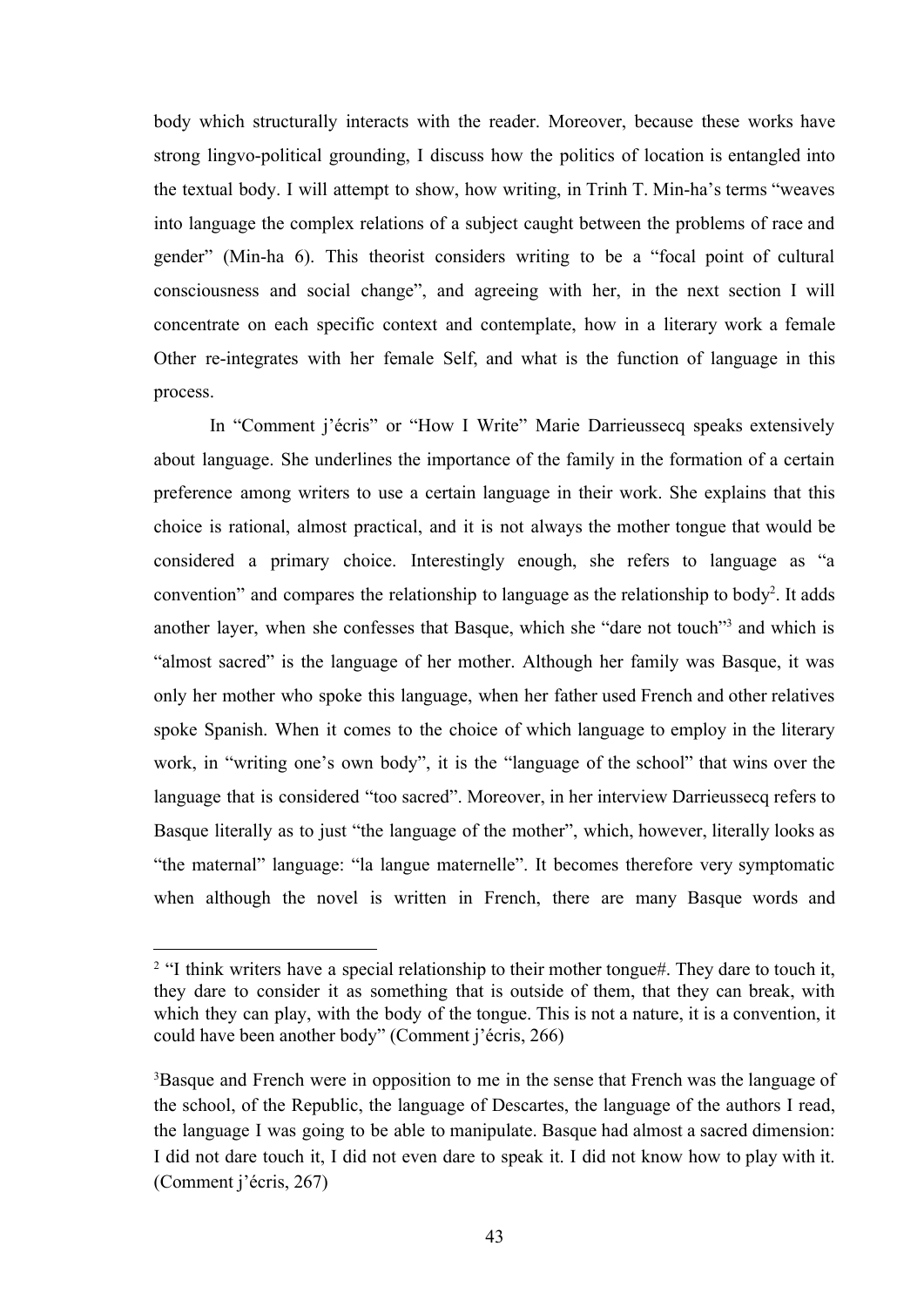body which structurally interacts with the reader. Moreover, because these works have strong lingvo-political grounding, I discuss how the politics of location is entangled into the textual body. I will attempt to show, how writing, in Trinh T. Min-ha's terms "weaves into language the complex relations of a subject caught between the problems of race and gender" (Min-ha 6). This theorist considers writing to be a "focal point of cultural consciousness and social change", and agreeing with her, in the next section I will concentrate on each specific context and contemplate, how in a literary work a female Other re-integrates with her female Self, and what is the function of language in this process.

In "Comment j'écris" or "How I Write" Marie Darrieussecq speaks extensively about language. She underlines the importance of the family in the formation of a certain preference among writers to use a certain language in their work. She explains that this choice is rational, almost practical, and it is not always the mother tongue that would be considered a primary choice. Interestingly enough, she refers to language as "a convention" and compares the relationship to language as the relationship to body[2]. It adds another layer, when she confesses that Basque, which she "dare not touch"[3] and which is "almost sacred" is the language of her mother. Although her family was Basque, it was only her mother who spoke this language, when her father used French and other relatives spoke Spanish. When it comes to the choice of which language to employ in the literary work, in "writing one's own body", it is the "language of the school" that wins over the language that is considered "too sacred". Moreover, in her interview Darrieussecq refers to Basque literally as to just "the language of the mother", which, however, literally looks as "the maternal" language: "la langue maternelle". It becomes therefore very symptomatic when although the novel is written in French, there are many Basque words and

---

[2] "I think writers have a special relationship to their mother tongue#. They dare to touch it, they dare to consider it as something that is outside of them, that they can break, with which they can play, with the body of the tongue. This is not a nature, it is a convention, it could have been another body" (Comment j'écris, 266)

[3] Basque and French were in opposition to me in the sense that French was the language of the school, of the Republic, the language of Descartes, the language of the authors I read, the language I was going to be able to manipulate. Basque had almost a sacred dimension: I did not dare touch it, I did not even dare to speak it. I did not know how to play with it. (Comment j'écris, 267)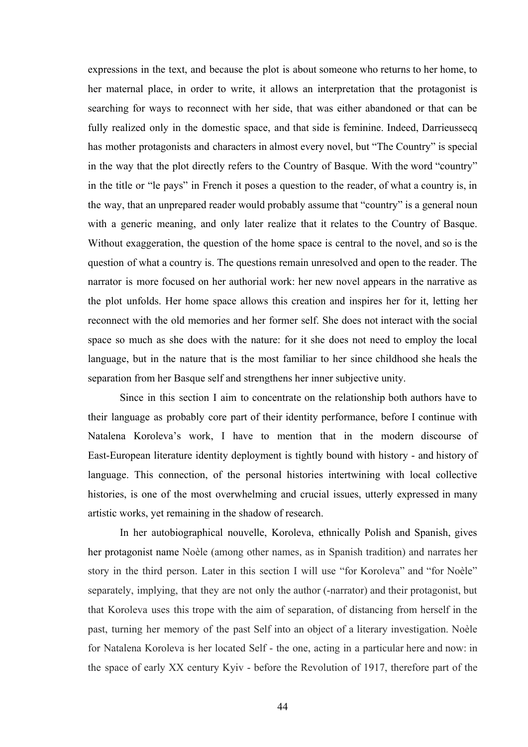expressions in the text, and because the plot is about someone who returns to her home, to her maternal place, in order to write, it allows an interpretation that the protagonist is searching for ways to reconnect with her side, that was either abandoned or that can be fully realized only in the domestic space, and that side is feminine. Indeed, Darrieussecq has mother protagonists and characters in almost every novel, but "The Country" is special in the way that the plot directly refers to the Country of Basque. With the word "country" in the title or "le pays" in French it poses a question to the reader, of what a country is, in the way, that an unprepared reader would probably assume that "country" is a general noun with a generic meaning, and only later realize that it relates to the Country of Basque. Without exaggeration, the question of the home space is central to the novel, and so is the question of what a country is. The questions remain unresolved and open to the reader. The narrator is more focused on her authorial work: her new novel appears in the narrative as the plot unfolds. Her home space allows this creation and inspires her for it, letting her reconnect with the old memories and her former self. She does not interact with the social space so much as she does with the nature: for it she does not need to employ the local language, but in the nature that is the most familiar to her since childhood she heals the separation from her Basque self and strengthens her inner subjective unity.

Since in this section I aim to concentrate on the relationship both authors have to their language as probably core part of their identity performance, before I continue with Natalena Koroleva's work, I have to mention that in the modern discourse of East-European literature identity deployment is tightly bound with history - and history of language. This connection, of the personal histories intertwining with local collective histories, is one of the most overwhelming and crucial issues, utterly expressed in many artistic works, yet remaining in the shadow of research.

In her autobiographical nouvelle, Koroleva, ethnically Polish and Spanish, gives her protagonist name Noèle (among other names, as in Spanish tradition) and narrates her story in the third person. Later in this section I will use "for Koroleva" and "for Noèle" separately, implying, that they are not only the author (-narrator) and their protagonist, but that Koroleva uses this trope with the aim of separation, of distancing from herself in the past, turning her memory of the past Self into an object of a literary investigation. Noèle for Natalena Koroleva is her located Self - the one, acting in a particular here and now: in the space of early XX century Kyiv - before the Revolution of 1917, therefore part of the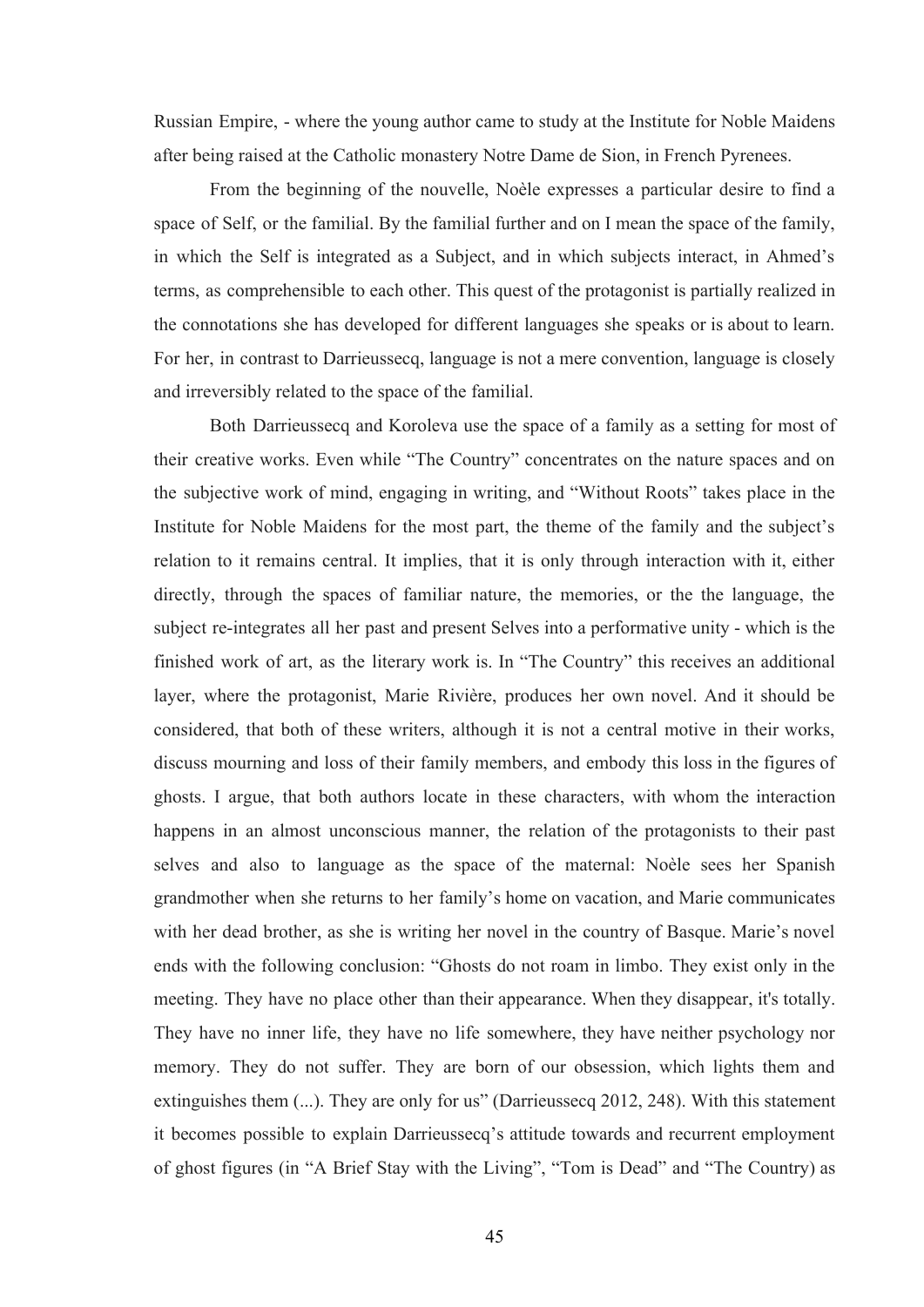Russian Empire, - where the young author came to study at the Institute for Noble Maidens after being raised at the Catholic monastery Notre Dame de Sion, in French Pyrenees.

From the beginning of the nouvelle, Noèle expresses a particular desire to find a space of Self, or the familial. By the familial further and on I mean the space of the family, in which the Self is integrated as a Subject, and in which subjects interact, in Ahmed's terms, as comprehensible to each other. This quest of the protagonist is partially realized in the connotations she has developed for different languages she speaks or is about to learn. For her, in contrast to Darrieussecq, language is not a mere convention, language is closely and irreversibly related to the space of the familial.

Both Darrieussecq and Koroleva use the space of a family as a setting for most of their creative works. Even while "The Country" concentrates on the nature spaces and on the subjective work of mind, engaging in writing, and "Without Roots" takes place in the Institute for Noble Maidens for the most part, the theme of the family and the subject's relation to it remains central. It implies, that it is only through interaction with it, either directly, through the spaces of familiar nature, the memories, or the the language, the subject re-integrates all her past and present Selves into a performative unity - which is the finished work of art, as the literary work is. In "The Country" this receives an additional layer, where the protagonist, Marie Rivière, produces her own novel. And it should be considered, that both of these writers, although it is not a central motive in their works, discuss mourning and loss of their family members, and embody this loss in the figures of ghosts. I argue, that both authors locate in these characters, with whom the interaction happens in an almost unconscious manner, the relation of the protagonists to their past selves and also to language as the space of the maternal: Noèle sees her Spanish grandmother when she returns to her family's home on vacation, and Marie communicates with her dead brother, as she is writing her novel in the country of Basque. Marie's novel ends with the following conclusion: "Ghosts do not roam in limbo. They exist only in the meeting. They have no place other than their appearance. When they disappear, it's totally. They have no inner life, they have no life somewhere, they have neither psychology nor memory. They do not suffer. They are born of our obsession, which lights them and extinguishes them (...). They are only for us" (Darrieussecq 2012, 248). With this statement it becomes possible to explain Darrieussecq's attitude towards and recurrent employment of ghost figures (in "A Brief Stay with the Living", "Tom is Dead" and "The Country) as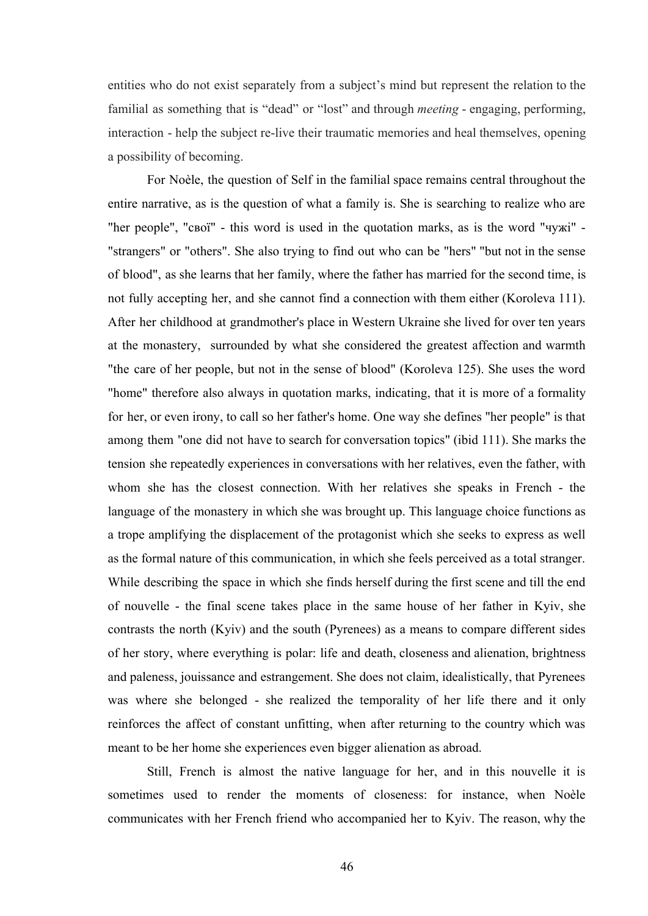entities who do not exist separately from a subject's mind but represent the relation to the familial as something that is "dead" or "lost" and through *meeting* - engaging, performing, interaction - help the subject re-live their traumatic memories and heal themselves, opening a possibility of becoming.

For Noèle, the question of Self in the familial space remains central throughout the entire narrative, as is the question of what a family is. She is searching to realize who are "her people", "свої" - this word is used in the quotation marks, as is the word "чужі" - "strangers" or "others". She also trying to find out who can be "hers" "but not in the sense of blood", as she learns that her family, where the father has married for the second time, is not fully accepting her, and she cannot find a connection with them either (Koroleva 111). After her childhood at grandmother's place in Western Ukraine she lived for over ten years at the monastery, surrounded by what she considered the greatest affection and warmth "the care of her people, but not in the sense of blood" (Koroleva 125). She uses the word "home" therefore also always in quotation marks, indicating, that it is more of a formality for her, or even irony, to call so her father's home. One way she defines "her people" is that among them "one did not have to search for conversation topics" (ibid 111). She marks the tension she repeatedly experiences in conversations with her relatives, even the father, with whom she has the closest connection. With her relatives she speaks in French - the language of the monastery in which she was brought up. This language choice functions as a trope amplifying the displacement of the protagonist which she seeks to express as well as the formal nature of this communication, in which she feels perceived as a total stranger. While describing the space in which she finds herself during the first scene and till the end of nouvelle - the final scene takes place in the same house of her father in Kyiv, she contrasts the north (Kyiv) and the south (Pyrenees) as a means to compare different sides of her story, where everything is polar: life and death, closeness and alienation, brightness and paleness, jouissance and estrangement. She does not claim, idealistically, that Pyrenees was where she belonged - she realized the temporality of her life there and it only reinforces the affect of constant unfitting, when after returning to the country which was meant to be her home she experiences even bigger alienation as abroad.

Still, French is almost the native language for her, and in this nouvelle it is sometimes used to render the moments of closeness: for instance, when Noèle communicates with her French friend who accompanied her to Kyiv. The reason, why the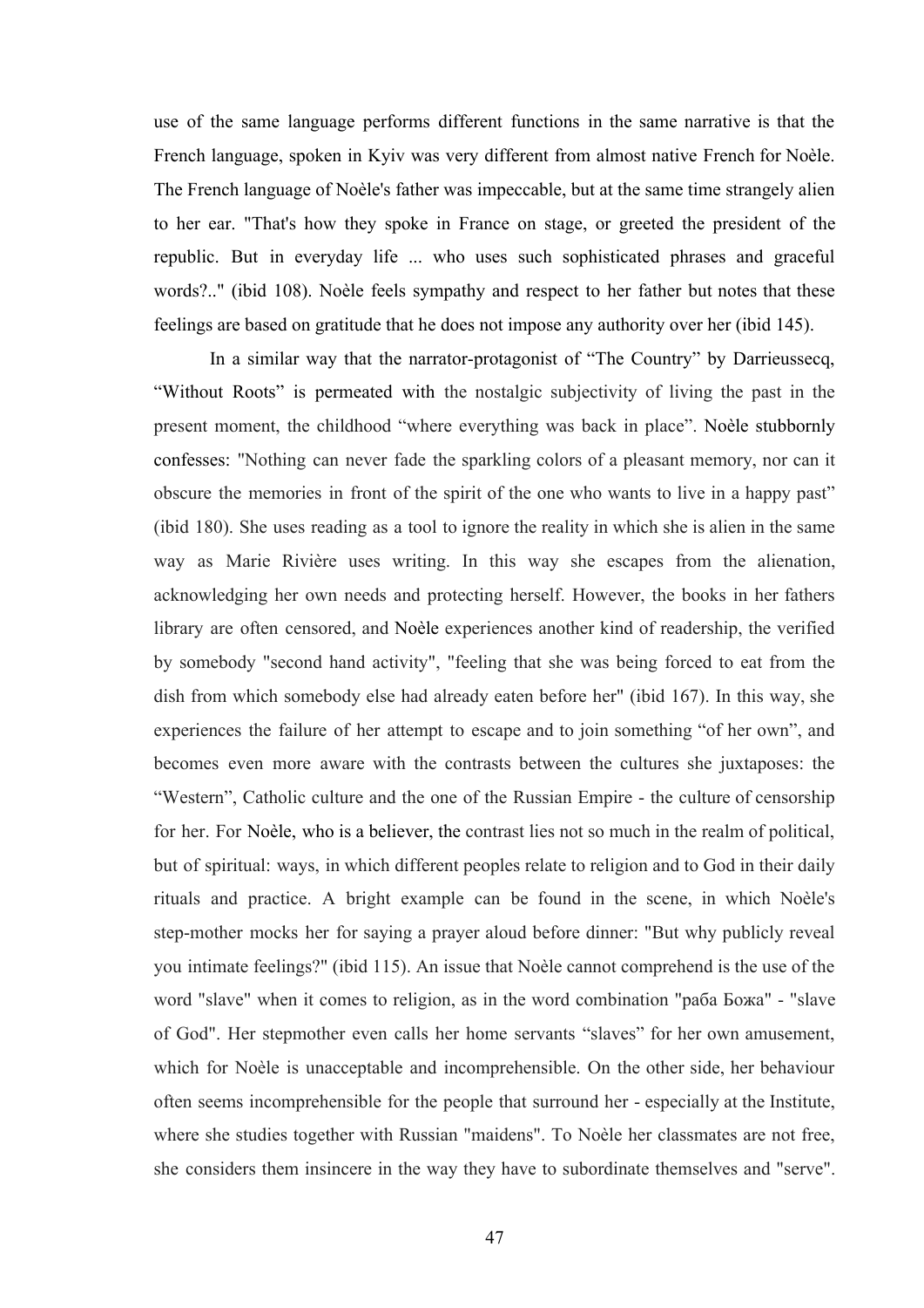use of the same language performs different functions in the same narrative is that the French language, spoken in Kyiv was very different from almost native French for Noèle. The French language of Noèle's father was impeccable, but at the same time strangely alien to her ear. "That's how they spoke in France on stage, or greeted the president of the republic. But in everyday life ... who uses such sophisticated phrases and graceful words?.." (ibid 108). Noèle feels sympathy and respect to her father but notes that these feelings are based on gratitude that he does not impose any authority over her (ibid 145).

In a similar way that the narrator-protagonist of "The Country" by Darrieussecq, "Without Roots" is permeated with the nostalgic subjectivity of living the past in the present moment, the childhood "where everything was back in place". Noèle stubbornly confesses: "Nothing can never fade the sparkling colors of a pleasant memory, nor can it obscure the memories in front of the spirit of the one who wants to live in a happy past" (ibid 180). She uses reading as a tool to ignore the reality in which she is alien in the same way as Marie Rivière uses writing. In this way she escapes from the alienation, acknowledging her own needs and protecting herself. However, the books in her fathers library are often censored, and Noèle experiences another kind of readership, the verified by somebody "second hand activity", "feeling that she was being forced to eat from the dish from which somebody else had already eaten before her" (ibid 167). In this way, she experiences the failure of her attempt to escape and to join something "of her own", and becomes even more aware with the contrasts between the cultures she juxtaposes: the "Western", Catholic culture and the one of the Russian Empire - the culture of censorship for her. For Noèle, who is a believer, the contrast lies not so much in the realm of political, but of spiritual: ways, in which different peoples relate to religion and to God in their daily rituals and practice. A bright example can be found in the scene, in which Noèle's step-mother mocks her for saying a prayer aloud before dinner: "But why publicly reveal you intimate feelings?" (ibid 115). An issue that Noèle cannot comprehend is the use of the word "slave" when it comes to religion, as in the word combination "раба Божа" - "slave of God". Her stepmother even calls her home servants "slaves" for her own amusement, which for Noèle is unacceptable and incomprehensible. On the other side, her behaviour often seems incomprehensible for the people that surround her - especially at the Institute, where she studies together with Russian "maidens". To Noèle her classmates are not free, she considers them insincere in the way they have to subordinate themselves and "serve".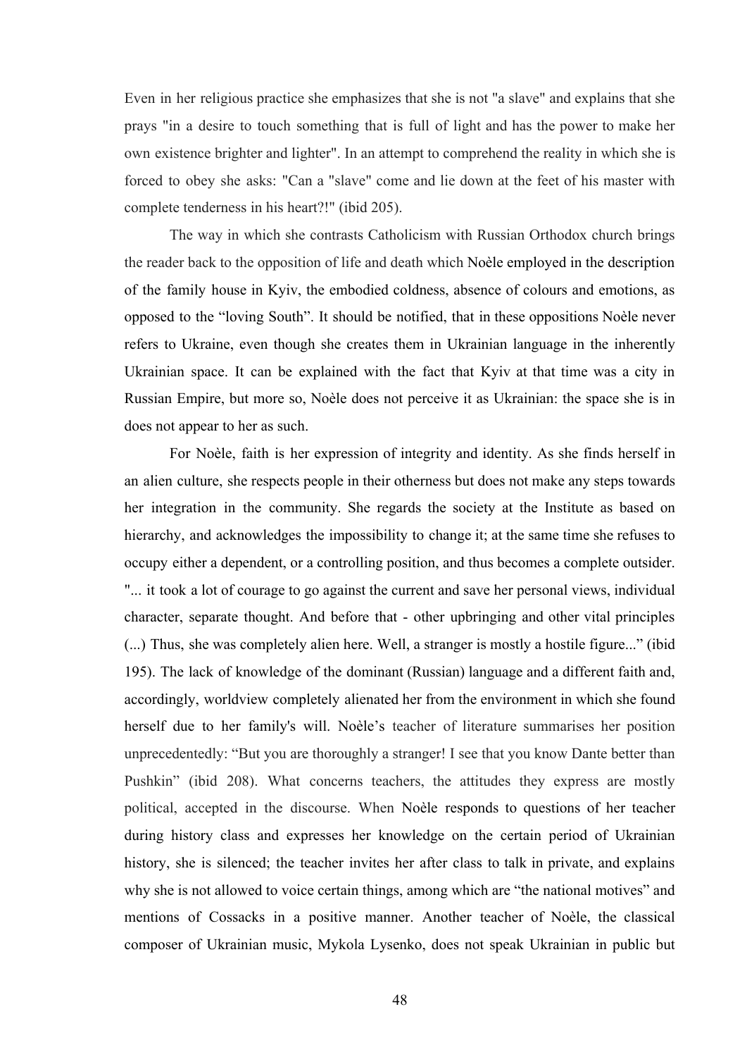Even in her religious practice she emphasizes that she is not "a slave" and explains that she prays "in a desire to touch something that is full of light and has the power to make her own existence brighter and lighter". In an attempt to comprehend the reality in which she is forced to obey she asks: "Can a "slave" come and lie down at the feet of his master with complete tenderness in his heart?!" (ibid 205).

The way in which she contrasts Catholicism with Russian Orthodox church brings the reader back to the opposition of life and death which Noèle employed in the description of the family house in Kyiv, the embodied coldness, absence of colours and emotions, as opposed to the "loving South". It should be notified, that in these oppositions Noèle never refers to Ukraine, even though she creates them in Ukrainian language in the inherently Ukrainian space. It can be explained with the fact that Kyiv at that time was a city in Russian Empire, but more so, Noèle does not perceive it as Ukrainian: the space she is in does not appear to her as such.

For Noèle, faith is her expression of integrity and identity. As she finds herself in an alien culture, she respects people in their otherness but does not make any steps towards her integration in the community. She regards the society at the Institute as based on hierarchy, and acknowledges the impossibility to change it; at the same time she refuses to occupy either a dependent, or a controlling position, and thus becomes a complete outsider. "... it took a lot of courage to go against the current and save her personal views, individual character, separate thought. And before that - other upbringing and other vital principles (...) Thus, she was completely alien here. Well, a stranger is mostly a hostile figure..." (ibid 195). The lack of knowledge of the dominant (Russian) language and a different faith and, accordingly, worldview completely alienated her from the environment in which she found herself due to her family's will. Noèle's teacher of literature summarises her position unprecedentedly: "But you are thoroughly a stranger! I see that you know Dante better than Pushkin" (ibid 208). What concerns teachers, the attitudes they express are mostly political, accepted in the discourse. When Noèle responds to questions of her teacher during history class and expresses her knowledge on the certain period of Ukrainian history, she is silenced; the teacher invites her after class to talk in private, and explains why she is not allowed to voice certain things, among which are "the national motives" and mentions of Cossacks in a positive manner. Another teacher of Noèle, the classical composer of Ukrainian music, Mykola Lysenko, does not speak Ukrainian in public but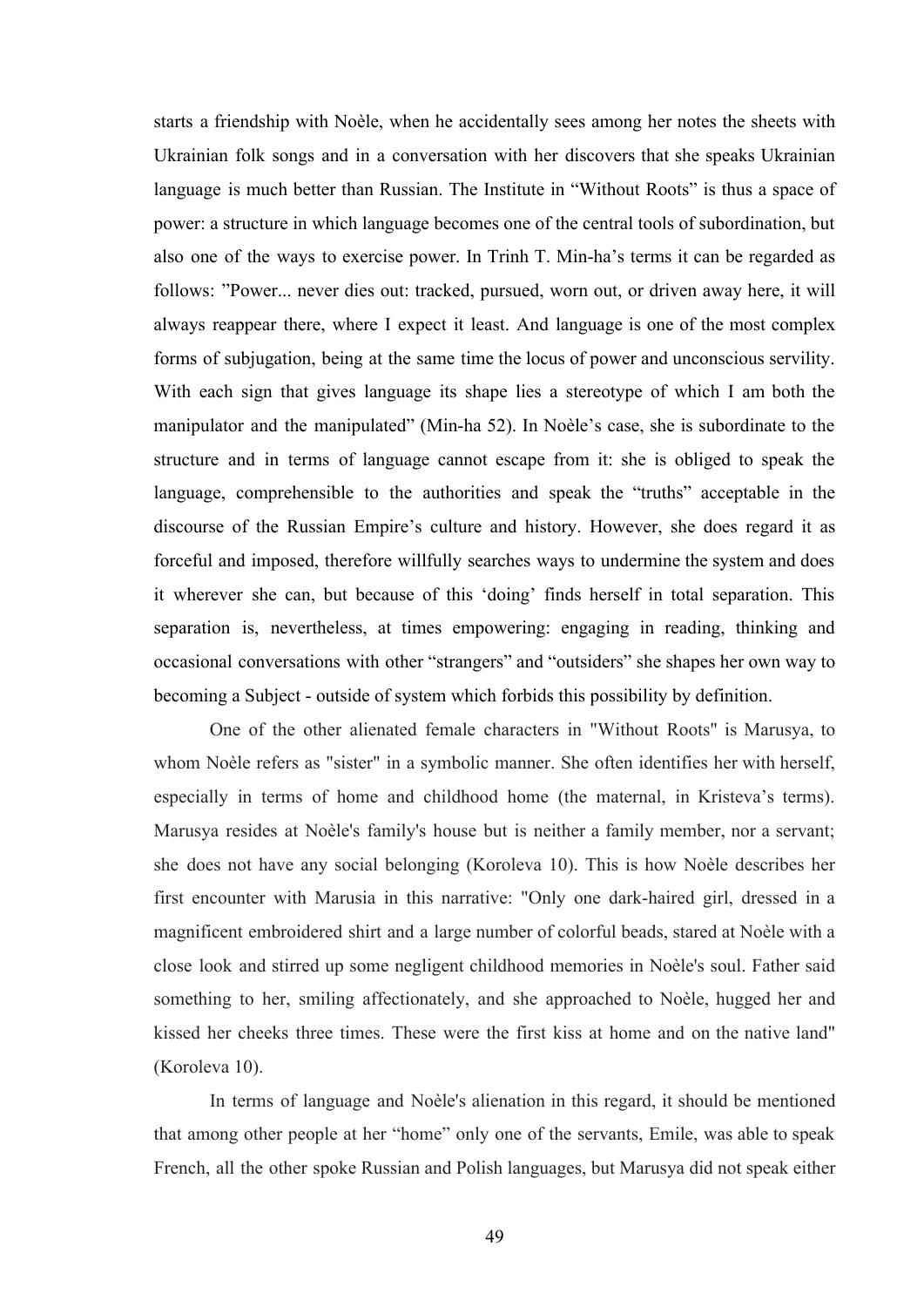starts a friendship with Noèle, when he accidentally sees among her notes the sheets with Ukrainian folk songs and in a conversation with her discovers that she speaks Ukrainian language is much better than Russian. The Institute in "Without Roots" is thus a space of power: a structure in which language becomes one of the central tools of subordination, but also one of the ways to exercise power. In Trinh T. Min-ha's terms it can be regarded as follows: "Power... never dies out: tracked, pursued, worn out, or driven away here, it will always reappear there, where I expect it least. And language is one of the most complex forms of subjugation, being at the same time the locus of power and unconscious servility. With each sign that gives language its shape lies a stereotype of which I am both the manipulator and the manipulated" (Min-ha 52). In Noèle's case, she is subordinate to the structure and in terms of language cannot escape from it: she is obliged to speak the language, comprehensible to the authorities and speak the "truths" acceptable in the discourse of the Russian Empire's culture and history. However, she does regard it as forceful and imposed, therefore willfully searches ways to undermine the system and does it wherever she can, but because of this 'doing' finds herself in total separation. This separation is, nevertheless, at times empowering: engaging in reading, thinking and occasional conversations with other "strangers" and "outsiders" she shapes her own way to becoming a Subject - outside of system which forbids this possibility by definition.

One of the other alienated female characters in "Without Roots" is Marusya, to whom Noèle refers as "sister" in a symbolic manner. She often identifies her with herself, especially in terms of home and childhood home (the maternal, in Kristeva's terms). Marusya resides at Noèle's family's house but is neither a family member, nor a servant; she does not have any social belonging (Koroleva 10). This is how Noèle describes her first encounter with Marusia in this narrative: "Only one dark-haired girl, dressed in a magnificent embroidered shirt and a large number of colorful beads, stared at Noèle with a close look and stirred up some negligent childhood memories in Noèle's soul. Father said something to her, smiling affectionately, and she approached to Noèle, hugged her and kissed her cheeks three times. These were the first kiss at home and on the native land" (Koroleva 10).

In terms of language and Noèle's alienation in this regard, it should be mentioned that among other people at her "home" only one of the servants, Emile, was able to speak French, all the other spoke Russian and Polish languages, but Marusya did not speak either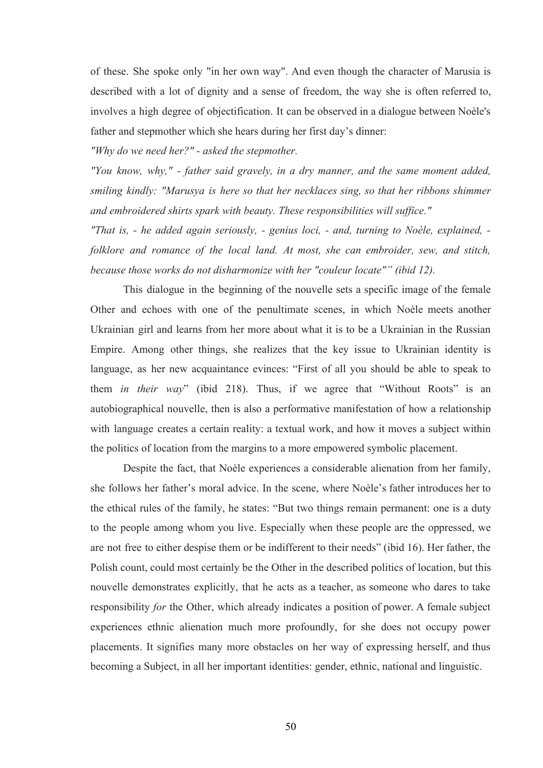of these. She spoke only "in her own way". And even though the character of Marusia is described with a lot of dignity and a sense of freedom, the way she is often referred to, involves a high degree of objectification. It can be observed in a dialogue between Noèle's father and stepmother which she hears during her first day's dinner:

*"Why do we need her?" - asked the stepmother.*

*"You know, why," - father said gravely, in a dry manner, and the same moment added, smiling kindly: "Marusya is here so that her necklaces sing, so that her ribbons shimmer and embroidered shirts spark with beauty. These responsibilities will suffice."*

*"That is, - he added again seriously, - genius loci, - and, turning to Noèle, explained, - folklore and romance of the local land. At most, she can embroider, sew, and stitch, because those works do not disharmonize with her "couleur locate"" (ibid 12).*

This dialogue in the beginning of the nouvelle sets a specific image of the female Other and echoes with one of the penultimate scenes, in which Noèle meets another Ukrainian girl and learns from her more about what it is to be a Ukrainian in the Russian Empire. Among other things, she realizes that the key issue to Ukrainian identity is language, as her new acquaintance evinces: "First of all you should be able to speak to them *in their way*" (ibid 218). Thus, if we agree that "Without Roots" is an autobiographical nouvelle, then is also a performative manifestation of how a relationship with language creates a certain reality: a textual work, and how it moves a subject within the politics of location from the margins to a more empowered symbolic placement.

Despite the fact, that Noèle experiences a considerable alienation from her family, she follows her father's moral advice. In the scene, where Noèle's father introduces her to the ethical rules of the family, he states: "But two things remain permanent: one is a duty to the people among whom you live. Especially when these people are the oppressed, we are not free to either despise them or be indifferent to their needs" (ibid 16). Her father, the Polish count, could most certainly be the Other in the described politics of location, but this nouvelle demonstrates explicitly, that he acts as a teacher, as someone who dares to take responsibility *for* the Other, which already indicates a position of power. A female subject experiences ethnic alienation much more profoundly, for she does not occupy power placements. It signifies many more obstacles on her way of expressing herself, and thus becoming a Subject, in all her important identities: gender, ethnic, national and linguistic.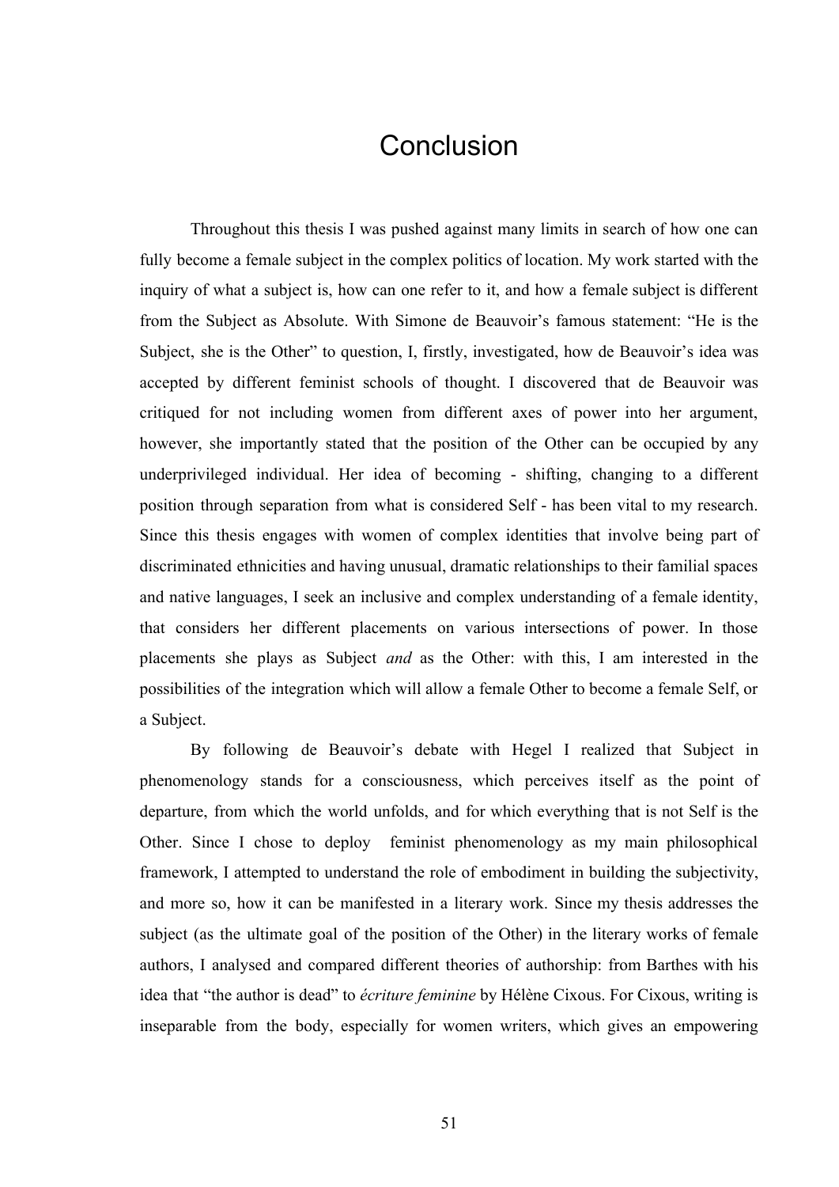# Conclusion

Throughout this thesis I was pushed against many limits in search of how one can fully become a female subject in the complex politics of location. My work started with the inquiry of what a subject is, how can one refer to it, and how a female subject is different from the Subject as Absolute. With Simone de Beauvoir's famous statement: "He is the Subject, she is the Other" to question, I, firstly, investigated, how de Beauvoir's idea was accepted by different feminist schools of thought. I discovered that de Beauvoir was critiqued for not including women from different axes of power into her argument, however, she importantly stated that the position of the Other can be occupied by any underprivileged individual. Her idea of becoming - shifting, changing to a different position through separation from what is considered Self - has been vital to my research. Since this thesis engages with women of complex identities that involve being part of discriminated ethnicities and having unusual, dramatic relationships to their familial spaces and native languages, I seek an inclusive and complex understanding of a female identity, that considers her different placements on various intersections of power. In those placements she plays as Subject *and* as the Other: with this, I am interested in the possibilities of the integration which will allow a female Other to become a female Self, or a Subject.

By following de Beauvoir's debate with Hegel I realized that Subject in phenomenology stands for a consciousness, which perceives itself as the point of departure, from which the world unfolds, and for which everything that is not Self is the Other. Since I chose to deploy feminist phenomenology as my main philosophical framework, I attempted to understand the role of embodiment in building the subjectivity, and more so, how it can be manifested in a literary work. Since my thesis addresses the subject (as the ultimate goal of the position of the Other) in the literary works of female authors, I analysed and compared different theories of authorship: from Barthes with his idea that "the author is dead" to *écriture feminine* by Hélène Cixous. For Cixous, writing is inseparable from the body, especially for women writers, which gives an empowering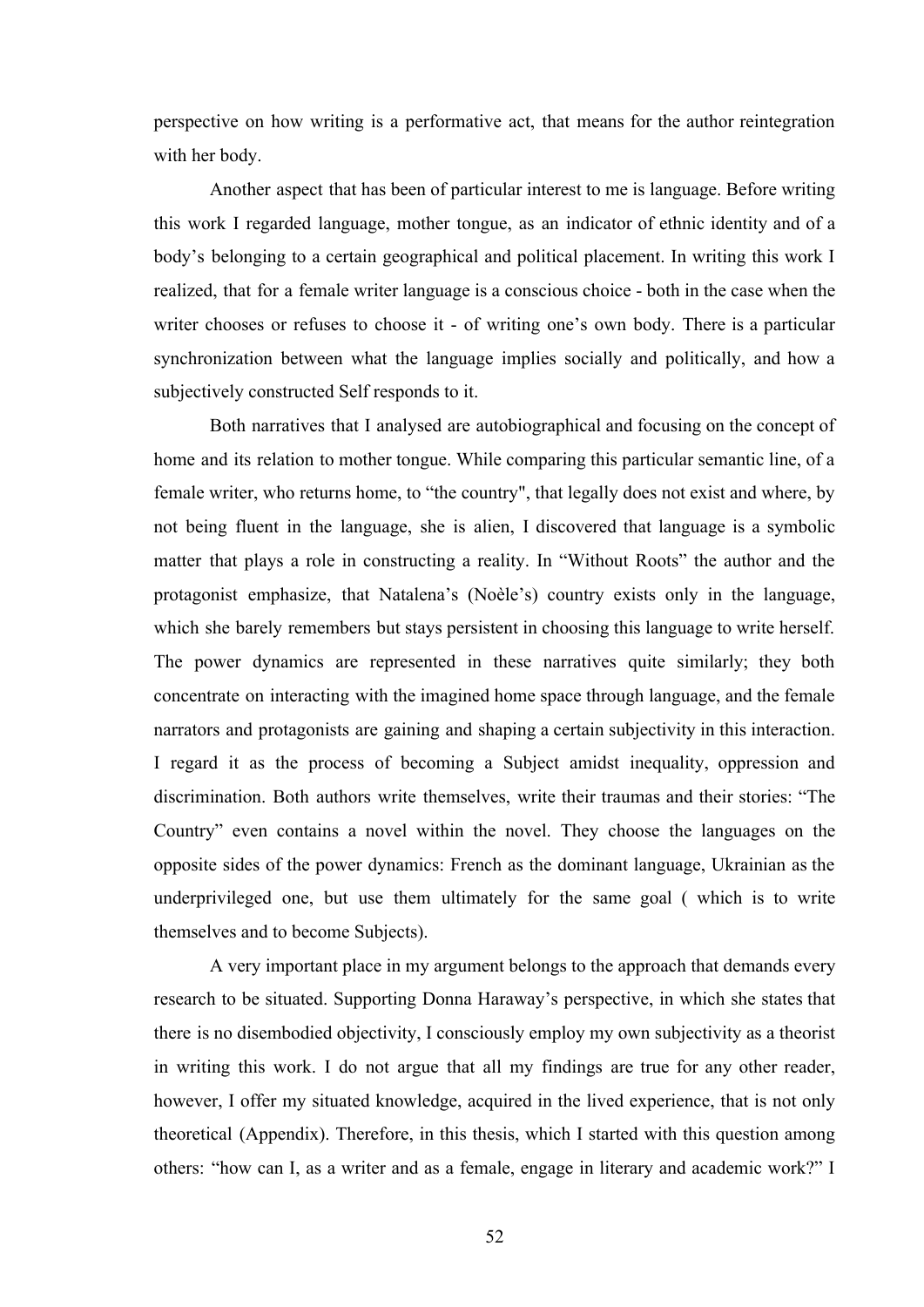perspective on how writing is a performative act, that means for the author reintegration with her body.

Another aspect that has been of particular interest to me is language. Before writing this work I regarded language, mother tongue, as an indicator of ethnic identity and of a body's belonging to a certain geographical and political placement. In writing this work I realized, that for a female writer language is a conscious choice - both in the case when the writer chooses or refuses to choose it - of writing one's own body. There is a particular synchronization between what the language implies socially and politically, and how a subjectively constructed Self responds to it.

Both narratives that I analysed are autobiographical and focusing on the concept of home and its relation to mother tongue. While comparing this particular semantic line, of a female writer, who returns home, to "the country", that legally does not exist and where, by not being fluent in the language, she is alien, I discovered that language is a symbolic matter that plays a role in constructing a reality. In "Without Roots" the author and the protagonist emphasize, that Natalena's (Noèle's) country exists only in the language, which she barely remembers but stays persistent in choosing this language to write herself. The power dynamics are represented in these narratives quite similarly; they both concentrate on interacting with the imagined home space through language, and the female narrators and protagonists are gaining and shaping a certain subjectivity in this interaction. I regard it as the process of becoming a Subject amidst inequality, oppression and discrimination. Both authors write themselves, write their traumas and their stories: "The Country" even contains a novel within the novel. They choose the languages on the opposite sides of the power dynamics: French as the dominant language, Ukrainian as the underprivileged one, but use them ultimately for the same goal ( which is to write themselves and to become Subjects).

A very important place in my argument belongs to the approach that demands every research to be situated. Supporting Donna Haraway's perspective, in which she states that there is no disembodied objectivity, I consciously employ my own subjectivity as a theorist in writing this work. I do not argue that all my findings are true for any other reader, however, I offer my situated knowledge, acquired in the lived experience, that is not only theoretical (Appendix). Therefore, in this thesis, which I started with this question among others: "how can I, as a writer and as a female, engage in literary and academic work?" I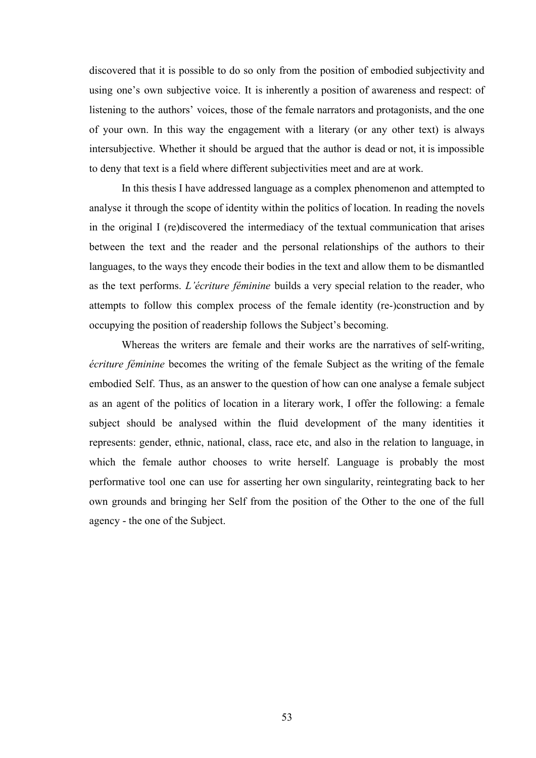discovered that it is possible to do so only from the position of embodied subjectivity and using one's own subjective voice. It is inherently a position of awareness and respect: of listening to the authors' voices, those of the female narrators and protagonists, and the one of your own. In this way the engagement with a literary (or any other text) is always intersubjective. Whether it should be argued that the author is dead or not, it is impossible to deny that text is a field where different subjectivities meet and are at work.

In this thesis I have addressed language as a complex phenomenon and attempted to analyse it through the scope of identity within the politics of location. In reading the novels in the original I (re)discovered the intermediacy of the textual communication that arises between the text and the reader and the personal relationships of the authors to their languages, to the ways they encode their bodies in the text and allow them to be dismantled as the text performs. *L'écriture féminine* builds a very special relation to the reader, who attempts to follow this complex process of the female identity (re-)construction and by occupying the position of readership follows the Subject's becoming.

Whereas the writers are female and their works are the narratives of self-writing, *écriture féminine* becomes the writing of the female Subject as the writing of the female embodied Self. Thus, as an answer to the question of how can one analyse a female subject as an agent of the politics of location in a literary work, I offer the following: a female subject should be analysed within the fluid development of the many identities it represents: gender, ethnic, national, class, race etc, and also in the relation to language, in which the female author chooses to write herself. Language is probably the most performative tool one can use for asserting her own singularity, reintegrating back to her own grounds and bringing her Self from the position of the Other to the one of the full agency - the one of the Subject.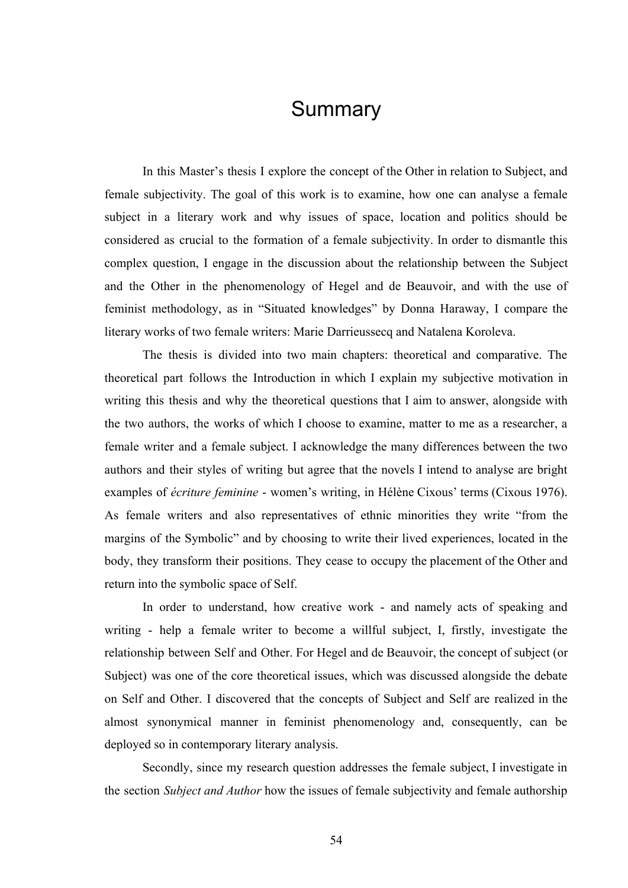# Summary

In this Master's thesis I explore the concept of the Other in relation to Subject, and female subjectivity. The goal of this work is to examine, how one can analyse a female subject in a literary work and why issues of space, location and politics should be considered as crucial to the formation of a female subjectivity. In order to dismantle this complex question, I engage in the discussion about the relationship between the Subject and the Other in the phenomenology of Hegel and de Beauvoir, and with the use of feminist methodology, as in "Situated knowledges" by Donna Haraway, I compare the literary works of two female writers: Marie Darrieussecq and Natalena Koroleva.

The thesis is divided into two main chapters: theoretical and comparative. The theoretical part follows the Introduction in which I explain my subjective motivation in writing this thesis and why the theoretical questions that I aim to answer, alongside with the two authors, the works of which I choose to examine, matter to me as a researcher, a female writer and a female subject. I acknowledge the many differences between the two authors and their styles of writing but agree that the novels I intend to analyse are bright examples of *écriture feminine* - women's writing, in Hélène Cixous' terms (Cixous 1976). As female writers and also representatives of ethnic minorities they write "from the margins of the Symbolic" and by choosing to write their lived experiences, located in the body, they transform their positions. They cease to occupy the placement of the Other and return into the symbolic space of Self.

In order to understand, how creative work - and namely acts of speaking and writing - help a female writer to become a willful subject, I, firstly, investigate the relationship between Self and Other. For Hegel and de Beauvoir, the concept of subject (or Subject) was one of the core theoretical issues, which was discussed alongside the debate on Self and Other. I discovered that the concepts of Subject and Self are realized in the almost synonymical manner in feminist phenomenology and, consequently, can be deployed so in contemporary literary analysis.

Secondly, since my research question addresses the female subject, I investigate in the section *Subject and Author* how the issues of female subjectivity and female authorship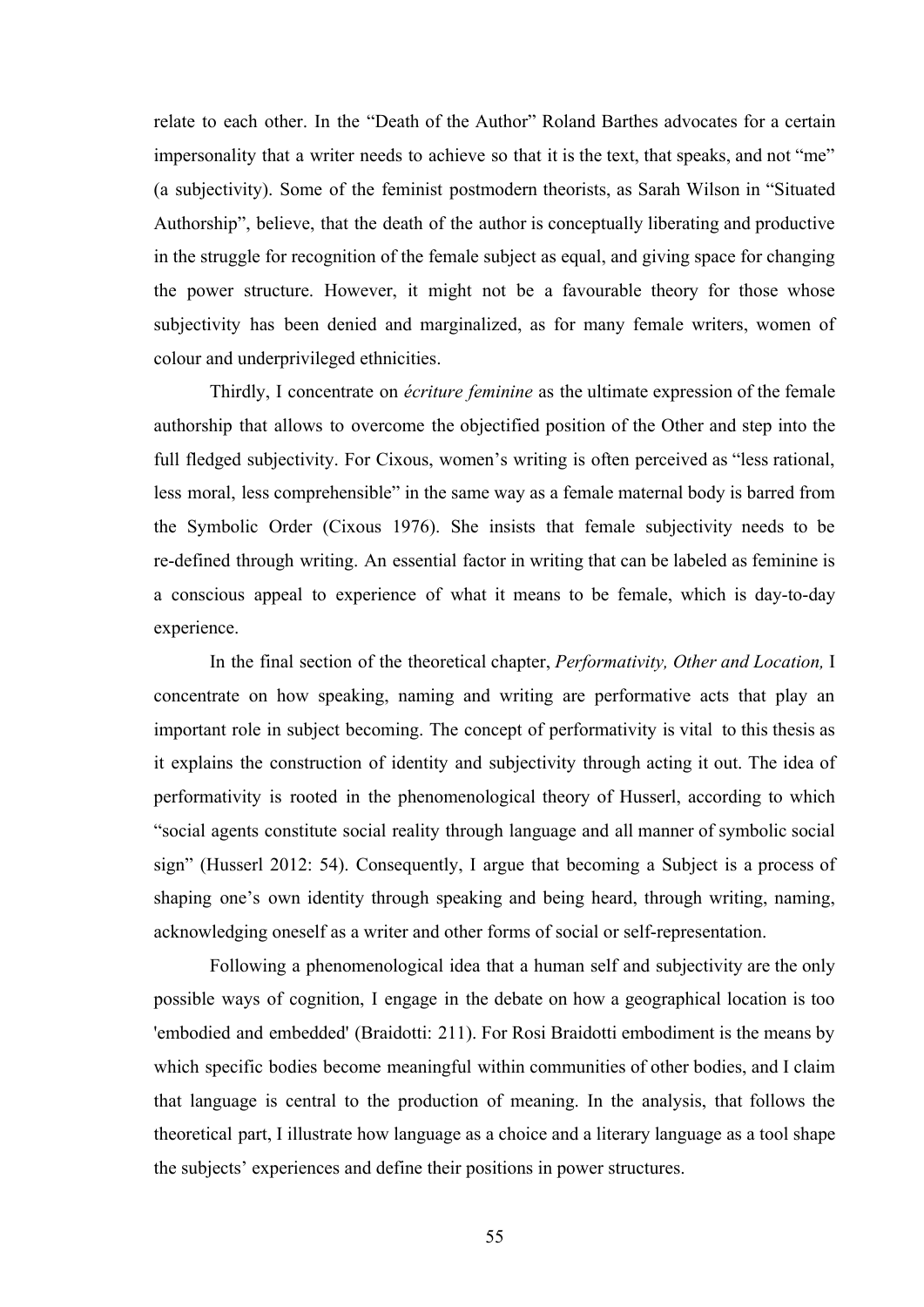relate to each other. In the "Death of the Author" Roland Barthes advocates for a certain impersonality that a writer needs to achieve so that it is the text, that speaks, and not "me" (a subjectivity). Some of the feminist postmodern theorists, as Sarah Wilson in "Situated Authorship", believe, that the death of the author is conceptually liberating and productive in the struggle for recognition of the female subject as equal, and giving space for changing the power structure. However, it might not be a favourable theory for those whose subjectivity has been denied and marginalized, as for many female writers, women of colour and underprivileged ethnicities.

Thirdly, I concentrate on *écriture feminine* as the ultimate expression of the female authorship that allows to overcome the objectified position of the Other and step into the full fledged subjectivity. For Cixous, women's writing is often perceived as "less rational, less moral, less comprehensible" in the same way as a female maternal body is barred from the Symbolic Order (Cixous 1976). She insists that female subjectivity needs to be re-defined through writing. An essential factor in writing that can be labeled as feminine is a conscious appeal to experience of what it means to be female, which is day-to-day experience.

In the final section of the theoretical chapter, *Performativity, Other and Location,* I concentrate on how speaking, naming and writing are performative acts that play an important role in subject becoming. The concept of performativity is vital to this thesis as it explains the construction of identity and subjectivity through acting it out. The idea of performativity is rooted in the phenomenological theory of Husserl, according to which "social agents constitute social reality through language and all manner of symbolic social sign" (Husserl 2012: 54). Consequently, I argue that becoming a Subject is a process of shaping one's own identity through speaking and being heard, through writing, naming, acknowledging oneself as a writer and other forms of social or self-representation.

Following a phenomenological idea that a human self and subjectivity are the only possible ways of cognition, I engage in the debate on how a geographical location is too 'embodied and embedded' (Braidotti: 211). For Rosi Braidotti embodiment is the means by which specific bodies become meaningful within communities of other bodies, and I claim that language is central to the production of meaning. In the analysis, that follows the theoretical part, I illustrate how language as a choice and a literary language as a tool shape the subjects' experiences and define their positions in power structures.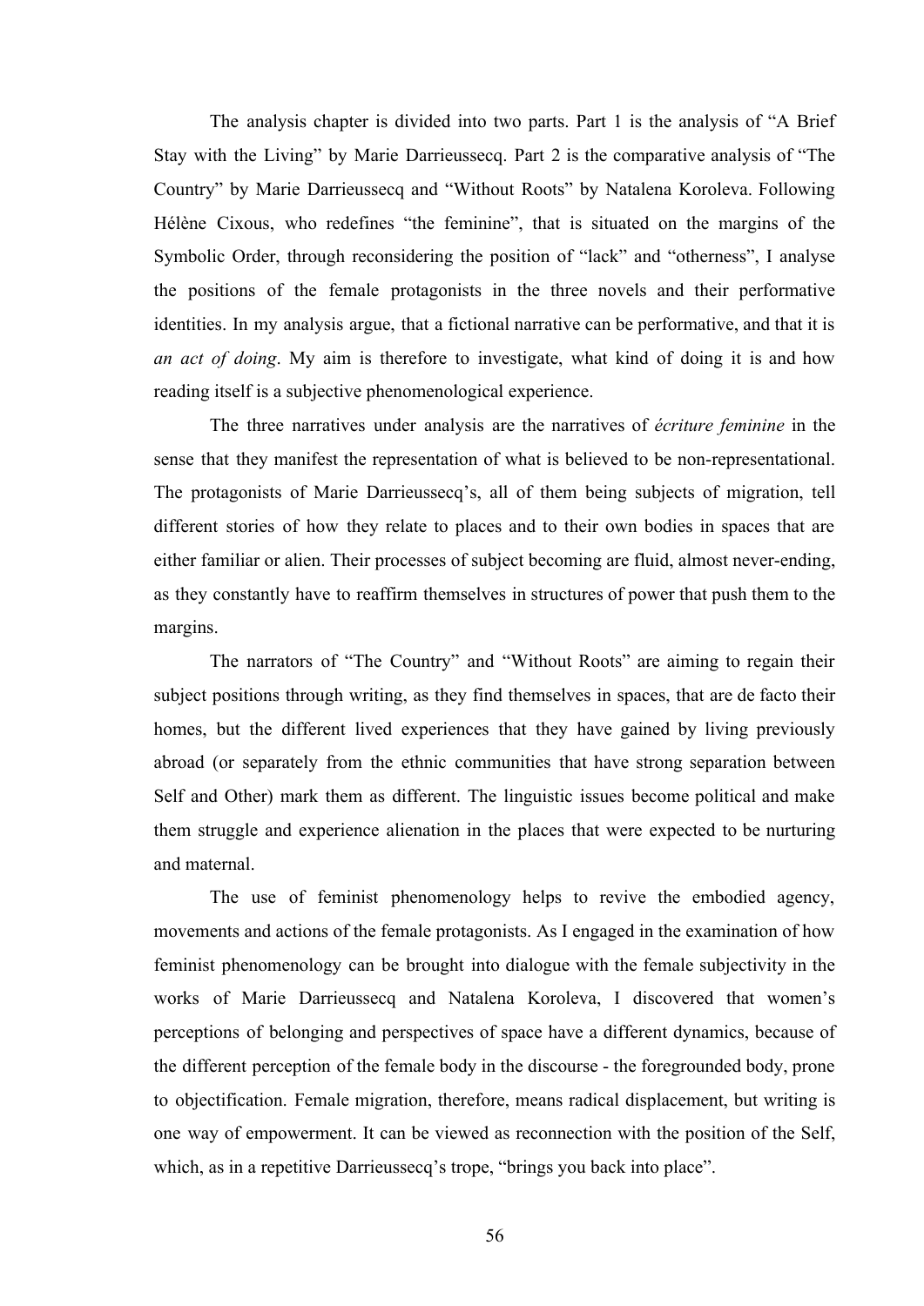The analysis chapter is divided into two parts. Part 1 is the analysis of "A Brief Stay with the Living" by Marie Darrieussecq. Part 2 is the comparative analysis of "The Country" by Marie Darrieussecq and "Without Roots" by Natalena Koroleva. Following Hélène Cixous, who redefines "the feminine", that is situated on the margins of the Symbolic Order, through reconsidering the position of "lack" and "otherness", I analyse the positions of the female protagonists in the three novels and their performative identities. In my analysis argue, that a fictional narrative can be performative, and that it is *an act of doing*. My aim is therefore to investigate, what kind of doing it is and how reading itself is a subjective phenomenological experience.

The three narratives under analysis are the narratives of *écriture feminine* in the sense that they manifest the representation of what is believed to be non-representational. The protagonists of Marie Darrieussecq's, all of them being subjects of migration, tell different stories of how they relate to places and to their own bodies in spaces that are either familiar or alien. Their processes of subject becoming are fluid, almost never-ending, as they constantly have to reaffirm themselves in structures of power that push them to the margins.

The narrators of "The Country" and "Without Roots" are aiming to regain their subject positions through writing, as they find themselves in spaces, that are de facto their homes, but the different lived experiences that they have gained by living previously abroad (or separately from the ethnic communities that have strong separation between Self and Other) mark them as different. The linguistic issues become political and make them struggle and experience alienation in the places that were expected to be nurturing and maternal.

The use of feminist phenomenology helps to revive the embodied agency, movements and actions of the female protagonists. As I engaged in the examination of how feminist phenomenology can be brought into dialogue with the female subjectivity in the works of Marie Darrieussecq and Natalena Koroleva, I discovered that women's perceptions of belonging and perspectives of space have a different dynamics, because of the different perception of the female body in the discourse - the foregrounded body, prone to objectification. Female migration, therefore, means radical displacement, but writing is one way of empowerment. It can be viewed as reconnection with the position of the Self, which, as in a repetitive Darrieussecq's trope, "brings you back into place".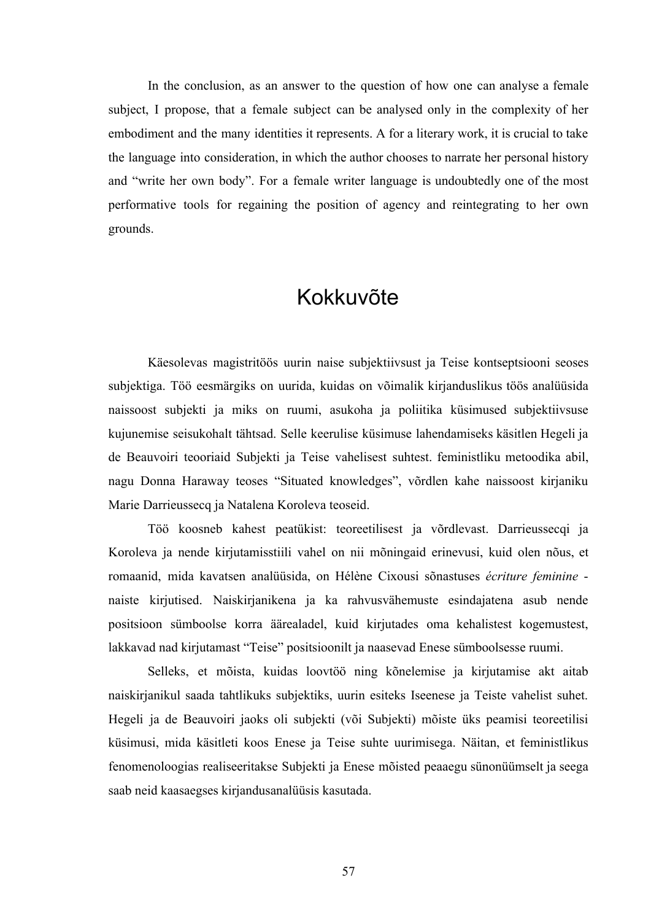In the conclusion, as an answer to the question of how one can analyse a female subject, I propose, that a female subject can be analysed only in the complexity of her embodiment and the many identities it represents. A for a literary work, it is crucial to take the language into consideration, in which the author chooses to narrate her personal history and "write her own body". For a female writer language is undoubtedly one of the most performative tools for regaining the position of agency and reintegrating to her own grounds.

# Kokkuvõte

Käesolevas magistritöös uurin naise subjektiivsust ja Teise kontseptsiooni seoses subjektiga. Töö eesmärgiks on uurida, kuidas on võimalik kirjanduslikus töös analüüsida naissoost subjekti ja miks on ruumi, asukoha ja poliitika küsimused subjektiivsuse kujunemise seisukohalt tähtsad. Selle keerulise küsimuse lahendamiseks käsitlen Hegeli ja de Beauvoiri teooriaid Subjekti ja Teise vahelisest suhtest. feministliku metoodika abil, nagu Donna Haraway teoses "Situated knowledges", võrdlen kahe naissoost kirjaniku Marie Darrieussecq ja Natalena Koroleva teoseid.

Töö koosneb kahest peatükist: teoreetilisest ja võrdlevast. Darrieussecqi ja Koroleva ja nende kirjutamisstiili vahel on nii mõningaid erinevusi, kuid olen nõus, et romaanid, mida kavatsen analüüsida, on Hélène Cixousi sõnastuses *écriture feminine* - naiste kirjutised. Naiskirjanikena ja ka rahvusvähemuste esindajatena asub nende positsioon sümboolse korra äärealadel, kuid kirjutades oma kehalistest kogemustest, lakkavad nad kirjutamast "Teise" positsioonilt ja naasevad Enese sümboolsesse ruumi.

Selleks, et mõista, kuidas loovtöö ning kõnelemise ja kirjutamise akt aitab naiskirjanikul saada tahtlikuks subjektiks, uurin esiteks Iseenese ja Teiste vahelist suhet. Hegeli ja de Beauvoiri jaoks oli subjekti (või Subjekti) mõiste üks peamisi teoreetilisi küsimusi, mida käsitleti koos Enese ja Teise suhte uurimisega. Näitan, et feministlikus fenomenoloogias realiseeritakse Subjekti ja Enese mõisted peaaegu sünonüümselt ja seega saab neid kaasaegses kirjandusanalüüsis kasutada.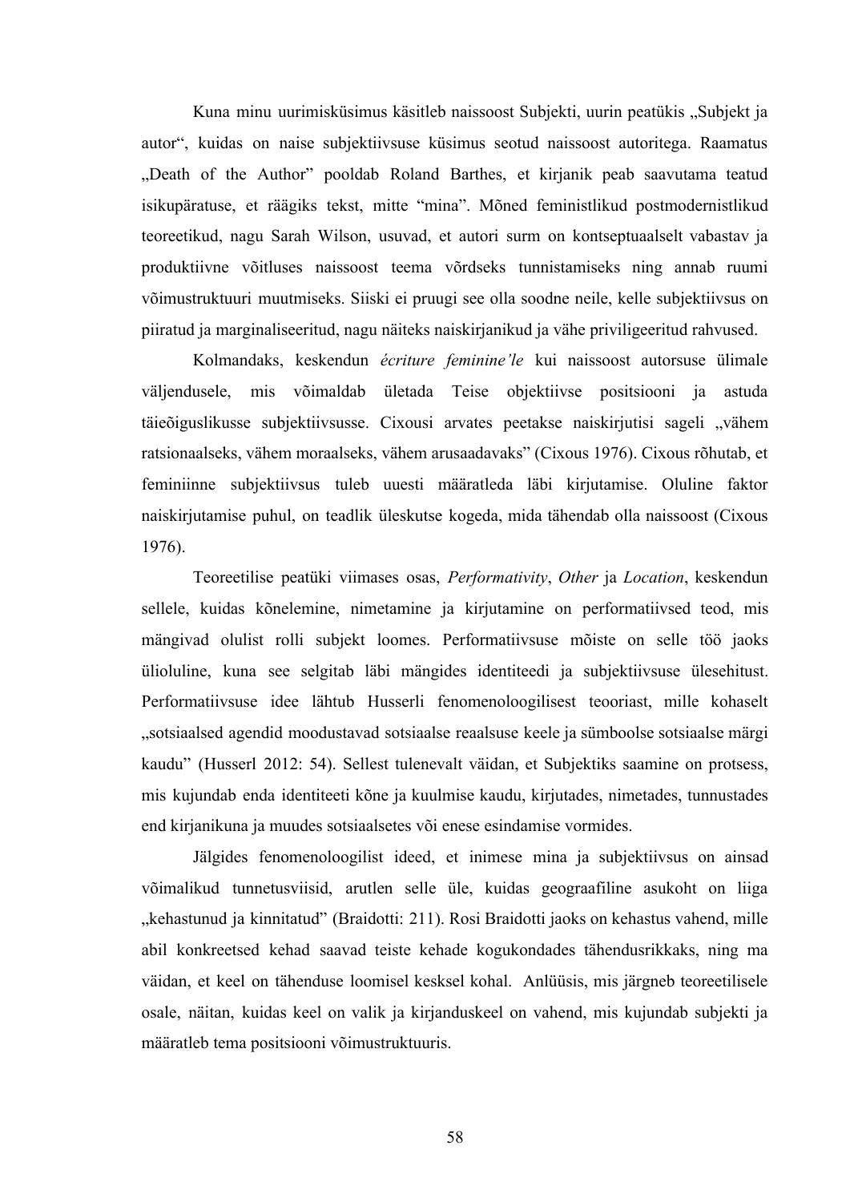Kuna minu uurimisküsimus käsitleb naissoost Subjekti, uurin peatükis „Subjekt ja autor", kuidas on naise subjektiivsuse küsimus seotud naissoost autoritega. Raamatus „Death of the Author" pooldab Roland Barthes, et kirjanik peab saavutama teatud isikupäratuse, et räägiks tekst, mitte "mina". Mõned feministlikud postmodernistlikud teoreetikud, nagu Sarah Wilson, usuvad, et autori surm on kontseptuaalselt vabastav ja produktiivne võitluses naissoost teema võrdseks tunnistamiseks ning annab ruumi võimustruktuuri muutmiseks. Siiski ei pruugi see olla soodne neile, kelle subjektiivsus on piiratud ja marginaliseeritud, nagu näiteks naiskirjanikud ja vähe priviligeeritud rahvused.

Kolmandaks, keskendun *écriture feminine'le* kui naissoost autorsuse ülimale väljendusele, mis võimaldab ületada Teise objektiivse positsiooni ja astuda täieõiguslikusse subjektiivsusse. Cixousi arvates peetakse naiskirjutisi sageli „vähem ratsionaalseks, vähem moraalseks, vähem arusaadavaks" (Cixous 1976). Cixous rõhutab, et feminiinne subjektiivsus tuleb uuesti määratleda läbi kirjutamise. Oluline faktor naiskirjutamise puhul, on teadlik üleskutse kogeda, mida tähendab olla naissoost (Cixous 1976).

Teoreetilise peatüki viimases osas, *Performativity*, *Other* ja *Location*, keskendun sellele, kuidas kõnelemine, nimetamine ja kirjutamine on performatiivsed teod, mis mängivad olulist rolli subjekt loomes. Performatiivsuse mõiste on selle töö jaoks ülioluline, kuna see selgitab läbi mängides identiteedi ja subjektiivsuse ülesehitust. Performatiivsuse idee lähtub Husserli fenomenoloogilisest teooriast, mille kohaselt „sotsiaalsed agendid moodustavad sotsiaalse reaalsuse keele ja sümboolse sotsiaalse märgi kaudu" (Husserl 2012: 54). Sellest tulenevalt väidan, et Subjektiks saamine on protsess, mis kujundab enda identiteeti kõne ja kuulmise kaudu, kirjutades, nimetades, tunnustades end kirjanikuna ja muudes sotsiaalsetes või enese esindamise vormides.

Jälgides fenomenoloogilist ideed, et inimese mina ja subjektiivsus on ainsad võimalikud tunnetusviisid, arutlen selle üle, kuidas geograafiline asukoht on liiga „kehastunud ja kinnitatud" (Braidotti: 211). Rosi Braidotti jaoks on kehastus vahend, mille abil konkreetsed kehad saavad teiste kehade kogukondades tähendusrikkaks, ning ma väidan, et keel on tähenduse loomisel kesksel kohal. Anlüüsis, mis järgneb teoreetilisele osale, näitan, kuidas keel on valik ja kirjanduskeel on vahend, mis kujundab subjekti ja määratleb tema positsiooni võimustruktuuris.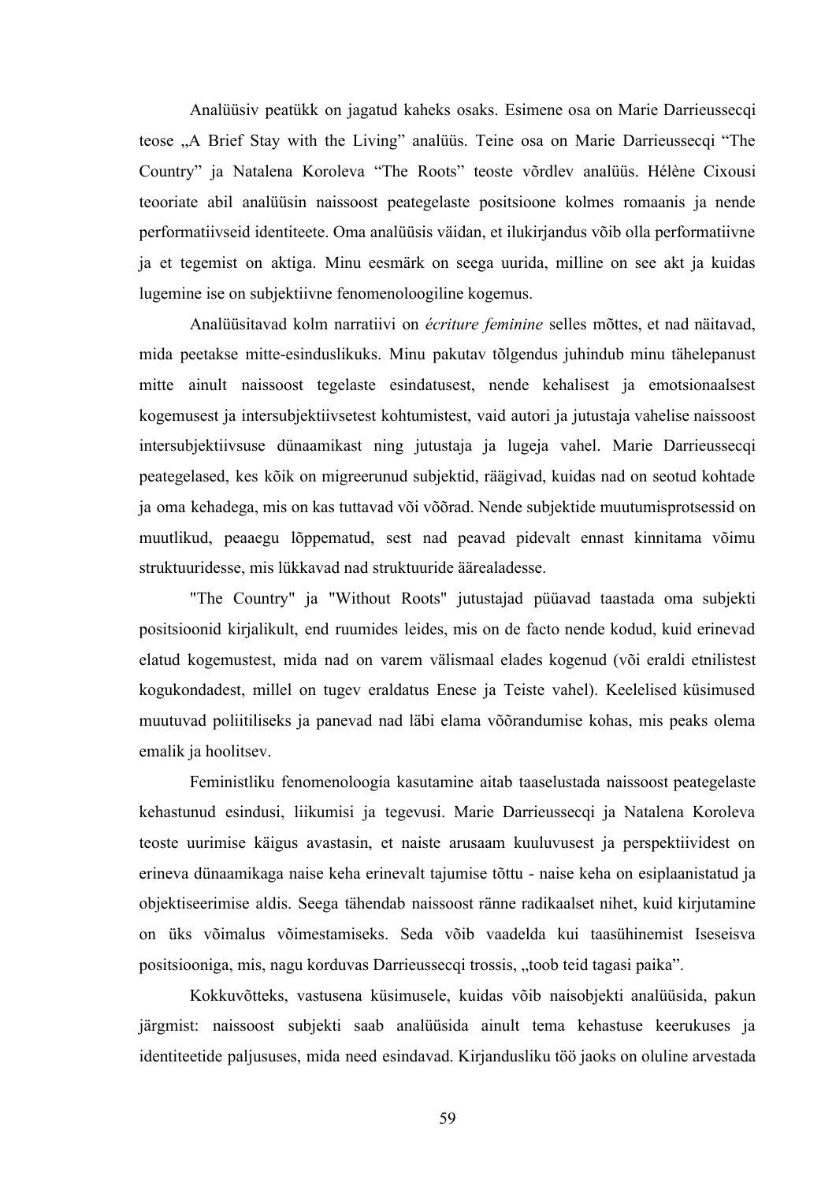Analüüsiv peatükk on jagatud kaheks osaks. Esimene osa on Marie Darrieussecqi teose „A Brief Stay with the Living" analüüs. Teine osa on Marie Darrieussecqi "The Country" ja Natalena Koroleva "The Roots" teoste võrdlev analüüs. Hélène Cixousi teooriate abil analüüsin naissoost peategelaste positsioone kolmes romaanis ja nende performatiivseid identiteete. Oma analüüsis väidan, et ilukirjandus võib olla performatiivne ja et tegemist on aktiga. Minu eesmärk on seega uurida, milline on see akt ja kuidas lugemine ise on subjektiivne fenomenoloogiline kogemus.

Analüüsitavad kolm narratiivi on *écriture feminine* selles mõttes, et nad näitavad, mida peetakse mitte-esinduslikuks. Minu pakutav tõlgendus juhindub minu tähelepanust mitte ainult naissoost tegelaste esindatusest, nende kehalisest ja emotsionaalsest kogemusest ja intersubjektiivsetest kohtumistest, vaid autori ja jutustaja vahelise naissoost intersubjektiivsuse dünaamikast ning jutustaja ja lugeja vahel. Marie Darrieussecqi peategelased, kes kõik on migreerunud subjektid, räägivad, kuidas nad on seotud kohtade ja oma kehadega, mis on kas tuttavad või võõrad. Nende subjektide muutumisprotsessid on muutlikud, peaaegu lõppematud, sest nad peavad pidevalt ennast kinnitama võimu struktuuridesse, mis lükkavad nad struktuuride äärealadesse.

"The Country" ja "Without Roots" jutustajad püüavad taastada oma subjekti positsioonid kirjalikult, end ruumides leides, mis on de facto nende kodud, kuid erinevad elatud kogemustest, mida nad on varem välismaal elades kogenud (või eraldi etnilistest kogukondadest, millel on tugev eraldatus Enese ja Teiste vahel). Keelelised küsimused muutuvad poliitiliseks ja panevad nad läbi elama võõrandumise kohas, mis peaks olema emalik ja hoolitsev.

Feministliku fenomenoloogia kasutamine aitab taaselustada naissoost peategelaste kehastunud esindusi, liikumisi ja tegevusi. Marie Darrieussecqi ja Natalena Koroleva teoste uurimise käigus avastasin, et naiste arusaam kuuluvusest ja perspektiividest on erineva dünaamikaga naise keha erinevalt tajumise tõttu - naise keha on esiplaanistatud ja objektiseerimise aldis. Seega tähendab naissoost ränne radikaalset nihet, kuid kirjutamine on üks võimalus võimestamiseks. Seda võib vaadelda kui taasühinemist Iseseisva positsiooniga, mis, nagu korduvas Darrieussecqi trossis, „toob teid tagasi paika".

Kokkuvõtteks, vastusena küsimusele, kuidas võib naisobjekti analüüsida, pakun järgmist: naissoost subjekti saab analüüsida ainult tema kehastuse keerukuses ja identiteetide paljususes, mida need esindavad. Kirjandusliku töö jaoks on oluline arvestada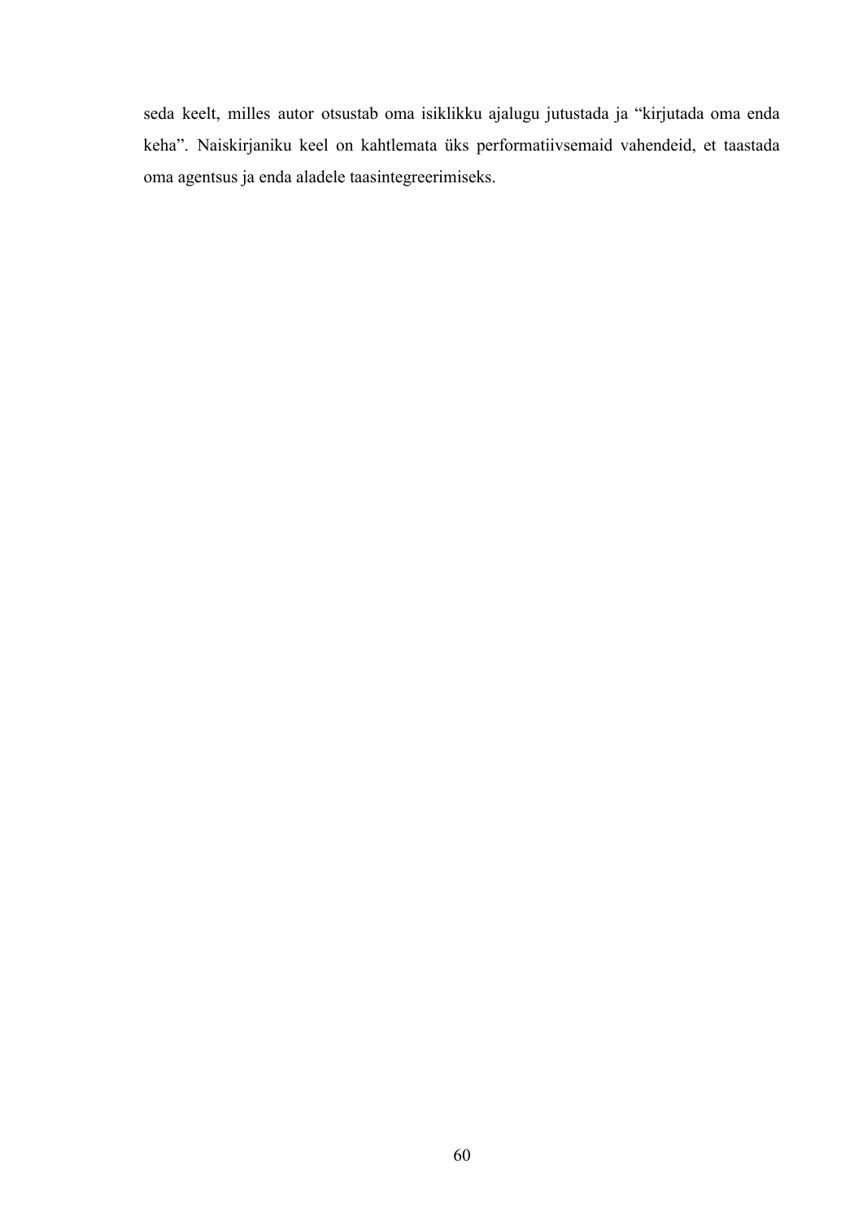seda keelt, milles autor otsustab oma isiklikku ajalugu jutustada ja “kirjutada oma enda keha”. Naiskirjaniku keel on kahtlemata üks performatiivsemaid vahendeid, et taastada oma agentsus ja enda aladele taasintegreerimiseks.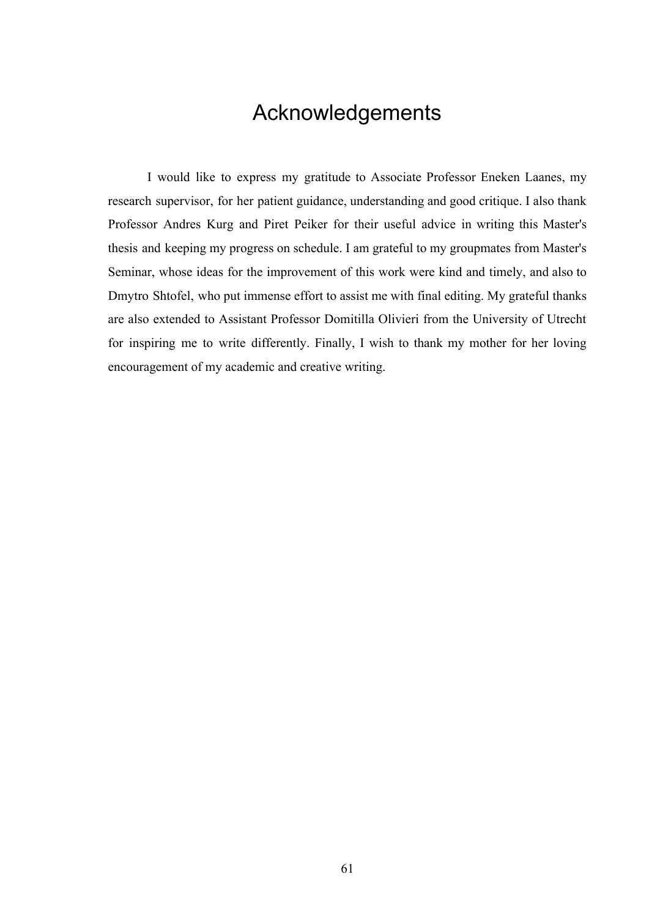# Acknowledgements

I would like to express my gratitude to Associate Professor Eneken Laanes, my research supervisor, for her patient guidance, understanding and good critique. I also thank Professor Andres Kurg and Piret Peiker for their useful advice in writing this Master's thesis and keeping my progress on schedule. I am grateful to my groupmates from Master's Seminar, whose ideas for the improvement of this work were kind and timely, and also to Dmytro Shtofel, who put immense effort to assist me with final editing. My grateful thanks are also extended to Assistant Professor Domitilla Olivieri from the University of Utrecht for inspiring me to write differently. Finally, I wish to thank my mother for her loving encouragement of my academic and creative writing.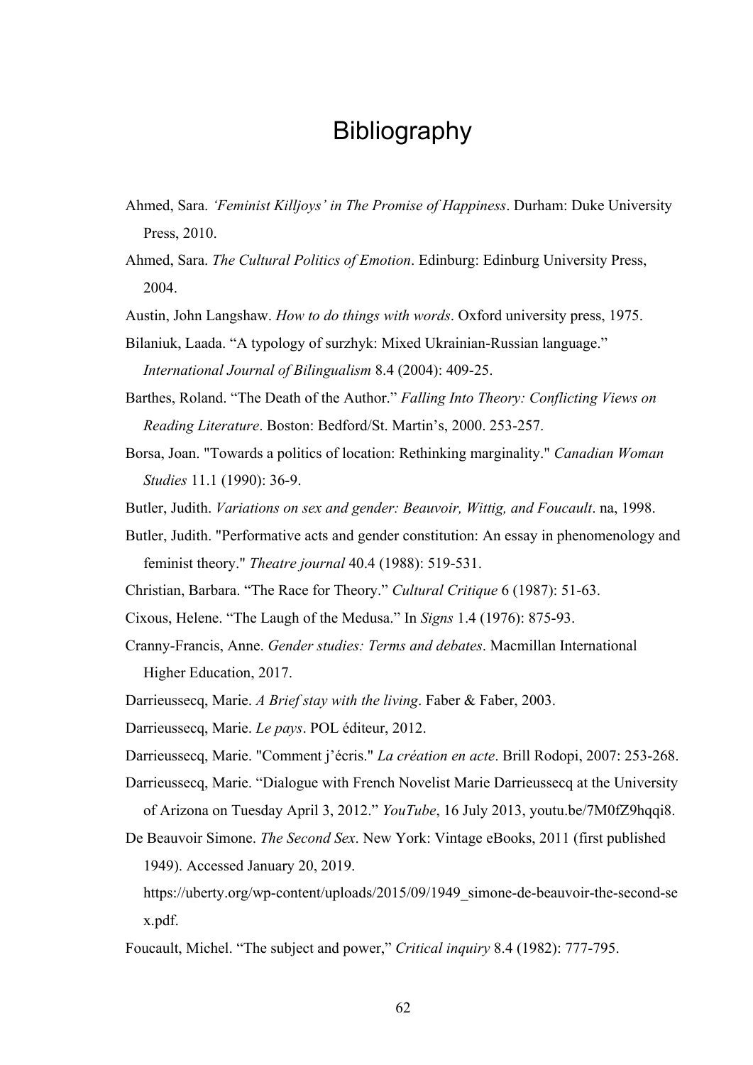# Bibliography

Ahmed, Sara. *'Feminist Killjoys' in The Promise of Happiness*. Durham: Duke University Press, 2010.

Ahmed, Sara. *The Cultural Politics of Emotion*. Edinburg: Edinburg University Press, 2004.

Austin, John Langshaw. *How to do things with words*. Oxford university press, 1975.

Bilaniuk, Laada. "A typology of surzhyk: Mixed Ukrainian-Russian language." *International Journal of Bilingualism* 8.4 (2004): 409-25.

Barthes, Roland. "The Death of the Author." *Falling Into Theory: Conflicting Views on Reading Literature*. Boston: Bedford/St. Martin's, 2000. 253-257.

Borsa, Joan. "Towards a politics of location: Rethinking marginality." *Canadian Woman Studies* 11.1 (1990): 36-9.

Butler, Judith. *Variations on sex and gender: Beauvoir, Wittig, and Foucault*. na, 1998.

Butler, Judith. "Performative acts and gender constitution: An essay in phenomenology and feminist theory." *Theatre journal* 40.4 (1988): 519-531.

Christian, Barbara. "The Race for Theory." *Cultural Critique* 6 (1987): 51-63.

Cixous, Helene. "The Laugh of the Medusa." In *Signs* 1.4 (1976): 875-93.

Cranny-Francis, Anne. *Gender studies: Terms and debates*. Macmillan International Higher Education, 2017.

Darrieussecq, Marie. *A Brief stay with the living*. Faber & Faber, 2003.

Darrieussecq, Marie. *Le pays*. POL éditeur, 2012.

Darrieussecq, Marie. "Comment j'écris." *La création en acte*. Brill Rodopi, 2007: 253-268.

Darrieussecq, Marie. "Dialogue with French Novelist Marie Darrieussecq at the University of Arizona on Tuesday April 3, 2012." *YouTube*, 16 July 2013, youtu.be/7M0fZ9hqqi8.

De Beauvoir Simone. *The Second Sex*. New York: Vintage eBooks, 2011 (first published 1949). Accessed January 20, 2019. https://uberty.org/wp-content/uploads/2015/09/1949_simone-de-beauvoir-the-second-sex.pdf.

Foucault, Michel. "The subject and power," *Critical inquiry* 8.4 (1982): 777-795.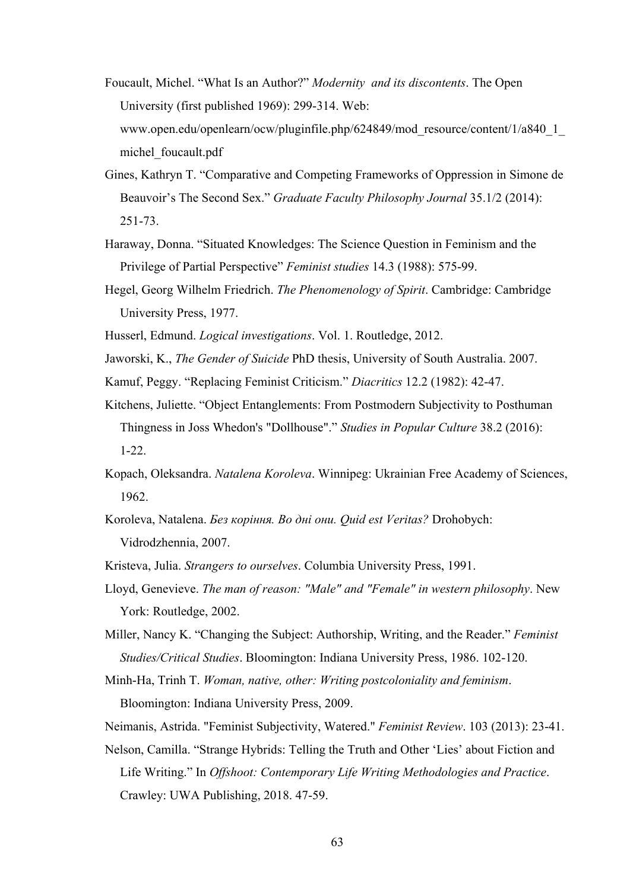Foucault, Michel. “What Is an Author?” *Modernity and its discontents*. The Open University (first published 1969): 299-314. Web: www.open.edu/openlearn/ocw/pluginfile.php/624849/mod_resource/content/1/a840_1_michel_foucault.pdf

Gines, Kathryn T. “Comparative and Competing Frameworks of Oppression in Simone de Beauvoir’s The Second Sex.” *Graduate Faculty Philosophy Journal* 35.1/2 (2014): 251-73.

Haraway, Donna. “Situated Knowledges: The Science Question in Feminism and the Privilege of Partial Perspective” *Feminist studies* 14.3 (1988): 575-99.

Hegel, Georg Wilhelm Friedrich. *The Phenomenology of Spirit*. Cambridge: Cambridge University Press, 1977.

Husserl, Edmund. *Logical investigations*. Vol. 1. Routledge, 2012.

Jaworski, K., *The Gender of Suicide* PhD thesis, University of South Australia. 2007.

Kamuf, Peggy. “Replacing Feminist Criticism.” *Diacritics* 12.2 (1982): 42-47.

Kitchens, Juliette. “Object Entanglements: From Postmodern Subjectivity to Posthuman Thingness in Joss Whedon's "Dollhouse".” *Studies in Popular Culture* 38.2 (2016): 1-22.

Kopach, Oleksandra. *Natalena Koroleva*. Winnipeg: Ukrainian Free Academy of Sciences, 1962.

Koroleva, Natalena. *Без коріння. Во дні они. Quid est Veritas?* Drohobych: Vidrodzhennia, 2007.

Kristeva, Julia. *Strangers to ourselves*. Columbia University Press, 1991.

Lloyd, Genevieve. *The man of reason: "Male" and "Female" in western philosophy*. New York: Routledge, 2002.

Miller, Nancy K. “Changing the Subject: Authorship, Writing, and the Reader.” *Feminist Studies/Critical Studies*. Bloomington: Indiana University Press, 1986. 102-120.

Minh-Ha, Trinh T. *Woman, native, other: Writing postcoloniality and feminism*. Bloomington: Indiana University Press, 2009.

Neimanis, Astrida. "Feminist Subjectivity, Watered." *Feminist Review*. 103 (2013): 23-41.

Nelson, Camilla. “Strange Hybrids: Telling the Truth and Other ‘Lies’ about Fiction and Life Writing.” In *Offshoot: Contemporary Life Writing Methodologies and Practice*. Crawley: UWA Publishing, 2018. 47-59.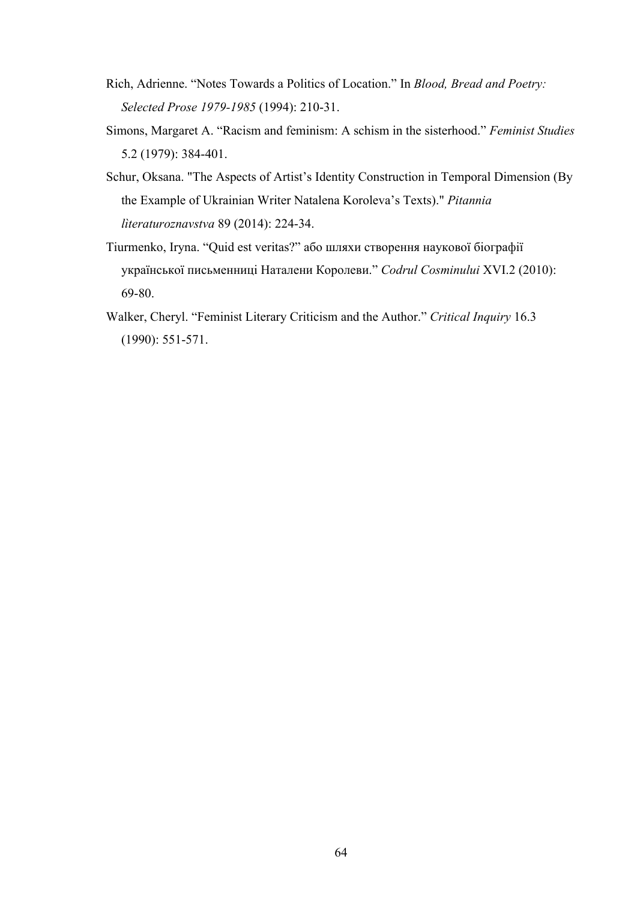Rich, Adrienne. “Notes Towards a Politics of Location.” In *Blood, Bread and Poetry: Selected Prose 1979-1985* (1994): 210-31.

Simons, Margaret A. “Racism and feminism: A schism in the sisterhood.” *Feminist Studies* 5.2 (1979): 384-401.

Schur, Oksana. "The Aspects of Artist’s Identity Construction in Temporal Dimension (By the Example of Ukrainian Writer Natalena Koroleva’s Texts)." *Pitannia lìteraturoznavstva* 89 (2014): 224-34.

Tiurmenko, Iryna. “Quid est veritas?” або шляхи створення наукової біографії української письменниці Наталени Королеви.” *Codrul Cosminului* XVI.2 (2010): 69-80.

Walker, Cheryl. “Feminist Literary Criticism and the Author.” *Critical Inquiry* 16.3 (1990): 551-571.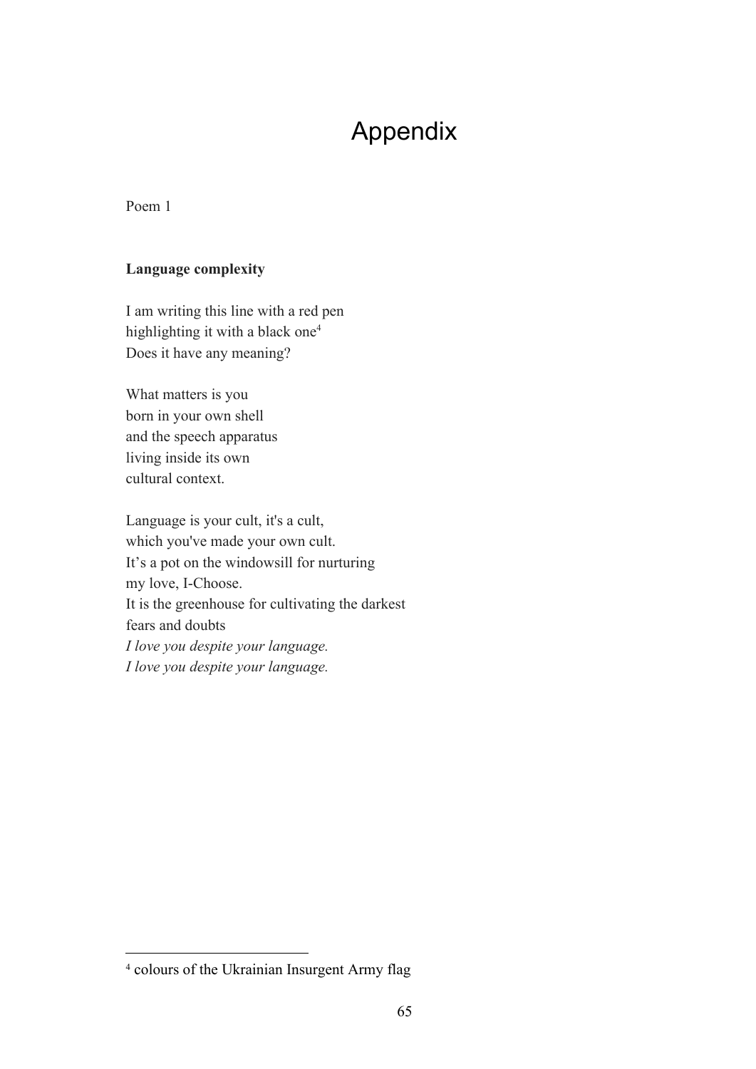# Appendix

Poem 1

**Language complexity**

I am writing this line with a red pen
highlighting it with a black one[4]
Does it have any meaning?

What matters is you
born in your own shell
and the speech apparatus
living inside its own
cultural context.

Language is your cult, it's a cult,
which you've made your own cult.
It's a pot on the windowsill for nurturing
my love, I-Choose.
It is the greenhouse for cultivating the darkest
fears and doubts
*I love you despite your language.*
*I love you despite your language.*

---

[4] colours of the Ukrainian Insurgent Army flag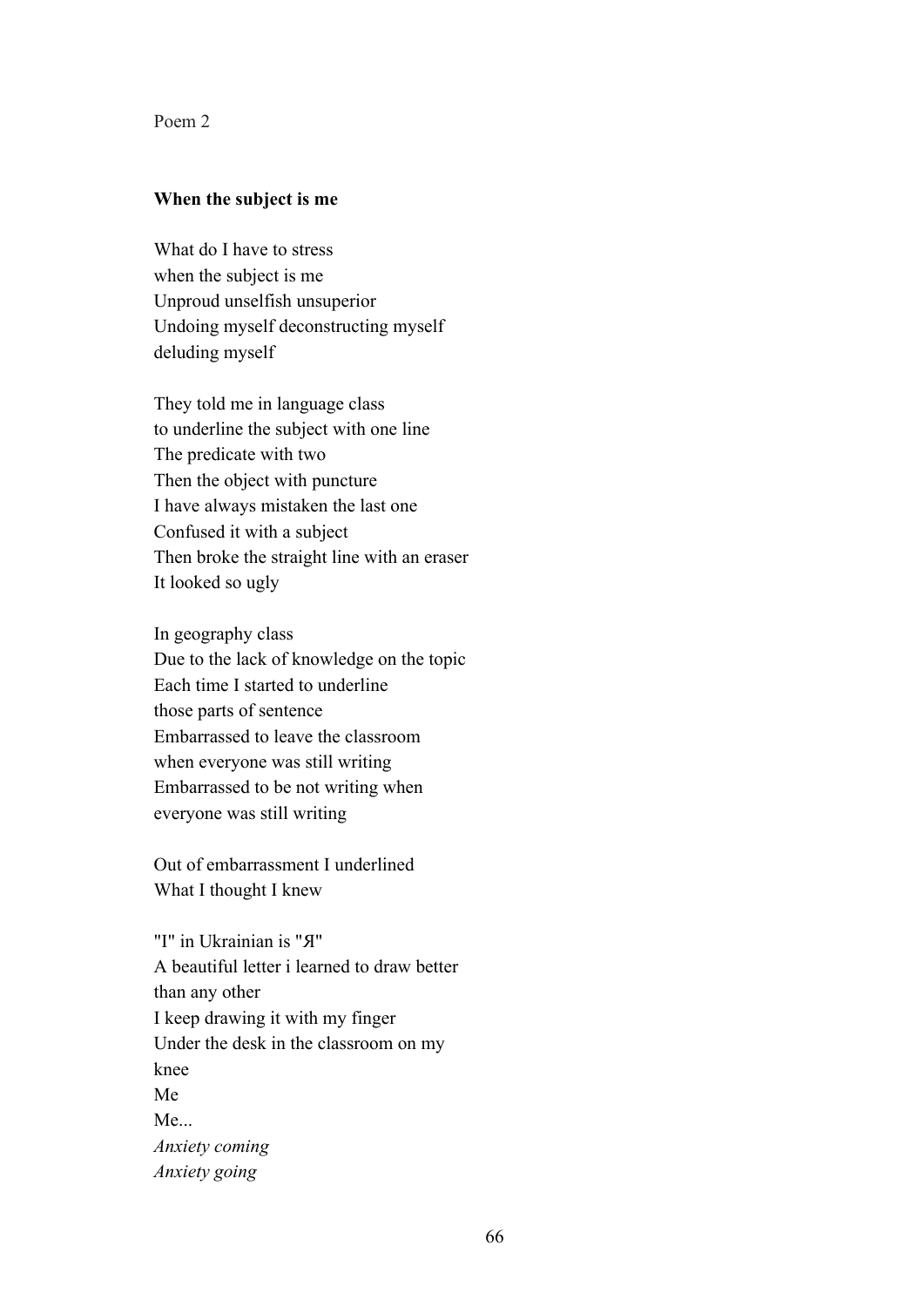Poem 2

**When the subject is me**

What do I have to stress  
when the subject is me  
Unproud unselfish unsuperior  
Undoing myself deconstructing myself  
deluding myself

They told me in language class  
to underline the subject with one line  
The predicate with two  
Then the object with puncture  
I have always mistaken the last one  
Confused it with a subject  
Then broke the straight line with an eraser  
It looked so ugly

In geography class  
Due to the lack of knowledge on the topic  
Each time I started to underline  
those parts of sentence  
Embarrassed to leave the classroom  
when everyone was still writing  
Embarrassed to be not writing when  
everyone was still writing

Out of embarrassment I underlined  
What I thought I knew

"I" in Ukrainian is "Я"  
A beautiful letter i learned to draw better  
than any other  
I keep drawing it with my finger  
Under the desk in the classroom on my  
knee  
Me  
Me...  
*Anxiety coming*  
*Anxiety going*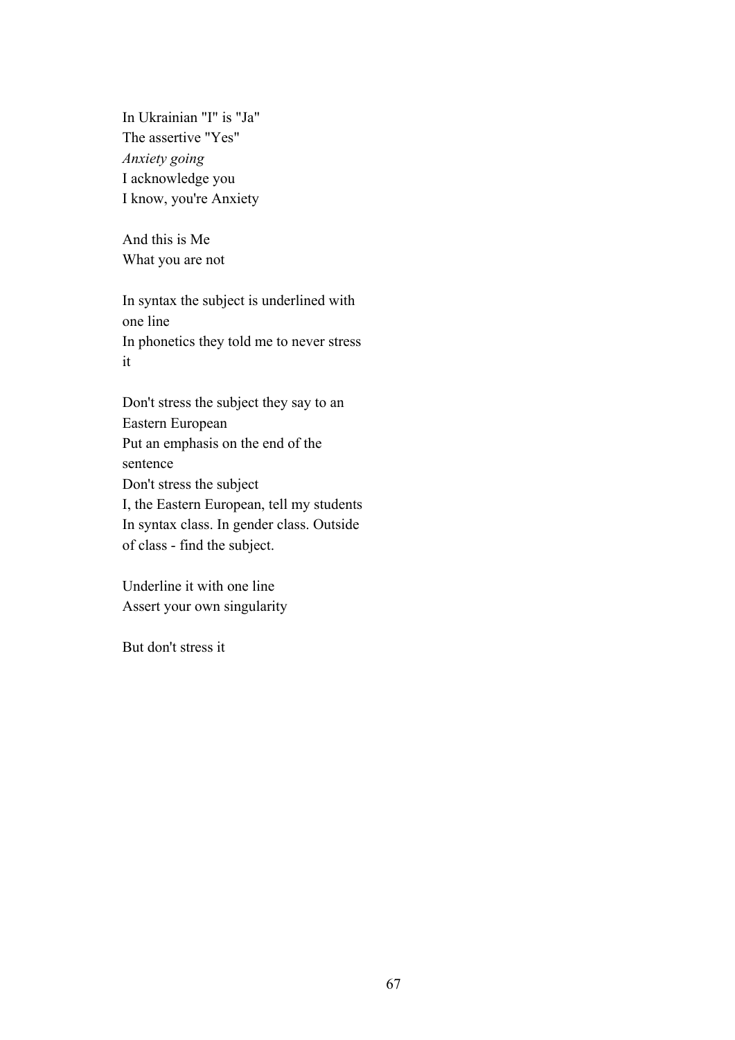In Ukrainian "I" is "Ja"  
The assertive "Yes"  
*Anxiety going*  
I acknowledge you  
I know, you're Anxiety

And this is Me  
What you are not

In syntax the subject is underlined with one line  
In phonetics they told me to never stress it

Don't stress the subject they say to an Eastern European  
Put an emphasis on the end of the sentence  
Don't stress the subject  
I, the Eastern European, tell my students  
In syntax class. In gender class. Outside of class - find the subject.

Underline it with one line  
Assert your own singularity

But don't stress it